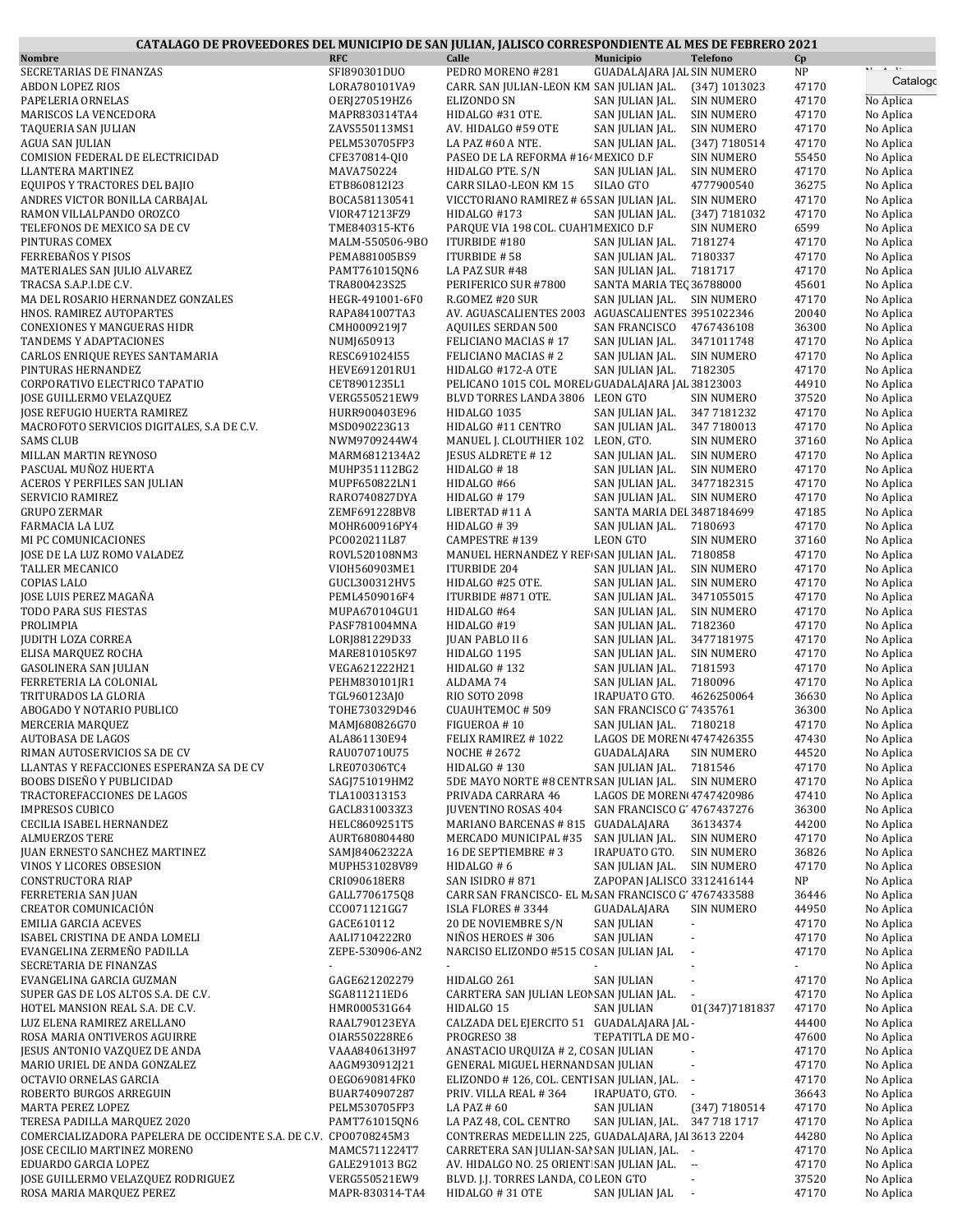# CATALAGO DE PROVEEDORES DEL MUNICIPIO DE SAN JULIAN, JALISCO CORRESPONDIENTE AL MES DE FEBRERO 2021

| Nombre | RFC | Calle | Municipio | Telefono | Cp | |
|---|---|---|---|---|---|---|
| SECRETARIAS DE FINANZAS | SFI890301DUO | PEDRO MORENO #281 | GUADALAJARA JAL | SIN NUMERO | NP | No Aplica |
| ABDON LOPEZ RIOS | LORA780101VA9 | CARR. SAN JULIAN-LEON KM | SAN JULIAN JAL. | (347) 1013023 | 47170 | No Aplica |
| PAPELERIA ORNELAS | OERJ270519HZ6 | ELIZONDO SN | SAN JULIAN JAL. | SIN NUMERO | 47170 | No Aplica |
| MARISCOS LA VENCEDORA | MAPR830314TA4 | HIDALGO #31 OTE. | SAN JULIAN JAL. | SIN NUMERO | 47170 | No Aplica |
| TAQUERIA SAN JULIAN | ZAVS550113MS1 | AV. HIDALGO #59 OTE | SAN JULIAN JAL. | SIN NUMERO | 47170 | No Aplica |
| AGUA SAN JULIAN | PELM530705FP3 | LA PAZ #60 A NTE. | SAN JULIAN JAL. | (347) 7180514 | 47170 | No Aplica |
| COMISION FEDERAL DE ELECTRICIDAD | CFE370814-QI0 | PASEO DE LA REFORMA #164 | MEXICO D.F | SIN NUMERO | 55450 | No Aplica |
| LLANTERA MARTINEZ | MAVA750224 | HIDALGO PTE. S/N | SAN JULIAN JAL. | SIN NUMERO | 47170 | No Aplica |
| EQUIPOS Y TRACTORES DEL BAJIO | ETB860812I23 | CARR SILAO-LEON KM 15 | SILAO GTO | 4777900540 | 36275 | No Aplica |
| ANDRES VICTOR BONILLA CARBAJAL | BOCA581130541 | VICCTORIANO RAMIREZ # 65 | SAN JULIAN JAL. | SIN NUMERO | 47170 | No Aplica |
| RAMON VILLALPANDO OROZCO | VIOR471213FZ9 | HIDALGO #173 | SAN JULIAN JAL. | (347) 7181032 | 47170 | No Aplica |
| TELEFONOS DE MEXICO SA DE CV | TME840315-KT6 | PARQUE VIA 198 COL. CUAHT | MEXICO D.F | SIN NUMERO | 6599 | No Aplica |
| PINTURAS COMEX | MALM-550506-9BO | ITURBIDE #180 | SAN JULIAN JAL. | 7181274 | 47170 | No Aplica |
| FERREBAÑOS Y PISOS | PEMA881005BS9 | ITURBIDE # 58 | SAN JULIAN JAL. | 7180337 | 47170 | No Aplica |
| MATERIALES SAN JULIO ALVAREZ | PAMT761015QN6 | LA PAZ SUR #48 | SAN JULIAN JAL. | 7181717 | 47170 | No Aplica |
| TRACSA S.A.P.I.DE C.V. | TRA800423S25 | PERIFERICO SUR #7800 | SANTA MARIA TEQ | 36788000 | 45601 | No Aplica |
| MA DEL ROSARIO HERNANDEZ GONZALES | HEGR-491001-6F0 | R.GOMEZ #20 SUR | SAN JULIAN JAL. | SIN NUMERO | 47170 | No Aplica |
| HNOS. RAMIREZ AUTOPARTES | RAPA841007TA3 | AV. AGUASCALIENTES 2003 | AGUASCALIENTES | 3951022346 | 20040 | No Aplica |
| CONEXIONES Y MANGUERAS HIDR | CMH0009219J7 | AQUILES SERDAN 500 | SAN FRANCISCO | 4767436108 | 36300 | No Aplica |
| TANDEMS Y ADAPTACIONES | NUMJ650913 | FELICIANO MACIAS # 17 | SAN JULIAN JAL. | 3471011748 | 47170 | No Aplica |
| CARLOS ENRIQUE REYES SANTAMARIA | RESC691024I55 | FELICIANO MACIAS # 2 | SAN JULIAN JAL. | SIN NUMERO | 47170 | No Aplica |
| PINTURAS HERNANDEZ | HEVE691201RU1 | HIDALGO #172-A OTE | SAN JULIAN JAL. | 7182305 | 47170 | No Aplica |
| CORPORATIVO ELECTRICO TAPATIO | CET8901235L1 | PELICANO 1015 COL. MOREL | GUADALAJARA JAL | 38123003 | 44910 | No Aplica |
| JOSE GUILLERMO VELAZQUEZ | VERG550521EW9 | BLVD TORRES LANDA 3806 | LEON GTO | SIN NUMERO | 37520 | No Aplica |
| JOSE REFUGIO HUERTA RAMIREZ | HURR900403E96 | HIDALGO 1035 | SAN JULIAN JAL. | 347 7181232 | 47170 | No Aplica |
| MACROFOTO SERVICIOS DIGITALES, S.A DE C.V. | MSD090223G13 | HIDALGO #11 CENTRO | SAN JULIAN JAL. | 347 7180013 | 47170 | No Aplica |
| SAMS CLUB | NWM9709244W4 | MANUEL J. CLOUTHIER 102 | LEON, GTO. | SIN NUMERO | 37160 | No Aplica |
| MILLAN MARTIN REYNOSO | MARM6812134A2 | JESUS ALDRETE # 12 | SAN JULIAN JAL. | SIN NUMERO | 47170 | No Aplica |
| PASCUAL MUÑOZ HUERTA | MUHP351112BG2 | HIDALGO # 18 | SAN JULIAN JAL. | SIN NUMERO | 47170 | No Aplica |
| ACEROS Y PERFILES SAN JULIAN | MUPF650822LN1 | HIDALGO #66 | SAN JULIAN JAL. | 3477182315 | 47170 | No Aplica |
| SERVICIO RAMIREZ | RARO740827DYA | HIDALGO # 179 | SAN JULIAN JAL. | SIN NUMERO | 47170 | No Aplica |
| GRUPO ZERMAR | ZEMF691228BV8 | LIBERTAD #11 A | SANTA MARIA DEL | 3487184699 | 47185 | No Aplica |
| FARMACIA LA LUZ | MOHR600916PY4 | HIDALGO # 39 | SAN JULIAN JAL. | 7180693 | 47170 | No Aplica |
| MI PC COMUNICACIONES | PCO020211L87 | CAMPESTRE #139 | LEON GTO | SIN NUMERO | 37160 | No Aplica |
| JOSE DE LA LUZ ROMO VALADEZ | ROVL520108NM3 | MANUEL HERNANDEZ Y REF | SAN JULIAN JAL. | 7180858 | 47170 | No Aplica |
| TALLER MECANICO | VIOH560903ME1 | ITURBIDE 204 | SAN JULIAN JAL. | SIN NUMERO | 47170 | No Aplica |
| COPIAS LALO | GUCL300312HV5 | HIDALGO #25 OTE. | SAN JULIAN JAL. | SIN NUMERO | 47170 | No Aplica |
| JOSE LUIS PEREZ MAGAÑA | PEML4509016F4 | ITURBIDE #871 OTE. | SAN JULIAN JAL. | 3471055015 | 47170 | No Aplica |
| TODO PARA SUS FIESTAS | MUPA670104GU1 | HIDALGO #64 | SAN JULIAN JAL. | SIN NUMERO | 47170 | No Aplica |
| PROLIMPIA | PASF781004MNA | HIDALGO #19 | SAN JULIAN JAL. | 7182360 | 47170 | No Aplica |
| JUDITH LOZA CORREA | LORJ881229D33 | JUAN PABLO II 6 | SAN JULIAN JAL. | 3477181975 | 47170 | No Aplica |
| ELISA MARQUEZ ROCHA | MARE810105K97 | HIDALGO 1195 | SAN JULIAN JAL. | SIN NUMERO | 47170 | No Aplica |
| GASOLINERA SAN JULIAN | VEGA621222H21 | HIDALGO # 132 | SAN JULIAN JAL. | 7181593 | 47170 | No Aplica |
| FERRETERIA LA COLONIAL | PEHM830101JR1 | ALDAMA 74 | SAN JULIAN JAL. | 7180096 | 47170 | No Aplica |
| TRITURADOS LA GLORIA | TGL960123AJ0 | RIO SOTO 2098 | IRAPUATO GTO. | 4626250064 | 36630 | No Aplica |
| ABOGADO Y NOTARIO PUBLICO | TOHE730329D46 | CUAUHTEMOC # 509 | SAN FRANCISCO G | 7435761 | 36300 | No Aplica |
| MERCERIA MARQUEZ | MAMJ680826G70 | FIGUEROA # 10 | SAN JULIAN JAL. | 7180218 | 47170 | No Aplica |
| AUTOBASA DE LAGOS | ALA861130E94 | FELIX RAMIREZ # 1022 | LAGOS DE MOREN | 4747426355 | 47430 | No Aplica |
| RIMAN AUTOSERVICIOS SA DE CV | RAU070710U75 | NOCHE # 2672 | GUADALAJARA | SIN NUMERO | 44520 | No Aplica |
| LLANTAS Y REFACCIONES ESPERANZA SA DE CV | LRE070306TC4 | HIDALGO # 130 | SAN JULIAN JAL. | 7181546 | 47170 | No Aplica |
| BOOBS DISEÑO Y PUBLICIDAD | SAGJ751019HM2 | 5DE MAYO NORTE #8 CENTR | SAN JULIAN JAL. | SIN NUMERO | 47170 | No Aplica |
| TRACTOREFACCIONES DE LAGOS | TLA100313153 | PRIVADA CARRARA 46 | LAGOS DE MOREN | 4747420986 | 47410 | No Aplica |
| IMPRESOS CUBICO | GACL8310033Z3 | JUVENTINO ROSAS 404 | SAN FRANCISCO G | 4767437276 | 36300 | No Aplica |
| CECILIA ISABEL HERNANDEZ | HELC8609251T5 | MARIANO BARCENAS # 815 | GUADALAJARA | 36134374 | 44200 | No Aplica |
| ALMUERZOS TERE | AURT680804480 | MERCADO MUNICIPAL #35 | SAN JULIAN JAL. | SIN NUMERO | 47170 | No Aplica |
| JUAN ERNESTO SANCHEZ MARTINEZ | SAMJ84062322A | 16 DE SEPTIEMBRE # 3 | IRAPUATO GTO. | SIN NUMERO | 36826 | No Aplica |
| VINOS Y LICORES OBSESION | MUPH531028V89 | HIDALGO # 6 | SAN JULIAN JAL. | SIN NUMERO | 47170 | No Aplica |
| CONSTRUCTORA RIAP | CRI090618ER8 | SAN ISIDRO # 871 | ZAPOPAN JALISCO | 3312416144 | NP | No Aplica |
| FERRETERIA SAN JUAN | GALL7706175Q8 | CARR SAN FRANCISCO- EL M | SAN FRANCISCO G | 4767433588 | 36446 | No Aplica |
| CREATOR COMUNICACIÓN | CCO071121GG7 | ISLA FLORES # 3344 | GUADALAJARA | SIN NUMERO | 44950 | No Aplica |
| EMILIA GARCIA ACEVES | GACE610112 | 20 DE NOVIEMBRE S/N | SAN JULIAN | - | 47170 | No Aplica |
| ISABEL CRISTINA DE ANDA LOMELI | AALI7104222R0 | NIÑOS HEROES # 306 | SAN JULIAN | - | 47170 | No Aplica |
| EVANGELINA ZERMEÑO PADILLA | ZEPE-530906-AN2 | NARCISO ELIZONDO #515 CO | SAN JULIAN JAL | - | 47170 | No Aplica |
| SECRETARIA DE FINANZAS | - | - | - | - | - | No Aplica |
| EVANGELINA GARCIA GUZMAN | GAGE621202279 | HIDALGO 261 | SAN JULIAN | - | 47170 | No Aplica |
| SUPER GAS DE LOS ALTOS S.A. DE C.V. | SGA811211ED6 | CARRTERA SAN JULIAN LEON | SAN JULIAN JAL. | - | 47170 | No Aplica |
| HOTEL MANSION REAL S.A. DE C.V. | HMR000531G64 | HIDALGO 15 | SAN JULIAN | 01(347)7181837 | 47170 | No Aplica |
| LUZ ELENA RAMIREZ ARELLANO | RAAL790123EYA | CALZADA DEL EJERCITO 51 | GUADALAJARA JAL | - | 44400 | No Aplica |
| ROSA MARIA ONTIVEROS AGUIRRE | OIAR550228RE6 | PROGRESO 38 | TEPATITLA DE MO | - | 47600 | No Aplica |
| JESUS ANTONIO VAZQUEZ DE ANDA | VAAA840613H97 | ANASTACIO URQUIZA # 2, CO | SAN JULIAN | - | 47170 | No Aplica |
| MARIO URIEL DE ANDA GONZALEZ | AAGM930912J21 | GENERAL MIGUEL HERNAND | SAN JULIAN | - | 47170 | No Aplica |
| OCTAVIO ORNELAS GARCIA | OEGO690814FK0 | ELIZONDO # 126, COL. CENT | SAN JULIAN, JAL. | - | 47170 | No Aplica |
| ROBERTO BURGOS ARREGUIN | BUAR740907287 | PRIV. VILLA REAL # 364 | IRAPUATO, GTO. | - | 36643 | No Aplica |
| MARTA PEREZ LOPEZ | PELM530705FP3 | LA PAZ # 60 | SAN JULIAN | (347) 7180514 | 47170 | No Aplica |
| TERESA PADILLA MARQUEZ 2020 | PAMT761015QN6 | LA PAZ 48, COL. CENTRO | SAN JULIAN, JAL. | 347 718 1717 | 47170 | No Aplica |
| COMERCIALIZADORA PAPELERA DE OCCIDENTE S.A. DE C.V. | CPO0708245M3 | CONTRERAS MEDELLIN 225, | GUADALAJARA, JAL | 3613 2204 | 44280 | No Aplica |
| JOSE CECILIO MARTINEZ MORENO | MAMC5711224T7 | CARRETERA SAN JULIAN-SAN | SAN JULIAN, JAL. | - | 47170 | No Aplica |
| EDUARDO GARCIA LOPEZ | GALE291013 BG2 | AV. HIDALGO NO. 25 ORIENT | SAN JULIAN JAL. | -- | 47170 | No Aplica |
| JOSE GUILLERMO VELAZQUEZ RODRIGUEZ | VERG550521EW9 | BLVD. J.J. TORRES LANDA, CO | LEON GTO | - | 37520 | No Aplica |
| ROSA MARIA MARQUEZ PEREZ | MAPR-830314-TA4 | HIDALGO # 31 OTE | SAN JULIAN JAL | - | 47170 | No Aplica |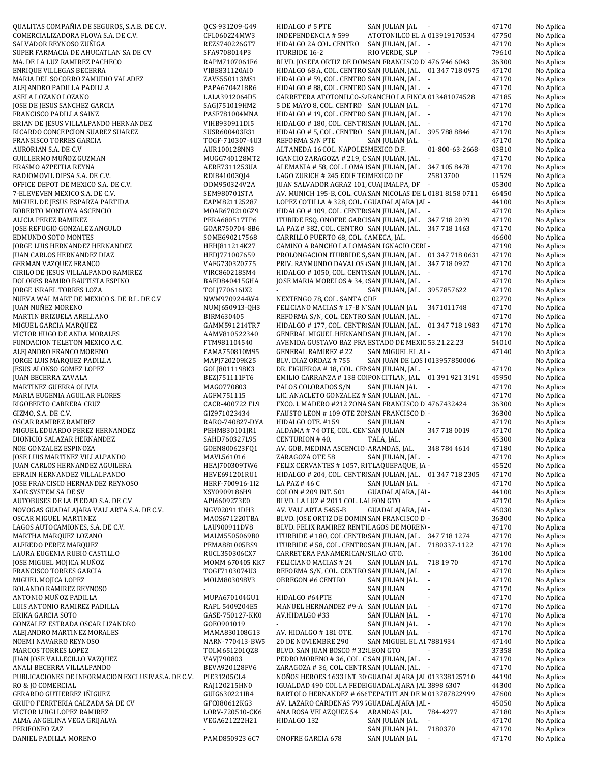| | | | | | | |
|---|---|---|---|---|---|---|
| QUALITAS COMPAÑIA DE SEGUROS, S.A.B. DE C.V. | QCS-931209-G49 | HIDALGO # 5 PTE | SAN JULIAN JAL | - | 47170 | No Aplica |
| COMERCIALIZADORA FLOVA S.A. DE C.V. | CFL060224MW3 | INDEPENDENCIA # 599 | ATOTONILCO EL A | 013919170534 | 47750 | No Aplica |
| SALVADOR REYNOSO ZUÑIGA | REZS740226GT7 | HIDALGO 2A COL. CENTRO | SAN JULIAN, JAL. | - | 47170 | No Aplica |
| SUPER FARMACIA DE AHUCATLAN SA DE CV | SFA9708014P3 | ITURBIDE 16-2 | RIO VERDE, SLP | - | 79610 | No Aplica |
| MA. DE LA LUZ RAMIREZ PACHECO | RAPM7107061F6 | BLVD. JOSEFA ORTIZ DE DOM | SAN FRANCISCO D | 476 746 6043 | 36300 | No Aplica |
| ENRIQUE VILLEGAS BECERRA | VIBE831120AI0 | HIDALGO 68 A, COL. CENTRO | SAN JULIAN, JAL. | 01 347 718 0975 | 47170 | No Aplica |
| MARIA DEL SOCORRO ZAMUDIO VALADEZ | ZAVS550113MS1 | HIDALGO # 59, COL. CENTRO | SAN JULIAN, JAL. | - | 47170 | No Aplica |
| ALEJANDRO PADILLA PADILLA | PAPA6704218R6 | HIDALGO # 88, COL. CENTRO | SAN JULIAN, JAL. | - | 47170 | No Aplica |
| ASELA LOZANO LOZANO | LALA3912064D5 | CARRETERA ATOTONILCO-S | RANCHO LA FINCA | 013481074528 | 47185 | No Aplica |
| JOSE DE JESUS SANCHEZ GARCIA | SAGJ751019HM2 | 5 DE MAYO 8, COL. CENTRO | SAN JULIAN, JAL. | - | 47170 | No Aplica |
| FRANCISCO PADILLA SAINZ | PASF781004MNA | HIDALGO # 19, COL. CENTRO | SAN JULIAN, JAL. | - | 47170 | No Aplica |
| BRIAN DE JESUS VILLALPANDO HERNANDEZ | VIHB930911DI5 | HIDALGO # 180, COL. CENTR | SAN JULIAN, JAL. | - | 47170 | No Aplica |
| RICARDO CONCEPCION SUAREZ SUAREZ | SUSR600403R31 | HIDALGO # 5, COL. CENTRO | SAN JULIAN, JAL. | 395 788 8846 | 47170 | No Aplica |
| FRANSISCO TORRES GARCIA | TOGF-710307-4U3 | REFORMA S/N PTE | SAN JULIAN JAL. | - | 47170 | No Aplica |
| AURORIAN S.A. DE C.V | AUR100128NN3 | ALTANEDA 16 COL. NAPOLES | MEXICO D.F. | 01-800-63-2668- | 03810 | No Aplica |
| GUILLERMO MUÑOZ GUZMAN | MUGG740128MT2 | IGANCIO ZARAGOZA # 219, C | SAN JULIAN, JAL. | - | 47170 | No Aplica |
| ERASMO AZPEITIA REYNA | AERE7311253UA | ALEMANIA # 58, COL. LOMA | SAN JULIAN, JAL. | 347 105 8478 | 47170 | No Aplica |
| RADIOMOVIL DIPSA S.A. DE C.V. | RDI841003QJ4 | LAGO ZURICH # 245 EDIF TE | MEXICO DF | 25813700 | 11529 | No Aplica |
| OFFICE DEPOT DE MEXICO S.A. DE C.V. | ODM950324V2A | JUAN SALVADOR AGRAZ 101, | CUAJIMALPA, DF | - | 05300 | No Aplica |
| 7-ELEVEVEN MEXICO S.A. DE C.V. | SEM980701STA | AV. MUNICH 195-B, COL. CUA | SAN NICOLAS DE L | 0181 8158 0711 | 66450 | No Aplica |
| MIGUEL DE JESUS ESPARZA PARTIDA | EAPM821125287 | LOPEZ COTILLA # 328, COL. C | GUADALAJARA JAL | - | 44100 | No Aplica |
| ROBERTO MONTOYA ASCENCIO | MOAR670210GZ9 | HIDALGO # 109, COL. CENTR | SAN JULIAN, JAL. | - | 47170 | No Aplica |
| ALICIA PEREZ RAMIREZ | PERA680517TP6 | ITUBIDE ESQ. ONOFRE GARC | SAN JULIAN, JAL. | 347 718 2039 | 47170 | No Aplica |
| JOSE REFUGIO GONZALEZ ANGULO | GOAR750704-8B6 | LA PAZ # 382, COL. CENTRO | SAN JULIAN, JAL. | 347 718 1463 | 47170 | No Aplica |
| EDMUNDO SOTO MONTES | SOME690217568 | CARRILLO PUERTO 68, COL. ( | AMECA, JAL. | - | 46600 | No Aplica |
| JORGE LUIS HERNANDEZ HERNANDEZ | HEHJ811214K27 | CAMINO A RANCHO LA LOMA | SAN IGNACIO CERI | - | 47190 | No Aplica |
| JUAN CARLOS HERNANDEZ DIAZ | HEDJ771007659 | PROLONGACION ITURBIDE S, | SAN JULIAN, JAL. | 01 347 718 0631 | 47170 | No Aplica |
| GERMAN VAZQUEZ FRANCO | VAFG730320775 | PRIV. RAYMUNDO DAVALOS | SAN JULIAN, JAL. | 347 718 0927 | 47170 | No Aplica |
| CIRILO DE JESUS VILLALPANDO RAMIREZ | VIRC860218SM4 | HIDALGO # 1050, COL. CENT | SAN JULIAN, JAL. | - | 47170 | No Aplica |
| DOLORES RAMIRO BAUTISTA ESPINO | BAED840415GHA | JOSE MARIA MORELOS # 34, ( | SAN JULIAN, JAL. | - | 47170 | No Aplica |
| JORGE ISRAEL TORRES LOZA | TOLJ770616IX2 | - | SAN JULIAN, JAL. | 3957857622 | 47170 | No Aplica |
| NUEVA WAL MART DE MEXICO S. DE R.L. DE C.V | NWM9709244W4 | NEXTENGO 78, COL. SANTA C | DF | - | 02770 | No Aplica |
| JUAN NUÑEZ MORENO | NUMJ650913-QH3 | FELICIANO MACIAS # 17-B N | SAN JULIAN JAL | 3471011748 | 47170 | No Aplica |
| MARTIN BRIZUELA ARELLANO | BIRM630405 | REFORMA S/N, COL. CENTRO | SAN JULIAN, JAL. | - | 47170 | No Aplica |
| MIGUEL GARCIA MARQUEZ | GAMM591214TR7 | HIDALGO # 177, COL. CENTR | SAN JULIAN, JAL. | 01 347 718 1983 | 47170 | No Aplica |
| VICTOR HUGO DE ANDA MORALES | AAMV810522340 | GENERAL MIGUEL HERNAND | SAN JULIAN, JAL. | - | 47170 | No Aplica |
| FUNDACION TELETON MEXICO A.C. | FTM981104540 | AVENIDA GUSTAVO BAZ PRA | ESTADO DE MEXIC | 53.21.22.23 | 54010 | No Aplica |
| ALEJANDRO FRANCO MORENO | FAMA750810M95 | GENERAL RAMIREZ # 22 | SAN MIGUEL EL AL | - | 47140 | No Aplica |
| JORGE LUIS MARQUEZ PADILLA | MAPJ720209K25 | BLV. DIAZ ORDAZ # 755 | SAN JUAN DE LOS I | 013957850006 | - | No Aplica |
| JESUS ALONSO GOMEZ LOPEZ | GOLJ8011198K3 | DR. FIGUEROA # 18, COL. CEN | SAN JULIAN, JAL. | - | 47170 | No Aplica |
| JUAN BECERRA ZAVALA | BEZJ751111FT6 | EMILIO CARRANZA # 138 CO | PONCITLAN, JAL. | 01 391 921 3191 | 45950 | No Aplica |
| MARTINEZ GUERRA OLIVIA | MAGO770803 | PALOS COLORADOS S/N | SAN JULIAN JAL | - | 47170 | No Aplica |
| MARIA EUGENIA AGUILAR FLORES | AGFM751115 | LIC. ANACLETO GONZALEZ # | SAN JULIAN, JAL. | - | 47170 | No Aplica |
| RIGOBERTO CABRERA CRUZ | CACR-400722 FL9 | FXCO. I. MADERO #212 ZONA | SAN FRANCISCO D | 4767432424 | 36300 | No Aplica |
| GIZMO, S.A. DE C.V. | GIZ971023434 | FAUSTO LEON # 109 OTE ZO | SAN FRANCISCO D | - | 36300 | No Aplica |
| OSCAR RAMIREZ RAMIREZ | RARO-740827-DYA | HIDALGO OTE. #159 | SAN JULIAN | - | 47170 | No Aplica |
| MIGUEL EDUARDO PEREZ HERNANDEZ | PEHM830101JR1 | ALDAMA # 74 OTE, COL. CEN | SAN JULIAN | 347 718 0019 | 47170 | No Aplica |
| DIONICIO SALAZAR HERNANDEZ | SAHD760327L95 | CENTURION # 40, | TALA, JAL. | - | 45300 | No Aplica |
| NOE GONZALEZ ESPINOZA | GOEN800623FQ1 | AV. GOB. MEDINA ASCENCIO | ARANDAS, JAL. | 348 784 4614 | 47180 | No Aplica |
| JOSE LUIS MARTINEZ VILLALPANDO | MAVL561016 | ZARAGOZA OTE 58 | SAN JULIAN, JAL. | - | 47170 | No Aplica |
| JUAN CARLOS HERNANDEZ AGUILERA | HEAJ700309TW6 | FELIX CERVANTES # 1057, RI | TLAQUEPAQUE, JA | - | 45520 | No Aplica |
| EFRAIN HERNANDEZ VILLALPANDO | HEVE691201RU1 | HIDALGO # 204, COL. CENTR | SAN JULIAN, JAL. | 01 347 718 2305 | 47170 | No Aplica |
| JOSE FRANCISCO HERNANDEZ REYNOSO | HERF-700916-1I2 | LA PAZ # 46 C | SAN JULIAN JAL. | - | 47170 | No Aplica |
| X-OR SYSTEM SA DE SV | XSY0909186H9 | COLON # 209 INT. 501 | GUADALAJARA, JAI | - | 44100 | No Aplica |
| AUTOBUSES DE LA PIEDAD S.A. DE C.V | API6609273E0 | BLVD. LA LUZ # 2011 COL. LA | LEON GTO | - | 47170 | No Aplica |
| NOVOGAS GUADALAJARA VALLARTA S.A. DE C.V. | NGV020911DH3 | AV. VALLARTA 5455-B | GUADALAJARA, JAI | - | 45030 | No Aplica |
| OSCAR MIGUEL MARTINEZ | MAOS671220TBA | BLVD. JOSE ORTIZ DE DOMIN | SAN FRANCISCO D | - | 36300 | No Aplica |
| LAGOS AUTOCAMIONES, S.A. DE C.V. | LAU900911DV8 | BLVD. FELIX RAMIREZ RENTI | LAGOS DE MOREN | - | 47170 | No Aplica |
| MARTHA MARQUEZ LOZANO | MALM5505069B0 | ITURBIDE # 180, COL CENTR | SAN JULIAN, JAL. | 347 718 1274 | 47170 | No Aplica |
| ALFREDO PEREZ MARQUEZ | PEMA881005BS9 | ITURBIDE # 58, COL. CENTRC | SAN JULIAN, JAL. | 7180337-1122 | 47170 | No Aplica |
| LAURA EUGENIA RUBIO CASTILLO | RUCL350306CX7 | CARRETERA PANAMERICAN | SILAO GTO. | - | 36100 | No Aplica |
| JOSE MIGUEL MOJICA MUÑOZ | MOMM 670405 KK7 | FELICIANO MACIAS # 24 | SAN JULIAN JAL. | 718 19 70 | 47170 | No Aplica |
| FRANCISCO TORRES GARCIA | TOGF7103074U3 | REFORMA S/N, COL. CENTRO | SAN JULIAN, JAL | - | 47170 | No Aplica |
| MIGUEL MOJICA LOPEZ | MOLM803098V3 | OBREGON #6 CENTRO | SAN JULIAN JAL. | - | 47170 | No Aplica |
| ROLANDO RAMIREZ REYNOSO | - | - | SAN JULIAN | - | 47170 | No Aplica |
| ANTONIO MUÑOZ PADILLA | MUPA670104GU1 | HIDALGO #64PTE | SAN JULIAN | - | 47170 | No Aplica |
| LUIS ANTONIO RAMIREZ PADILLA | RAPL 5409204E5 | MANUEL HERNANDEZ #9-A | SAN JULIAN JAL | - | 47170 | No Aplica |
| ERIKA GARCIA SOTO | GASE-750127-KK0 | AV.HIDALGO #33 | SAN JULIAN JAL. | - | 47170 | No Aplica |
| GONZALEZ ESTRADA OSCAR LIZANDRO | GOE0901019 | - | SAN JULIAN JAL. | - | 47170 | No Aplica |
| ALEJANDRO MARTINEZ MORALES | MAMA830108G13 | AV. HIDALGO # 181 OTE. | SAN JULIAN JAL. | - | 47170 | No Aplica |
| NOEMI NAVARRO REYNOSO | NARN-770413-BW5 | 20 DE NOVIEMBRE 290 | SAN MIGUEL EL AL | 7881934 | 47140 | No Aplica |
| MARCOS TORRES LOPEZ | TOLM651201QZ8 | BLVD. SAN JUAN BOSCO # 32 | LEON GTO | - | 37358 | No Aplica |
| JUAN JOSE VALLECILLO VAZQUEZ | VAVJ790803 | PEDRO MORENO # 36, COL. C | SAN JULIAN, JAL. | - | 47170 | No Aplica |
| ANALI BECERRA VILLALPANDO | BEVA920128FV6 | ZARAGOZA # 36, COL. CENTR | SAN JULIAN, JAL. | - | 47170 | No Aplica |
| PUBLICACIONES DE INFORMACION EXCLUSIVAS.A. DE C.V. | PIE31205CL4 | NOÑOS HEROES 1633 INT 30 | GUADALAJARA JAL | 013338125710 | 44190 | No Aplica |
| RO & JO COMERCIAL | RAJ120215HN0 | IGUALDAD 490 COL LA FEDE | GUADALAJARA JAL | 3898 6307 | 44300 | No Aplica |
| GERARDO GUTIERREZ IÑIGUEZ | GUIG630221IB4 | BARTOLO HERNANDEZ # 66 | TEPATITLAN DE M | 013787822999 | 47600 | No Aplica |
| GRUPO FERRTERIA CALZADA SA DE CV | GFC080612KG3 | AV. LAZARO CARDENAS 799 | GUADALAJARA JAL | - | 45050 | No Aplica |
| VICTOR LUIGI LOPEZ RAMIREZ | LORV-720510-CK6 | ANA ROSA VELAZQUEZ 54 | ARANDAS JAL. | 784-4277 | 47180 | No Aplica |
| ALMA ANGELINA VEGA GRIJALVA | VEGA621222H21 | HIDALGO 132 | SAN JULIAN JAL. | - | 47170 | No Aplica |
| PERIFONEO ZAZ | - | - | SAN JULIAN JAL. | 7180370 | 47170 | No Aplica |
| DANIEL PADILLA MORENO | PAMD850923 6C7 | ONOFRE GARCIA 678 | SAN JULIAN JAL | - | 47170 | No Aplica |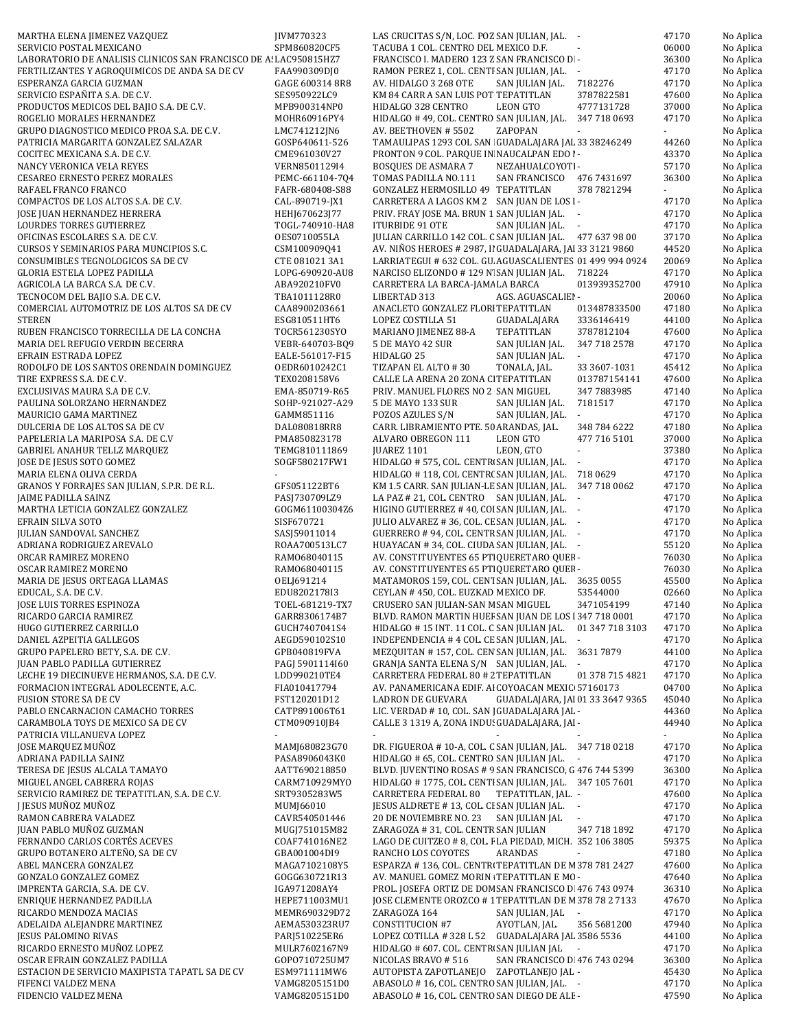| | | | | | | |
|---|---|---|---|---|---|---|
| MARTHA ELENA JIMENEZ VAZQUEZ | JIVM770323 | LAS CRUCITAS S/N, LOC. POZ | SAN JULIAN, JAL. | - | 47170 | No Aplica |
| SERVICIO POSTAL MEXICANO | SPM860820CF5 | TACUBA 1 COL. CENTRO DEL | MEXICO D.F. | - | 06000 | No Aplica |
| LABORATORIO DE ANALISIS CLINICOS SAN FRANCISCO DE A | LAC950815HZ7 | FRANCISCO I. MADERO 123 Z | SAN FRANCISCO D | - | 36300 | No Aplica |
| FERTILIZANTES Y AGROQUIMICOS DE ANDA SA DE CV | FAA990309DJ0 | RAMON PEREZ 1, COL. CENT | SAN JULIAN, JAL. | - | 47170 | No Aplica |
| ESPERANZA GARCIA GUZMAN | GAGE 600314 8R8 | AV. HIDALGO 3 268 OTE | SAN JULIAN JAL. | 7182276 | 47170 | No Aplica |
| SERVICIO ESPAÑITA S.A. DE C.V. | SES950922LC9 | KM 84 CARR A SAN LUIS POT | TEPATITLAN | 3787822581 | 47600 | No Aplica |
| PRODUCTOS MEDICOS DEL BAJIO S.A. DE C.V. | MPB900314NP0 | HIDALGO 328 CENTRO | LEON GTO | 4777131728 | 37000 | No Aplica |
| ROGELIO MORALES HERNANDEZ | MOHR60916PY4 | HIDALGO # 49, COL. CENTRO | SAN JULIAN, JAL. | 347 718 0693 | 47170 | No Aplica |
| GRUPO DIAGNOSTICO MEDICO PROA S.A. DE C.V. | LMC741212JN6 | AV. BEETHOVEN # 5502 | ZAPOPAN | - | - | No Aplica |
| PATRICIA MARGARITA GONZALEZ SALAZAR | GOSP640611-526 | TAMAULIPAS 1293 COL SAN | GUADALAJARA JAL | 33 38246249 | 44260 | No Aplica |
| COCITEC MEXICANA S.A. DE C.V. | CME961030V27 | PRONTON 9 COL. PARQUE IN | NAUCALPAN EDO | - | 43370 | No Aplica |
| NANCY VERONICA VELA REYES | VERN8501129I4 | BOSQUES DE ASMARA 7 | NEZAHUALCOYOTL | - | 57170 | No Aplica |
| CESAREO ERNESTO PEREZ MORALES | PEMC-661104-7Q4 | TOMAS PADILLA NO.111 | SAN FRANCISCO | 476 7431697 | 36300 | No Aplica |
| RAFAEL FRANCO FRANCO | FAFR-680408-S88 | GONZALEZ HERMOSILLO 49 | TEPATITLAN | 378 7821294 | - | No Aplica |
| COMPACTOS DE LOS ALTOS S.A. DE C.V. | CAL-890719-JX1 | CARRETERA A LAGOS KM 2 | SAN JUAN DE LOS | - | 47170 | No Aplica |
| JOSE JUAN HERNANDEZ HERRERA | HEHJ670623J77 | PRIV. FRAY JOSE MA. BRUN 1 | SAN JULIAN JAL. | - | 47170 | No Aplica |
| LOURDES TORRES GUTIERREZ | TOGL-740910-HA8 | ITURBIDE 91 OTE | SAN JULIAN JAL. | - | 47170 | No Aplica |
| OFICINAS ESCOLARES S.A. DE C.V. | OES0710055LA | JULIAN CARRILLO 142 COL. C | SAN JULIAN JAL. | 477 637 98 00 | 37170 | No Aplica |
| CURSOS Y SEMINARIOS PARA MUNCIPIOS S.C. | CSM100909Q41 | AV. NIÑOS HEROES # 2987, I | GUADALAJARA, JAI | 33 3121 9860 | 44520 | No Aplica |
| CONSUMIBLES TEGNOLOGICOS SA DE CV | CTE 081021 3A1 | LARRIATEGUI # 632 COL. GU | AGUASCALIENTES | 01 499 994 0924 | 20069 | No Aplica |
| GLORIA ESTELA LOPEZ PADILLA | LOPG-690920-AU8 | NARCISO ELIZONDO # 129 N | SAN JULIAN JAL. | 718224 | 47170 | No Aplica |
| AGRICOLA LA BARCA S.A. DE C.V. | ABA920210FV0 | CARRETERA LA BARCA-JAMA | LA BARCA | 013939352700 | 47910 | No Aplica |
| TECNOCOM DEL BAJIO S.A. DE C.V. | TBA1011128R0 | LIBERTAD 313 | AGS. AGUASCALIEN | - | 20060 | No Aplica |
| COMERCIAL AUTOMOTRIZ DE LOS ALTOS SA DE CV | CAA8900203661 | ANACLETO GONZALEZ FLORI | TEPATITLAN | 013487833500 | 47180 | No Aplica |
| STEREN | ESG810511HT6 | LOPEZ COSTILLA 51 | GUADALAJARA | 3336146419 | 44100 | No Aplica |
| RUBEN FRANCISCO TORRECILLA DE LA CONCHA | TOCR561230SYO | MARIANO JIMENEZ 88-A | TEPATITLAN | 3787812104 | 47600 | No Aplica |
| MARIA DEL REFUGIO VERDIN BECERRA | VEBR-640703-BQ9 | 5 DE MAYO 42 SUR | SAN JULIAN JAL. | 347 718 2578 | 47170 | No Aplica |
| EFRAIN ESTRADA LOPEZ | EALE-561017-F15 | HIDALGO 25 | SAN JULIAN JAL. | - | 47170 | No Aplica |
| RODOLFO DE LOS SANTOS ORENDAIN DOMINGUEZ | OEDR6010242C1 | TIZAPAN EL ALTO # 30 | TONALA, JAL. | 33 3607-1031 | 45412 | No Aplica |
| TIRE EXPRESS S.A. DE C.V. | TEX0208158V6 | CALLE LA ARENA 20 ZONA CI | TEPATITLAN | 013787154141 | 47600 | No Aplica |
| EXCLUSIVAS MAURA S.A. DE C.V. | EMA-850719-R65 | PRIV. MANUEL FLORES NO 2 | SAN MIGUEL | 347 7883985 | 47140 | No Aplica |
| PAULINA SOLORZANO HERNANDEZ | SOHP-921027-A29 | 5 DE MAYO 133 SUR | SAN JULIAN JAL. | 7181517 | 47170 | No Aplica |
| MAURICIO GAMA MARTINEZ | GAMM851116 | POZOS AZULES S/N | SAN JULIAN JAL. | - | 47170 | No Aplica |
| DULCERIA DE LOS ALTOS SA DE CV | DAL080818RR8 | CARR. LIBRAMIENTO PTE. 50 | ARANDAS, JAL. | 348 784 6222 | 47180 | No Aplica |
| PAPELERIA LA MARIPOSA SA. DE C.V | PMA850823178 | ALVARO OBREGON 111 | LEON GTO | 477 716 5101 | 37000 | No Aplica |
| GABRIEL ANAHUR TELLZ MARQUEZ | TEMG810111869 | JUAREZ 1101 | LEON, GTO | - | 37380 | No Aplica |
| JOSE DE JESUS SOTO GOMEZ | SOGF580217FW1 | HIDALGO # 575, COL. CENTR | SAN JULIAN, JAL. | - | 47170 | No Aplica |
| MARIA ELENA OLIVA CERDA | - | HIDALGO # 118, COL CENTRO | SAN JULIAN, JAL. | 718 0629 | 47170 | No Aplica |
| GRANOS Y FORRAJES SAN JULIAN, S.P.R. DE R.L. | GFS051122BT6 | KM 1.5 CARR. SAN JULIAN-LE | SAN JULIAN, JAL. | 347 718 0062 | 47170 | No Aplica |
| JAIME PADILLA SAINZ | PASJ730709LZ9 | LA PAZ # 21, COL. CENTRO | SAN JULIAN, JAL. | - | 47170 | No Aplica |
| MARTHA LETICIA GONZALEZ GONZALEZ | GOGM61100304Z6 | HIGINO GUTIERREZ # 40, COI | SAN JULIAN, JAL. | - | 47170 | No Aplica |
| EFRAIN SILVA SOTO | SISF670721 | JULIO ALVAREZ # 36, COL. CE | SAN JULIAN, JAL. | - | 47170 | No Aplica |
| JULIAN SANDOVAL SANCHEZ | SASJ59011014 | GUERRERO # 94, COL. CENTR | SAN JULIAN, JAL. | - | 47170 | No Aplica |
| ADRIANA RODRIGUEZ AREVALO | ROAA700513LC7 | HUAYACAN # 34, COL. CIUDA | SAN JULIAN, JAL. | - | 55120 | No Aplica |
| ORCAR RAMIREZ MORENO | RAMO68040115 | AV. CONSTITUYENTES 65 PTI | QUERETARO QUER | - | 76030 | No Aplica |
| OSCAR RAMIREZ MORENO | RAMO68040115 | AV. CONSTITUYENTES 65 PTI | QUERETARO QUER | - | 76030 | No Aplica |
| MARIA DE JESUS ORTEAGA LLAMAS | OELJ691214 | MATAMOROS 159, COL. CENT | SAN JULIAN, JAL. | 3635 0055 | 45500 | No Aplica |
| EDUCAL, S.A. DE C.V. | EDU8202178I3 | CEYLAN # 450, COL. EUZKAD | MEXICO DF. | 53544000 | 02660 | No Aplica |
| JOSE LUIS TORRES ESPINOZA | TOEL-681219-TX7 | CRUSERO SAN JULIAN-SAN M | SAN MIGUEL | 3471054199 | 47140 | No Aplica |
| RICARDO GARCIA RAMIREZ | GARR8306174B7 | BLVD. RAMON MARTIN HUEF | SAN JUAN DE LOS | 347 718 0001 | 47170 | No Aplica |
| HUGO GUTIERREZ CARRILLO | GUCH7407041S4 | HIDALGO # 15 INT. 11 COL. C | SAN JULIAN JAL. | 01 347 718 3103 | 47170 | No Aplica |
| DANIEL AZPEITIA GALLEGOS | AEGD590102S10 | INDEPENDENCIA # 4 COL. CE | SAN JULIAN, JAL. | - | 47170 | No Aplica |
| GRUPO PAPELERO BETY, S.A. DE C.V. | GPB040819FVA | MEZQUITAN # 157, COL. CEN | SAN JULIAN, JAL. | 3631 7879 | 44100 | No Aplica |
| JUAN PABLO PADILLA GUTIERREZ | PAGJ 5901114I60 | GRANJA SANTA ELENA S/N | SAN JULIAN, JAL. | - | 47170 | No Aplica |
| LECHE 19 DIECINUEVE HERMANOS, S.A. DE C.V. | LDD990210TE4 | CARRETERA FEDERAL 80 # 2 | TEPATITLAN | 01 378 715 4821 | 47170 | No Aplica |
| FORMACION INTEGRAL ADOLECENTE, A.C. | FIA010417794 | AV. PANAMERICANA EDIF. AI | COYOACAN MEXIC | 57160173 | 04700 | No Aplica |
| FUSION STORE SA DE CV | FST120201D12 | LADRON DE GUEVARA | GUADALAJARA, JAI | 01 33 3647 9365 | 45040 | No Aplica |
| PABLO ENCARNACION CAMACHO TORRES | CATP891006T61 | LIC. VERDAD # 10, COL. SAN J | GUADALAJARA JAL | - | 44360 | No Aplica |
| CARAMBOLA TOYS DE MEXICO SA DE CV | CTM090910JB4 | CALLE 3 1319 A, ZONA INDUS | GUADALAJARA, JAI | - | 44940 | No Aplica |
| PATRICIA VILLANUEVA LOPEZ | - | - | - | - | - | No Aplica |
| JOSE MARQUEZ MUÑOZ | MAMJ680823G70 | DR. FIGUEROA # 10-A, COL. C | SAN JULIAN, JAL. | 347 718 0218 | 47170 | No Aplica |
| ADRIANA PADILLA SAINZ | PASA8906043K0 | HIDALGO # 65, COL. CENTRO | SAN JULIAN JAL. | - | 47170 | No Aplica |
| TERESA DE JESUS ALCALA TAMAYO | AATT690218850 | BLVD. JUVENTINO ROSAS # 9 | SAN FRANCISCO, G | 476 744 5399 | 36300 | No Aplica |
| MIGUEL ANGEL CABRERA ROJAS | CARM710929MYO | HIDALGO # 1775, COL. CENTI | SAN JULIAN, JAL. | 347 105 7601 | 47170 | No Aplica |
| SERVICIO RAMIREZ DE TEPATITLAN, S.A. DE C.V. | SRT9305283W5 | CARRETERA FEDERAL 80 | TEPATITLAN, JAL. | - | 47600 | No Aplica |
| J JESUS MUÑOZ MUÑOZ | MUMJ66010 | JESUS ALDRETE # 13, COL. CE | SAN JULIAN JAL. | - | 47170 | No Aplica |
| RAMON CABRERA VALADEZ | CAVR540501446 | 20 DE NOVIEMBRE NO. 23 | SAN JULIAN JAL | - | 47170 | No Aplica |
| JUAN PABLO MUÑOZ GUZMAN | MUGJ751015M82 | ZARAGOZA # 31, COL. CENTR | SAN JULIAN | 347 718 1892 | 47170 | No Aplica |
| FERNANDO CARLOS CORTÉS ACEVES | COAF741016NE2 | LAGO DE CUITZEO # 8, COL. F | LA PIEDAD, MICH. | 352 106 3805 | 59375 | No Aplica |
| GRUPO BOTANERO ALTEÑO, SA DE CV | GBA001004DI9 | RANCHO LOS COYOTES | ARANDAS | - | 47180 | No Aplica |
| ABEL MANCERA GONZALEZ | MAGA7102108Y5 | ESPARZA # 136, COL. CENTR | TEPATITLAN DE M | 378 781 2427 | 47600 | No Aplica |
| GONZALO GONZALEZ GOMEZ | GOGG630721R13 | AV. MANUEL GOMEZ MORIN | TEPATITLAN E MO | - | 47640 | No Aplica |
| IMPRENTA GARCIA, S.A. DE C.V. | IGA971208AY4 | PROL. JOSEFA ORTIZ DE DOM | SAN FRANCISCO D | 476 743 0974 | 36310 | No Aplica |
| ENRIQUE HERNANDEZ PADILLA | HEPE711003MU1 | JOSE CLEMENTE OROZCO # 1 | TEPATITLAN DE M | 378 78 2 7133 | 47670 | No Aplica |
| RICARDO MENDOZA MACIAS | MEMR690329D72 | ZARAGOZA 164 | SAN JULIAN, JAL | - | 47170 | No Aplica |
| ADELAIDA ALEJANDRE MARTINEZ | AEMA530323RU7 | CONSTITUCION #7 | AYOTLAN, JAL. | 356 5681200 | 47940 | No Aplica |
| JESUS PALOMINO RIVAS | PARJ510225ER6 | LOPEZ COTILLA # 328 L 52 | GUADALAJARA JAL | 3586 5536 | 44100 | No Aplica |
| RICARDO ERNESTO MUÑOZ LOPEZ | MULR7602167N9 | HIDALGO # 607. COL. CENTR | SAN JULIAN JAL | - | 47170 | No Aplica |
| OSCAR EFRAIN GONZALEZ PADILLA | GOPO710725UM7 | NICOLAS BRAVO # 516 | SAN FRANCISCO D | 476 743 0294 | 36300 | No Aplica |
| ESTACION DE SERVICIO MAXIPISTA TAPATL SA DE CV | ESM971111MW6 | AUTOPISTA ZAPOTLANEJO | ZAPOTLANEJO JAL | - | 45430 | No Aplica |
| FIFENCI VALDEZ MENA | VAMG8205151D0 | ABASOLO # 16, COL. CENTRO | SAN JULIAN, JAL. | - | 47170 | No Aplica |
| FIDENCIO VALDEZ MENA | VAMG8205151D0 | ABASOLO # 16, COL. CENTRO | SAN DIEGO DE ALE | - | 47590 | No Aplica |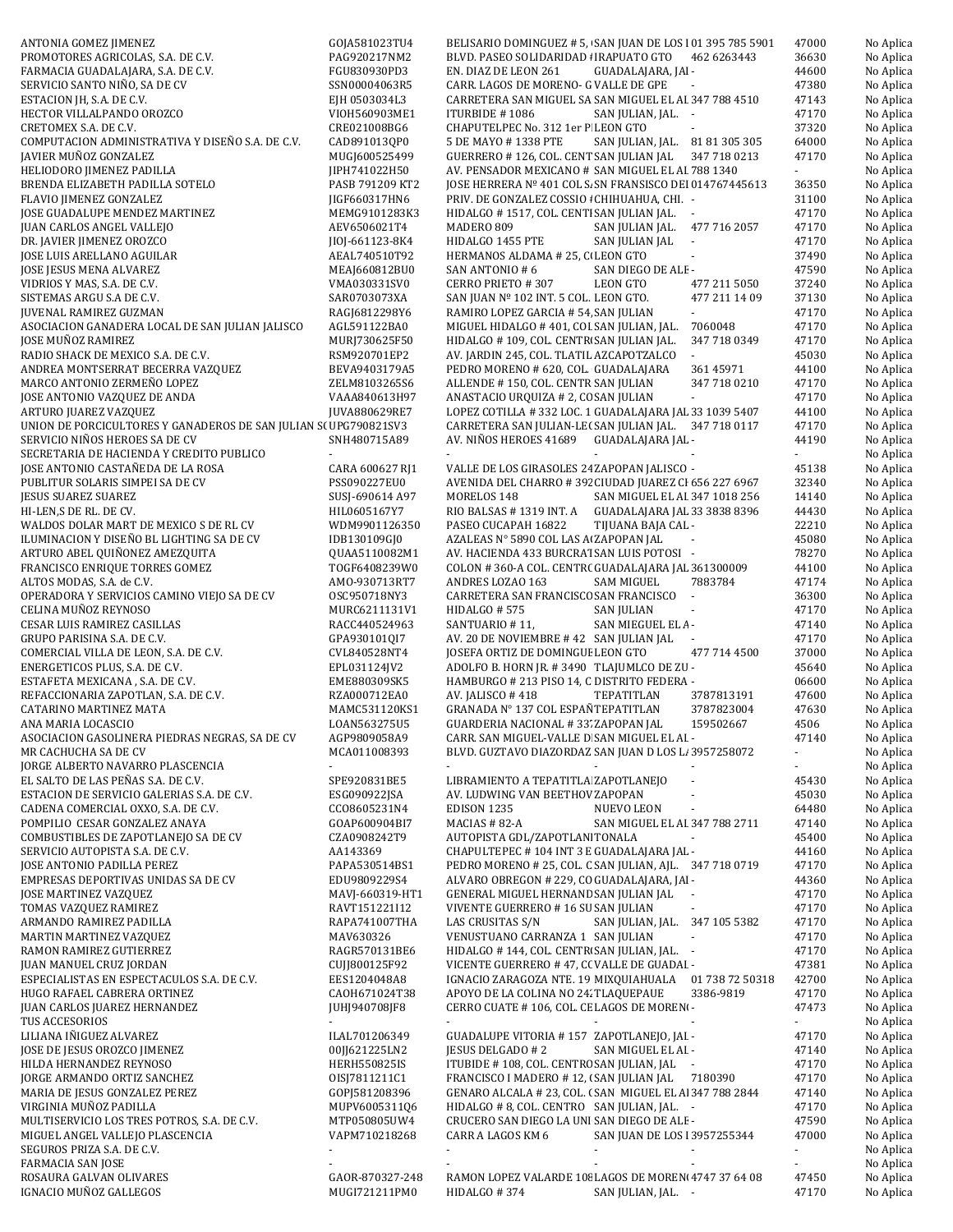| | | | | | | |
|---|---|---|---|---|---|---|
| ANTONIA GOMEZ JIMENEZ | GOJA581023TU4 | BELISARIO DOMINGUEZ # 5, | SAN JUAN DE LOS I | 01 395 785 5901 | 47000 | No Aplica |
| PROMOTORES AGRICOLAS, S.A. DE C.V. | PAG920217NM2 | BLVD. PASEO SOLIDARIDAD # | IRAPUATO GTO | 462 6263443 | 36630 | No Aplica |
| FARMACIA GUADALAJARA, S.A. DE C.V. | FGU830930PD3 | EN. DIAZ DE LEON 261 | GUADALAJARA, JAI | - | 44600 | No Aplica |
| SERVICIO SANTO NIÑO, SA DE CV | SSN00004063R5 | CARR. LAGOS DE MORENO- G | VALLE DE GPE | - | 47380 | No Aplica |
| ESTACION JH, S.A. DE C.V. | EJH 0503034L3 | CARRETERA SAN MIGUEL SA | SAN MIGUEL EL AI | 347 788 4510 | 47143 | No Aplica |
| HECTOR VILLALPANDO OROZCO | VIOH560903ME1 | ITURBIDE # 1086 | SAN JULIAN, JAL. | - | 47170 | No Aplica |
| CRETOMEX S.A. DE C.V. | CRE021008BG6 | CHAPUTELPEC No. 312 1er P | LEON GTO | - | 37320 | No Aplica |
| COMPUTACION ADMINISTRATIVA Y DISEÑO S.A. DE C.V. | CAD891013QP0 | 5 DE MAYO # 1338 PTE | SAN JULIAN, JAL. | 81 81 305 305 | 64000 | No Aplica |
| JAVIER MUÑOZ GONZALEZ | MUGJ600525499 | GUERRERO # 126, COL. CENT | SAN JULIAN JAL | 347 718 0213 | 47170 | No Aplica |
| HELIODORO JIMENEZ PADILLA | JIPH741022H50 | AV. PENSADOR MEXICANO # | SAN MIGUEL EL AI | 788 1340 | - | No Aplica |
| BRENDA ELIZABETH PADILLA SOTELO | PASB 791209 KT2 | JOSE HERRERA Nº 401 COL S | SN FRANSISCO DEI | 014767445613 | 36350 | No Aplica |
| FLAVIO JIMENEZ GONZALEZ | JIGF660317HN6 | PRIV. DE GONZALEZ COSSIO # | CHIHUAHUA, CHI. | - | 31100 | No Aplica |
| JOSE GUADALUPE MENDEZ MARTINEZ | MEMG9101283K3 | HIDALGO # 1517, COL. CENTI | SAN JULIAN JAL. | - | 47170 | No Aplica |
| JUAN CARLOS ANGEL VALLEJO | AEV6506021T4 | MADERO 809 | SAN JULIAN JAL. | 477 716 2057 | 47170 | No Aplica |
| DR. JAVIER JIMENEZ OROZCO | JIOJ-661123-8K4 | HIDALGO 1455 PTE | SAN JULIAN JAL | - | 47170 | No Aplica |
| JOSE LUIS ARELLANO AGUILAR | AEAL740510T92 | HERMANOS ALDAMA # 25, C | LEON GTO | - | 37490 | No Aplica |
| JOSE JESUS MENA ALVAREZ | MEAJ660812BU0 | SAN ANTONIO # 6 | SAN DIEGO DE ALE | - | 47590 | No Aplica |
| VIDRIOS Y MAS, S.A. DE C.V. | VMA030331SV0 | CERRO PRIETO # 307 | LEON GTO | 477 211 5050 | 37240 | No Aplica |
| SISTEMAS ARGU S.A DE C.V. | SAR0703073XA | SAN JUAN Nº 102 INT. 5 COL. | LEON GTO. | 477 211 14 09 | 37130 | No Aplica |
| JUVENAL RAMIREZ GUZMAN | RAGJ6812298Y6 | RAMIRO LOPEZ GARCIA # 54, | SAN JULIAN | - | 47170 | No Aplica |
| ASOCIACION GANADERA LOCAL DE SAN JULIAN JALISCO | AGL591122BA0 | MIGUEL HIDALGO # 401, COL | SAN JULIAN, JAL. | 7060048 | 47170 | No Aplica |
| JOSE MUÑOZ RAMIREZ | MURJ730625F50 | HIDALGO # 109, COL. CENTR | SAN JULIAN JAL. | 347 718 0349 | 47170 | No Aplica |
| RADIO SHACK DE MEXICO S.A. DE C.V. | RSM920701EP2 | AV. JARDIN 245, COL. TLATIL | AZCAPOTZALCO | - | 45030 | No Aplica |
| ANDREA MONTSERRAT BECERRA VAZQUEZ | BEVA9403179A5 | PEDRO MORENO # 620, COL. | GUADALAJARA | 361 45971 | 44100 | No Aplica |
| MARCO ANTONIO ZERMEÑO LOPEZ | ZELM8103265S6 | ALLENDE # 150, COL. CENTR | SAN JULIAN | 347 718 0210 | 47170 | No Aplica |
| JOSE ANTONIO VAZQUEZ DE ANDA | VAAA840613H97 | ANASTACIO URQUIZA # 2, CO | SAN JULIAN | - | 47170 | No Aplica |
| ARTURO JUAREZ VAZQUEZ | JUVA880629RE7 | LOPEZ COTILLA # 332 LOC. 1 | GUADALAJARA JAL | 33 1039 5407 | 44100 | No Aplica |
| UNION DE PORCICULTORES Y GANADEROS DE SAN JULIAN S | UPG790821SV3 | CARRETERA SAN JULIAN-LE | SAN JULIAN JAL. | 347 718 0117 | 47170 | No Aplica |
| SERVICIO NIÑOS HEROES SA DE CV | SNH480715A89 | AV. NIÑOS HEROES 41689 | GUADALAJARA JAL | - | 44190 | No Aplica |
| SECRETARIA DE HACIENDA Y CREDITO PUBLICO | - | - | - | - | - | No Aplica |
| JOSE ANTONIO CASTAÑEDA DE LA ROSA | CARA 600627 RJ1 | VALLE DE LOS GIRASOLES 24 | ZAPOPAN JALISCO | - | 45138 | No Aplica |
| PUBLITUR SOLARIS SIMPEI SA DE CV | PSS090227EU0 | AVENIDA DEL CHARRO # 392 | CIUDAD JUAREZ CI | 656 227 6967 | 32340 | No Aplica |
| JESUS SUAREZ SUAREZ | SUSJ-690614 A97 | MORELOS 148 | SAN MIGUEL EL AI | 347 1018 256 | 14140 | No Aplica |
| HI-LEN,S DE RL. DE CV. | HIL0605167Y7 | RIO BALSAS # 1319 INT. A | GUADALAJARA JAL | 33 3838 8396 | 44430 | No Aplica |
| WALDOS DOLAR MART DE MEXICO S DE RL CV | WDM9901126350 | PASEO CUCAPAH 16822 | TIJUANA BAJA CAL | - | 22210 | No Aplica |
| ILUMINACION Y DISEÑO BL LIGHTING SA DE CV | IDB130109GJ0 | AZALEAS N° 5890 COL LAS A | ZAPOPAN JAL | - | 45080 | No Aplica |
| ARTURO ABEL QUIÑONEZ AMEZQUITA | QUAA5110082M1 | AV. HACIENDA 433 BURCRAT | SAN LUIS POTOSI | - | 78270 | No Aplica |
| FRANCISCO ENRIQUE TORRES GOMEZ | TOGF6408239W0 | COLON # 360-A COL. CENTRO | GUADALAJARA JAL | 361300009 | 44100 | No Aplica |
| ALTOS MODAS, S.A. de C.V. | AMO-930713RT7 | ANDRES LOZAO 163 | SAM MIGUEL | 7883784 | 47174 | No Aplica |
| OPERADORA Y SERVICIOS CAMINO VIEJO SA DE CV | OSC950718NY3 | CARRETERA SAN FRANCISCO | SAN FRANCISCO | - | 36300 | No Aplica |
| CELINA MUÑOZ REYNOSO | MURC6211131V1 | HIDALGO # 575 | SAN JULIAN | - | 47170 | No Aplica |
| CESAR LUIS RAMIREZ CASILLAS | RACC440524963 | SANTUARIO # 11, | SAN MIEGUEL EL A | - | 47140 | No Aplica |
| GRUPO PARISINA S.A. DE C.V. | GPA930101QI7 | AV. 20 DE NOVIEMBRE # 42 | SAN JULIAN JAL | - | 47170 | No Aplica |
| COMERCIAL VILLA DE LEON, S.A. DE C.V. | CVL840528NT4 | JOSEFA ORTIZ DE DOMINGUE | LEON GTO | 477 714 4500 | 37000 | No Aplica |
| ENERGETICOS PLUS, S.A. DE C.V. | EPL031124JV2 | ADOLFO B. HORN JR. # 3490 | TLAJUMLCO DE ZU | - | 45640 | No Aplica |
| ESTAFETA MEXICANA , S.A. DE C.V. | EME880309SK5 | HAMBURGO # 213 PISO 14, C | DISTRITO FEDERA | - | 06600 | No Aplica |
| REFACCIONARIA ZAPOTLAN, S.A. DE C.V. | RZA000712EA0 | AV. JALISCO # 418 | TEPATITLAN | 3787813191 | 47600 | No Aplica |
| CATARINO MARTINEZ MATA | MAMC531120KS1 | GRANADA N° 137 COL ESPAÑ | TEPATITLAN | 3787823004 | 47630 | No Aplica |
| ANA MARIA LOCASCIO | LOAN563275U5 | GUARDERIA NACIONAL # 33 | ZAPOPAN JAL | 159502667 | 4506 | No Aplica |
| ASOCIACION GASOLINERA PIEDRAS NEGRAS, SA DE CV | AGP9809058A9 | CARR. SAN MIGUEL-VALLE D | SAN MIGUEL EL AI | - | 47140 | No Aplica |
| MR CACHUCHA SA DE CV | MCA011008393 | BLVD. GUZTAVO DIAZORDAZ | SAN JUAN D LOS L | 3957258072 | - | No Aplica |
| JORGE ALBERTO NAVARRO PLASCENCIA | - | - | - | - | - | No Aplica |
| EL SALTO DE LAS PEÑAS S.A. DE C.V. | SPE920831BE5 | LIBRAMIENTO A TEPATITLA | ZAPOTLANEJO | - | 45430 | No Aplica |
| ESTACION DE SERVICIO GALERIAS S.A. DE C.V. | ESG090922JSA | AV. LUDWING VAN BEETHOV | ZAPOPAN | - | 45030 | No Aplica |
| CADENA COMERCIAL OXXO, S.A. DE C.V. | CCO8605231N4 | EDISON 1235 | NUEVO LEON | - | 64480 | No Aplica |
| POMPILIO CESAR GONZALEZ ANAYA | GOAP600904BI7 | MACIAS # 82-A | SAN MIGUEL EL AI | 347 788 2711 | 47140 | No Aplica |
| COMBUSTIBLES DE ZAPOTLANEJO SA DE CV | CZA0908242T9 | AUTOPISTA GDL/ZAPOTLANI | TONALA | - | 45400 | No Aplica |
| SERVICIO AUTOPISTA S.A. DE C.V. | AA143369 | CHAPULTEPEC # 104 INT 3 E | GUADALAJARA JAL | - | 44160 | No Aplica |
| JOSE ANTONIO PADILLA PEREZ | PAPA530514BS1 | PEDRO MORENO # 25, COL. C | SAN JULIAN, AJL. | 347 718 0719 | 47170 | No Aplica |
| EMPRESAS DEPORTIVAS UNIDAS SA DE CV | EDU9809229S4 | ALVARO OBREGON # 229, CO | GUADALAJARA, JAI | - | 44360 | No Aplica |
| JOSE MARTINEZ VAZQUEZ | MAVJ-660319-HT1 | GENERAL MIGUEL HERNAND | SAN JULIAN JAL | - | 47170 | No Aplica |
| TOMAS VAZQUEZ RAMIREZ | RAVT151221I12 | VIVENTE GUERRERO # 16 SU | SAN JULIAN | - | 47170 | No Aplica |
| ARMANDO RAMIREZ PADILLA | RAPA741007THA | LAS CRUSITAS S/N | SAN JULIAN, JAL. | 347 105 5382 | 47170 | No Aplica |
| MARTIN MARTINEZ VAZQUEZ | MAV630326 | VENUSTUANO CARRANZA 1 | SAN JULIAN | - | 47170 | No Aplica |
| RAMON RAMIREZ GUTIERREZ | RAGR570131BE6 | HIDALGO # 144, COL. CENTR | SAN JULIAN, JAL. | - | 47170 | No Aplica |
| JUAN MANUEL CRUZ JORDAN | CUJJ800125F92 | VICENTE GUERRERO # 47, CC | VALLE DE GUADAL | - | 47381 | No Aplica |
| ESPECIALISTAS EN ESPECTACULOS S.A. DE C.V. | EES1204048A8 | IGNACIO ZARAGOZA NTE. 19 | MIXQUIAHUALA | 01 738 72 50318 | 42700 | No Aplica |
| HUGO RAFAEL CABRERA ORTINEZ | CAOH671024T38 | APOYO DE LA COLINA NO 24 | TLAQUEPAUE | 3386-9819 | 47170 | No Aplica |
| JUAN CARLOS JUAREZ HERNANDEZ | JUHJ940708JF8 | CERRO CUATE # 106, COL. CE | LAGOS DE MOREN | - | 47473 | No Aplica |
| TUS ACCESORIOS | - | - | - | - | - | No Aplica |
| LILIANA IÑIGUEZ ALVAREZ | ILAL701206349 | GUADALUPE VITORIA # 157 | ZAPOTLANEJO, JAL | - | 47170 | No Aplica |
| JOSE DE JESUS OROZCO JIMENEZ | 00JJ621225LN2 | JESUS DELGADO # 2 | SAN MIGUEL EL AI | - | 47140 | No Aplica |
| HILDA HERNANDEZ REYNOSO | HERH550825IS | ITUBIDE # 108, COL. CENTRO | SAN JULIAN, JAL | - | 47170 | No Aplica |
| JORGE ARMANDO ORTIZ SANCHEZ | OISJ7811211C1 | FRANCISCO I MADERO # 12, | SAN JULIAN JAL | 7180390 | 47170 | No Aplica |
| MARIA DE JESUS GONZALEZ PEREZ | GOPJ581208396 | GENARO ALCALA # 23, COL. | SAN MIGUEL EL AI | 347 788 2844 | 47140 | No Aplica |
| VIRGINIA MUÑOZ PADILLA | MUPV6005311Q6 | HIDALGO # 8, COL. CENTRO | SAN JULIAN, JAL. | - | 47170 | No Aplica |
| MULTISERVICIO LOS TRES POTROS, S.A. DE C.V. | MTP050805UW4 | CRUCERO SAN DIEGO LA UNI | SAN DIEGO DE ALE | - | 47590 | No Aplica |
| MIGUEL ANGEL VALLEJO PLASCENCIA | VAPM710218268 | CARR A LAGOS KM 6 | SAN JUAN DE LOS I | 3957255344 | 47000 | No Aplica |
| SEGUROS PRIZA S.A. DE C.V. | - | - | - | - | - | No Aplica |
| FARMACIA SAN JOSE | - | - | - | - | - | No Aplica |
| ROSAURA GALVAN OLIVARES | GAOR-870327-248 | RAMON LOPEZ VALARDE 108 | LAGOS DE MOREN | 4747 37 64 08 | 47450 | No Aplica |
| IGNACIO MUÑOZ GALLEGOS | MUGI721211PM0 | HIDALGO # 374 | SAN JULIAN, JAL. | - | 47170 | No Aplica |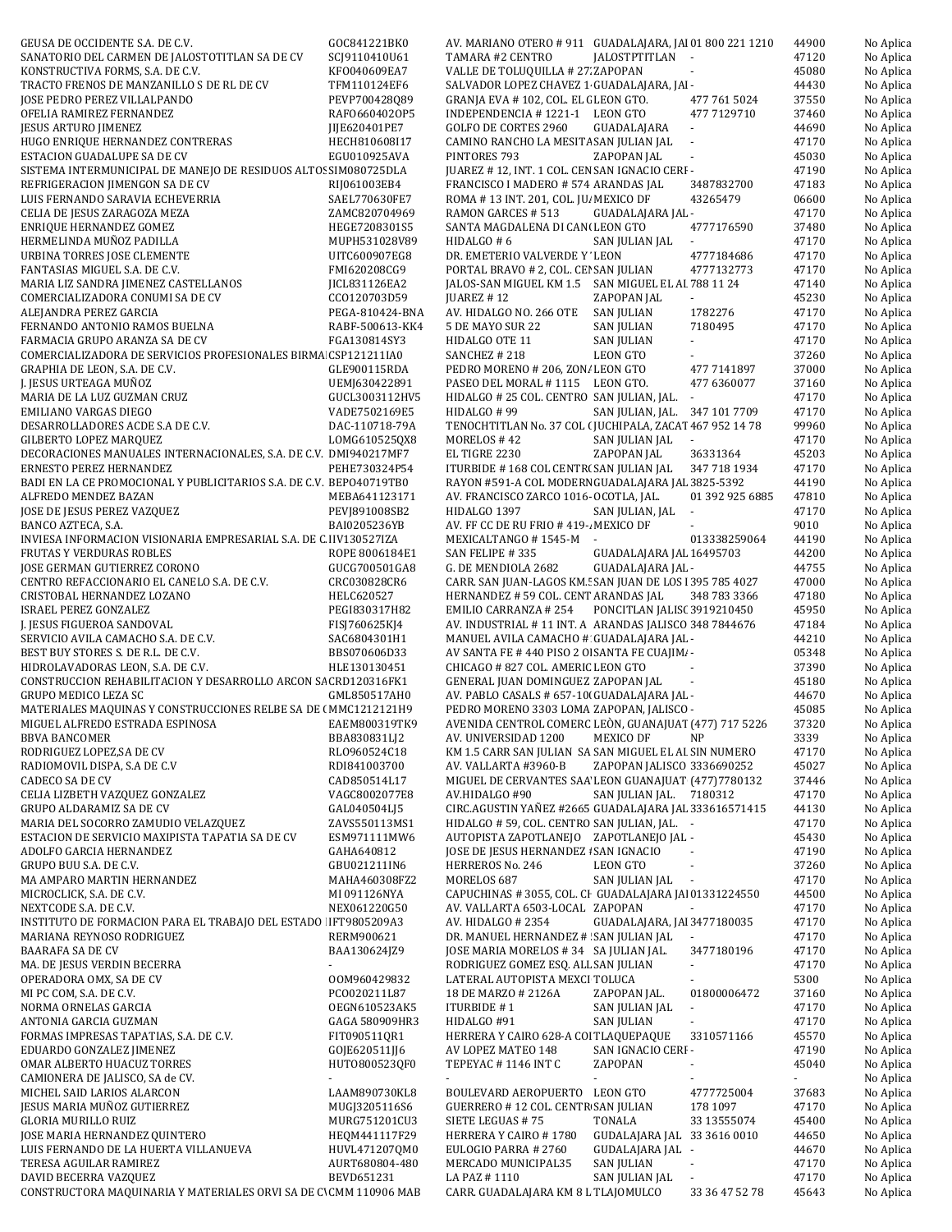| | | | | | | |
|---|---|---|---|---|---|---|
| GEUSA DE OCCIDENTE S.A. DE C.V. | GOC841221BK0 | AV. MARIANO OTERO # 911 | GUADALAJARA, JAl | 01 800 221 1210 | 44900 | No Aplica |
| SANATORIO DEL CARMEN DE JALOSTOTITLAN SA DE CV | SCJ9110410U61 | TAMARA #2 CENTRO | JALOSTPTITLAN | - | 47120 | No Aplica |
| KONSTRUCTIVA FORMS, S.A. DE C.V. | KFO040609EA7 | VALLE DE TOLUQUILLA # 27 | ZAPOPAN | - | 45080 | No Aplica |
| TRACTO FRENOS DE MANZANILLO S DE RL DE CV | TFM110124EF6 | SALVADOR LOPEZ CHAVEZ 1 | GUADALAJARA, JAl | - | 44430 | No Aplica |
| JOSE PEDRO PEREZ VILLALPANDO | PEVP700428Q89 | GRANJA EVA # 102, COL. EL G | LEON GTO. | 477 761 5024 | 37550 | No Aplica |
| OFELIA RAMIREZ FERNANDEZ | RAFO6604020P5 | INDEPENDENCIA # 1221-1 | LEON GTO | 477 7129710 | 37460 | No Aplica |
| JESUS ARTURO JIMENEZ | JIJE620401PE7 | GOLFO DE CORTES 2960 | GUADALAJARA | - | 44690 | No Aplica |
| HUGO ENRIQUE HERNANDEZ CONTRERAS | HECH810608I17 | CAMINO RANCHO LA MESITA | SAN JULIAN JAL | - | 47170 | No Aplica |
| ESTACION GUADALUPE SA DE CV | EGU010925AVA | PINTORES 793 | ZAPOPAN JAL | - | 45030 | No Aplica |
| SISTEMA INTERMUNICIPAL DE MANEJO DE RESIDUOS ALTOS | SIM080725DLA | JUAREZ # 12, INT. 1 COL. CEN | SAN IGNACIO CERI | - | 47190 | No Aplica |
| REFRIGERACION JIMENGON SA DE CV | RIJ061003EB4 | FRANCISCO I MADERO # 574 | ARANDAS JAL | 3487832700 | 47183 | No Aplica |
| LUIS FERNANDO SARAVIA ECHEVERRIA | SAEL770630FE7 | ROMA # 13 INT. 201, COL. JU | MEXICO DF | 43265479 | 06600 | No Aplica |
| CELIA DE JESUS ZARAGOZA MEZA | ZAMC820704969 | RAMON GARCES # 513 | GUADALAJARA JAL | - | 47170 | No Aplica |
| ENRIQUE HERNANDEZ GOMEZ | HEGE7208301S5 | SANTA MAGDALENA DI CAN | LEON GTO | 4777176590 | 37480 | No Aplica |
| HERMELINDA MUÑOZ PADILLA | MUPH531028V89 | HIDALGO # 6 | SAN JULIAN JAL | - | 47170 | No Aplica |
| URBINA TORRES JOSE CLEMENTE | UITC600907EG8 | DR. EMETERIO VALVERDE Y | LEON | 4777184686 | 47170 | No Aplica |
| FANTASIAS MIGUEL S.A. DE C.V. | FMI620208CG9 | PORTAL BRAVO # 2, COL. CEN | SAN JULIAN | 4777132773 | 47170 | No Aplica |
| MARIA LIZ SANDRA JIMENEZ CASTELLANOS | JICL831126EA2 | JALOS-SAN MIGUEL KM 1.5 | SAN MIGUEL EL AL | 788 11 24 | 47140 | No Aplica |
| COMERCIALIZADORA CONUMI SA DE CV | CCO120703D59 | JUAREZ # 12 | ZAPOPAN JAL | - | 45230 | No Aplica |
| ALEJANDRA PEREZ GARCIA | PEGA-810424-BNA | AV. HIDALGO NO. 266 OTE | SAN JULIAN | 1782276 | 47170 | No Aplica |
| FERNANDO ANTONIO RAMOS BUELNA | RABF-500613-KK4 | 5 DE MAYO SUR 22 | SAN JULIAN | 7180495 | 47170 | No Aplica |
| FARMACIA GRUPO ARANZA SA DE CV | FGA130814SY3 | HIDALGO OTE 11 | SAN JULIAN | - | 47170 | No Aplica |
| COMERCIALIZADORA DE SERVICIOS PROFESIONALES BIRMA | CSP121211IA0 | SANCHEZ # 218 | LEON GTO | - | 37260 | No Aplica |
| GRAPHIA DE LEON, S.A. DE C.V. | GLE900115RDA | PEDRO MORENO # 206, ZON | LEON GTO | 477 7141897 | 37000 | No Aplica |
| J. JESUS URTEAGA MUÑOZ | UEMJ630422891 | PASEO DEL MORAL # 1115 | LEON GTO. | 477 6360077 | 37160 | No Aplica |
| MARIA DE LA LUZ GUZMAN CRUZ | GUCL3003112HV5 | HIDALGO # 25 COL. CENTRO | SAN JULIAN, JAL. | - | 47170 | No Aplica |
| EMILIANO VARGAS DIEGO | VADE7502169E5 | HIDALGO # 99 | SAN JULIAN, JAL. | 347 101 7709 | 47170 | No Aplica |
| DESARROLLADORES ACDE S.A DE C.V. | DAC-110718-79A | TENOCHTITLAN No. 37 COL ( | JUCHIPALA, ZACAT | 467 952 14 78 | 99960 | No Aplica |
| GILBERTO LOPEZ MARQUEZ | LOMG610525QX8 | MORELOS # 42 | SAN JULIAN JAL | - | 47170 | No Aplica |
| DECORACIONES MANUALES INTERNACIONALES, S.A. DE C.V. | DMI940217MF7 | EL TIGRE 2230 | ZAPOPAN JAL | 36331364 | 45203 | No Aplica |
| ERNESTO PEREZ HERNANDEZ | PEHE730324P54 | ITURBIDE # 168 COL CENTRO | SAN JULIAN JAL | 347 718 1934 | 47170 | No Aplica |
| BADI EN LA CE PROMOCIONAL Y PUBLICITARIOS S.A. DE C.V. | BEP040719TB0 | RAYON #591-A COL MODERN | GUADALAJARA JAL | 3825-5392 | 44190 | No Aplica |
| ALFREDO MENDEZ BAZAN | MEBA641123171 | AV. FRANCISCO ZARCO 1016- | OCOTLA, JAL. | 01 392 925 6885 | 47810 | No Aplica |
| JOSE DE JESUS PEREZ VAZQUEZ | PEVJ891008SB2 | HIDALGO 1397 | SAN JULIAN, JAL | - | 47170 | No Aplica |
| BANCO AZTECA, S.A. | BAI0205236YB | AV. FF CC DE RU FRIO # 419-A | MEXICO DF | - | 9010 | No Aplica |
| INVIESA INFORMACION VISIONARIA EMPRESARIAL S.A. DE C. | IIV130527IZA | MEXICALTANGO # 1545-M | - | 013338259064 | 44190 | No Aplica |
| FRUTAS Y VERDURAS ROBLES | ROPE 8006184E1 | SAN FELIPE # 335 | GUADALAJARA JAL | 16495703 | 44200 | No Aplica |
| JOSE GERMAN GUTIERREZ CORONO | GUCG700501GA8 | G. DE MENDIOLA 2682 | GUADALAJARA JAL | - | 44755 | No Aplica |
| CENTRO REFACCIONARIO EL CANELO S.A. DE C.V. | CRC030828CR6 | CARR. SAN JUAN-LAGOS KM.5 | SAN JUAN DE LOS L | 395 785 4027 | 47000 | No Aplica |
| CRISTOBAL HERNANDEZ LOZANO | HELC620527 | HERNANDEZ # 59 COL. CENT | ARANDAS JAL | 348 783 3366 | 47180 | No Aplica |
| ISRAEL PEREZ GONZALEZ | PEGI830317H82 | EMILIO CARRANZA # 254 | PONCITLAN JALISC | 3919210450 | 45950 | No Aplica |
| J. JESUS FIGUEROA SANDOVAL | FISJ760625KJ4 | AV. INDUSTRIAL # 11 INT. A | ARANDAS JALISCO | 348 7844676 | 47184 | No Aplica |
| SERVICIO AVILA CAMACHO S.A. DE C.V. | SAC6804301H1 | MANUEL AVILA CAMACHO # | GUADALAJARA JAL | - | 44210 | No Aplica |
| BEST BUY STORES S. DE R.L. DE C.V. | BBS070606D33 | AV SANTA FE # 440 PISO 2 O | SANTA FE CUAJIMA | - | 05348 | No Aplica |
| HIDROLAVADORAS LEON, S.A. DE C.V. | HLE130130451 | CHICAGO # 827 COL. AMERIC | LEON GTO | - | 37390 | No Aplica |
| CONSTRUCCION REHABILITACION Y DESARROLLO ARCON SA | CRD120316FK1 | GENERAL JUAN DOMINGUEZ | ZAPOPAN JAL | - | 45180 | No Aplica |
| GRUPO MEDICO LEZA SC | GML850517AH0 | AV. PABLO CASALS # 657-10 | GUADALAJARA JAL | - | 44670 | No Aplica |
| MATERIALES MAQUINAS Y CONSTRUCCIONES RELBE SA DE C | MMC1212121H9 | PEDRO MORENO 3303 LOMA | ZAPOPAN, JALISCO | - | 45085 | No Aplica |
| MIGUEL ALFREDO ESTRADA ESPINOSA | EAEM800319TK9 | AVENIDA CENTROL COMERC | LEÒN, GUANAJUAT | (477) 717 5226 | 37320 | No Aplica |
| BBVA BANCOMER | BBA830831LJ2 | AV. UNIVERSIDAD 1200 | MEXICO DF | NP | 3339 | No Aplica |
| RODRIGUEZ LOPEZ,SA DE CV | RLO960524C18 | KM 1.5 CARR SAN JULIAN SA | SAN MIGUEL EL AL | SIN NUMERO | 47170 | No Aplica |
| RADIOMOVIL DISPA, S.A DE C.V | RDI841003700 | AV. VALLARTA #3960-B | ZAPOPAN JALISCO | 3336690252 | 45027 | No Aplica |
| CADECO SA DE CV | CAD850514L17 | MIGUEL DE CERVANTES SAA | LEON GUANAJUAT | (477)7780132 | 37446 | No Aplica |
| CELIA LIZBETH VAZQUEZ GONZALEZ | VAGC8002077E8 | AV.HIDALGO #90 | SAN JULIAN JAL. | 7180312 | 47170 | No Aplica |
| GRUPO ALDARAMIZ SA DE CV | GAL040504LJ5 | CIRC.AGUSTIN YAÑEZ #2665 | GUADALAJARA JAL | 333616571415 | 44130 | No Aplica |
| MARIA DEL SOCORRO ZAMUDIO VELAZQUEZ | ZAVS550113MS1 | HIDALGO # 59, COL. CENTRO | SAN JULIAN, JAL. | - | 47170 | No Aplica |
| ESTACION DE SERVICIO MAXIPISTA TAPATIA SA DE CV | ESM971111MW6 | AUTOPISTA ZAPOTLANEJO | ZAPOTLANEJO JAL | - | 45430 | No Aplica |
| ADOLFO GARCIA HERNANDEZ | GAHA640812 | JOSE DE JESUS HERNANDEZ # | SAN IGNACIO | - | 47190 | No Aplica |
| GRUPO BUU S.A. DE C.V. | GBU021211IN6 | HERREROS No. 246 | LEON GTO | - | 37260 | No Aplica |
| MA AMPARO MARTIN HERNANDEZ | MAHA460308FZ2 | MORELOS 687 | SAN JULIAN JAL | - | 47170 | No Aplica |
| MICROCLICK, S.A. DE C.V. | MI 091126NYA | CAPUCHINAS # 3055, COL. CH | GUADALAJARA JAL | 01331224550 | 44500 | No Aplica |
| NEXTCODE S.A. DE C.V. | NEX061220G50 | AV. VALLARTA 6503-LOCAL | ZAPOPAN | - | 47170 | No Aplica |
| INSTITUTO DE FORMACION PARA EL TRABAJO DEL ESTADO I | IFT9805209A3 | AV. HIDALGO # 2354 | GUADALAJARA, JAl | 3477180035 | 47170 | No Aplica |
| MARIANA REYNOSO RODRIGUEZ | RERM900621 | DR. MANUEL HERNANDEZ # | SAN JULIAN JAL | - | 47170 | No Aplica |
| BAARAFA SA DE CV | BAA130624JZ9 | JOSE MARIA MORELOS # 34 | SA JULIAN JAL. | 3477180196 | 47170 | No Aplica |
| MA. DE JESUS VERDIN BECERRA | - | RODRIGUEZ GOMEZ ESQ. ALL | SAN JULIAN | - | 47170 | No Aplica |
| OPERADORA OMX, SA DE CV | OOM960429832 | LATERAL AUTOPISTA MEXCI | TOLUCA | - | 5300 | No Aplica |
| MI PC COM, S.A. DE C.V. | PCO020211L87 | 18 DE MARZO # 2126A | ZAPOPAN JAL. | 01800006472 | 37160 | No Aplica |
| NORMA ORNELAS GARCIA | OEGN610523AK5 | ITURBIDE # 1 | SAN JULIAN JAL | - | 47170 | No Aplica |
| ANTONIA GARCIA GUZMAN | GAGA 580909HR3 | HIDALGO #91 | SAN JULIAN | - | 47170 | No Aplica |
| FORMAS IMPRESAS TAPATIAS, S.A. DE C.V. | FIT090511QR1 | HERRERA Y CAIRO 628-A COL | TLAQUEPAQUE | 3310571166 | 45570 | No Aplica |
| EDUARDO GONZALEZ JIMENEZ | GOJE620511JJ6 | AV LOPEZ MATEO 148 | SAN IGNACIO CERI | - | 47190 | No Aplica |
| OMAR ALBERTO HUACUZ TORRES | HUTO800523QF0 | TEPEYAC # 1146 INT C | ZAPOPAN | - | 45040 | No Aplica |
| CAMIONERA DE JALISCO, SA de CV. | - | - | - | - | - | No Aplica |
| MICHEL SAID LARIOS ALARCON | LAAM890730KL8 | BOULEVARD AEROPUERTO | LEON GTO | 4777725004 | 37683 | No Aplica |
| JESUS MARIA MUÑOZ GUTIERREZ | MUGJ3205116S6 | GUERRERO # 12 COL. CENTRO | SAN JULIAN | 178 1097 | 47170 | No Aplica |
| GLORIA MURILLO RUIZ | MURG751201CU3 | SIETE LEGUAS # 75 | TONALA | 33 13555074 | 45400 | No Aplica |
| JOSE MARIA HERNANDEZ QUINTERO | HEQM441117F29 | HERRERA Y CAIRO # 1780 | GUDALAJARA JAL | 33 3616 0010 | 44650 | No Aplica |
| LUIS FERNANDO DE LA HUERTA VILLANUEVA | HUVL471207QM0 | EULOGIO PARRA # 2760 | GUDALAJARA JAL | - | 44670 | No Aplica |
| TERESA AGUILAR RAMIREZ | AURT680804-480 | MERCADO MUNICIPAL35 | SAN JULIAN | - | 47170 | No Aplica |
| DAVID BECERRA VAZQUEZ | BEVD651231 | LA PAZ # 1110 | SAN JULIAN JAL | - | 47170 | No Aplica |
| CONSTRUCTORA MAQUINARIA Y MATERIALES ORVI SA DE C\ | CMM 110906 MAB | CARR. GUADALAJARA KM 8 L | TLAJOMULCO | 33 36 47 52 78 | 45643 | No Aplica |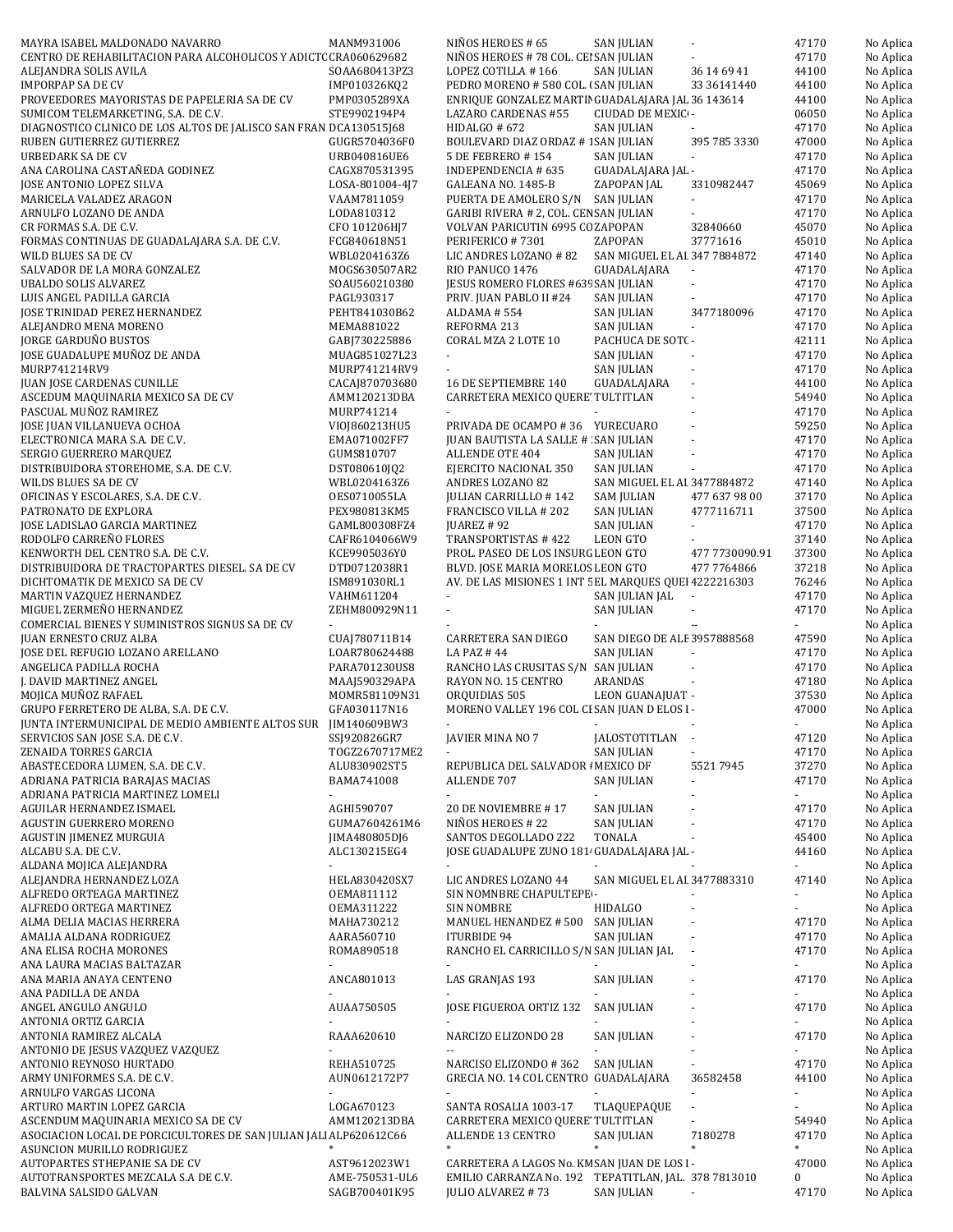| | | | | | | |
|---|---|---|---|---|---|---|
| MAYRA ISABEL MALDONADO NAVARRO | MANM931006 | NIÑOS HEROES # 65 | SAN JULIAN | - | 47170 | No Aplica |
| CENTRO DE REHABILITACION PARA ALCOHOLICOS Y ADICTC | CRA060629682 | NIÑOS HEROES # 78 COL. CEI | SAN JULIAN | - | 47170 | No Aplica |
| ALEJANDRA SOLIS AVILA | SOAA680413PZ3 | LOPEZ COTILLA # 166 | SAN JULIAN | 36 14 69 41 | 44100 | No Aplica |
| IMPORPAP SA DE CV | IMP010326KQ2 | PEDRO MORENO # 580 COL. ( | SAN JULIAN | 33 36141440 | 44100 | No Aplica |
| PROVEEDORES MAYORISTAS DE PAPELERIA SA DE CV | PMP0305289XA | ENRIQUE GONZALEZ MARTIN | GUADALAJARA JAL | 36 143614 | 44100 | No Aplica |
| SUMICOM TELEMARKETING, S.A. DE C.V. | STE9902194P4 | LAZARO CARDENAS #55 | CIUDAD DE MEXIC | - | 06050 | No Aplica |
| DIAGNOSTICO CLINICO DE LOS ALTOS DE JALISCO SAN FRAN | DCA130515J68 | HIDALGO # 672 | SAN JULIAN | - | 47170 | No Aplica |
| RUBEN GUTIERREZ GUTIERREZ | GUGR5704036F0 | BOULEVARD DIAZ ORDAZ # 1 | SAN JULIAN | 395 785 3330 | 47000 | No Aplica |
| URBEDARK SA DE CV | URB040816UE6 | 5 DE FEBRERO # 154 | SAN JULIAN | - | 47170 | No Aplica |
| ANA CAROLINA CASTAÑEDA GODINEZ | CAGX870531395 | INDEPENDENCIA # 635 | GUADALAJARA JAL | - | 47170 | No Aplica |
| JOSE ANTONIO LOPEZ SILVA | LOSA-801004-4J7 | GALEANA NO. 1485-B | ZAPOPAN JAL | 3310982447 | 45069 | No Aplica |
| MARICELA VALADEZ ARAGON | VAAM7811059 | PUERTA DE AMOLERO S/N | SAN JULIAN | - | 47170 | No Aplica |
| ARNULFO LOZANO DE ANDA | LODA810312 | GABRIEL RIVERA # 2, COL. CEN | SAN JULIAN | - | 47170 | No Aplica |
| CR FORMAS S.A. DE C.V. | CFO 101206HJ7 | VOLVAN PARICUTIN 6995 CO | ZAPOPAN | 32840660 | 45070 | No Aplica |
| FORMAS CONTINUAS DE GUADALAJARA S.A. DE C.V. | FCG840618N51 | PERIFERICO # 7301 | ZAPOPAN | 37771616 | 45010 | No Aplica |
| WILD BLUES SA DE CV | WBL0204163Z6 | LIC ANDRES LOZANO # 82 | SAN MIGUEL EL AL | 347 7884872 | 47140 | No Aplica |
| SALVADOR DE LA MORA GONZALEZ | MOGS630507AR2 | RIO PANUCO 1476 | GUADALAJARA | - | 47170 | No Aplica |
| UBALDO SOLIS ALVAREZ | SOAU560210380 | JESUS ROMERO FLORES #639 | SAN JULIAN | - | 47170 | No Aplica |
| LUIS ANGEL PADILLA GARCIA | PAGL930317 | PRIV. JUAN PABLO II #24 | SAN JULIAN | - | 47170 | No Aplica |
| JOSE TRINIDAD PEREZ HERNANDEZ | PEHT841030B62 | ALDAMA # 554 | SAN JULIAN | 3477180096 | 47170 | No Aplica |
| ALEJANDRO MENA MORENO | MEMA881022 | REFORMA 213 | SAN JULIAN | - | 47170 | No Aplica |
| JORGE GARDUÑO BUSTOS | GABJ730225886 | CORAL MZA 2 LOTE 10 | PACHUCA DE SOT | - | 42111 | No Aplica |
| JOSE GUADALUPE MUÑOZ DE ANDA | MUAG851027L23 | - | SAN JULIAN | - | 47170 | No Aplica |
| MURP741214RV9 | MURP741214RV9 | - | SAN JULIAN | - | 47170 | No Aplica |
| JUAN JOSE CARDENAS CUNILLE | CACAJ870703680 | 16 DE SEPTIEMBRE 140 | GUADALAJARA | - | 44100 | No Aplica |
| ASCEDUM MAQUINARIA MEXICO SA DE CV | AMM120213DBA | CARRETERA MEXICO QUERE | TULTITLAN | - | 54940 | No Aplica |
| PASCUAL MUÑOZ RAMIREZ | MURP741214 | - | - | - | 47170 | No Aplica |
| JOSE JUAN VILLANUEVA OCHOA | VIOJ860213HU5 | PRIVADA DE OCAMPO # 36 | YURECUARO | - | 59250 | No Aplica |
| ELECTRONICA MARA S.A. DE C.V. | EMA071002FF7 | JUAN BAUTISTA LA SALLE # | SAN JULIAN | - | 47170 | No Aplica |
| SERGIO GUERRERO MARQUEZ | GUMS810707 | ALLENDE OTE 404 | SAN JULIAN | - | 47170 | No Aplica |
| DISTRIBUIDORA STOREHOME, S.A. DE C.V. | DST080610JQ2 | EJERCITO NACIONAL 350 | SAN JULIAN | - | 47170 | No Aplica |
| WILDS BLUES SA DE CV | WBL0204163Z6 | ANDRES LOZANO 82 | SAN MIGUEL EL AL | 3477884872 | 47140 | No Aplica |
| OFICINAS Y ESCOLARES, S.A. DE C.V. | OES0710055LA | JULIAN CARRILLLO # 142 | SAM JULIAN | 477 637 98 00 | 37170 | No Aplica |
| PATRONATO DE EXPLORA | PEX980813KM5 | FRANCISCO VILLA # 202 | SAN JULIAN | 4777116711 | 37500 | No Aplica |
| JOSE LADISLAO GARCIA MARTINEZ | GAML800308FZ4 | JUAREZ # 92 | SAN JULIAN | - | 47170 | No Aplica |
| RODOLFO CARREÑO FLORES | CAFR6104066W9 | TRANSPORTISTAS # 422 | LEON GTO | - | 37140 | No Aplica |
| KENWORTH DEL CENTRO S.A. DE C.V. | KCE9905036Y0 | PROL. PASEO DE LOS INSURG | LEON GTO | 477 7730090.91 | 37300 | No Aplica |
| DISTRIBUIDORA DE TRACTOPARTES DIESEL. SA DE CV | DTD0712038R1 | BLVD. JOSE MARIA MORELOS | LEON GTO | 477 7764866 | 37218 | No Aplica |
| DICHTOMATIK DE MEXICO SA DE CV | ISM891030RL1 | AV. DE LAS MISIONES 1 INT 5 | EL MARQUES QUE | 4222216303 | 76246 | No Aplica |
| MARTIN VAZQUEZ HERNANDEZ | VAHM611204 | - | SAN JULIAN JAL | - | 47170 | No Aplica |
| MIGUEL ZERMEÑO HERNANDEZ | ZEHM800929N11 | - | SAN JULIAN | - | 47170 | No Aplica |
| COMERCIAL BIENES Y SUMINISTROS SIGNUS SA DE CV | - | - | - | -- | - | No Aplica |
| JUAN ERNESTO CRUZ ALBA | CUAJ780711B14 | CARRETERA SAN DIEGO | SAN DIEGO DE ALE | 3957888568 | 47590 | No Aplica |
| JOSE DEL REFUGIO LOZANO ARELLANO | LOAR780624488 | LA PAZ # 44 | SAN JULIAN | - | 47170 | No Aplica |
| ANGELICA PADILLA ROCHA | PARA701230US8 | RANCHO LAS CRUSITAS S/N | SAN JULIAN | - | 47170 | No Aplica |
| J. DAVID MARTINEZ ANGEL | MAAJ590329APA | RAYON NO. 15 CENTRO | ARANDAS | - | 47180 | No Aplica |
| MOJICA MUÑOZ RAFAEL | MOMR581109N31 | ORQUIDIAS 505 | LEON GUANAJUAT | - | 37530 | No Aplica |
| GRUPO FERRETERO DE ALBA, S.A. DE C.V. | GFA030117N16 | MORENO VALLEY 196 COL CI | SAN JUAN D ELOS I | - | 47000 | No Aplica |
| JUNTA INTERMUNICIPAL DE MEDIO AMBIENTE ALTOS SUR | JIM140609BW3 | - | - | - | - | No Aplica |
| SERVICIOS SAN JOSE S.A. DE C.V. | SSJ920826GR7 | JAVIER MINA NO 7 | JALOSTOTITLAN | - | 47120 | No Aplica |
| ZENAIDA TORRES GARCIA | TOGZ2670717ME2 | - | SAN JULIAN | - | 47170 | No Aplica |
| ABASTECEDORA LUMEN, S.A. DE C.V. | ALU830902ST5 | REPUBLICA DEL SALVADOR # | MEXICO DF | 5521 7945 | 37270 | No Aplica |
| ADRIANA PATRICIA BARAJAS MACIAS | BAMA741008 | ALLENDE 707 | SAN JULIAN | - | 47170 | No Aplica |
| ADRIANA PATRICIA MARTINEZ LOMELI | - | - | - | - | - | No Aplica |
| AGUILAR HERNANDEZ ISMAEL | AGHI590707 | 20 DE NOVIEMBRE # 17 | SAN JULIAN | - | 47170 | No Aplica |
| AGUSTIN GUERRERO MORENO | GUMA7604261M6 | NIÑOS HEROES # 22 | SAN JULIAN | - | 47170 | No Aplica |
| AGUSTIN JIMENEZ MURGUIA | JIMA480805DJ6 | SANTOS DEGOLLADO 222 | TONALA | - | 45400 | No Aplica |
| ALCABU S.A. DE C.V. | ALC130215EG4 | JOSE GUADALUPE ZUNO 181 | GUADALAJARA JAL | - | 44160 | No Aplica |
| ALDANA MOJICA ALEJANDRA | - | - | - | - | - | No Aplica |
| ALEJANDRA HERNANDEZ LOZA | HELA830420SX7 | LIC ANDRES LOZANO 44 | SAN MIGUEL EL AL | 3477883310 | 47140 | No Aplica |
| ALFREDO ORTEAGA MARTINEZ | OEMA811112 | SIN NOMNBRE CHAPULTEPE | - | - | - | No Aplica |
| ALFREDO ORTEGA MARTINEZ | OEMA311222 | SIN NOMBRE | HIDALGO | - | - | No Aplica |
| ALMA DELIA MACIAS HERRERA | MAHA730212 | MANUEL HENANDEZ # 500 | SAN JULIAN | - | 47170 | No Aplica |
| AMALIA ALDANA RODRIGUEZ | AARA560710 | ITURBIDE 94 | SAN JULIAN | - | 47170 | No Aplica |
| ANA ELISA ROCHA MORONES | ROMA890518 | RANCHO EL CARRICILLO S/N | SAN JULIAN JAL | - | 47170 | No Aplica |
| ANA LAURA MACIAS BALTAZAR | - | - | - | - | - | No Aplica |
| ANA MARIA ANAYA CENTENO | ANCA801013 | LAS GRANJAS 193 | SAN JULIAN | - | 47170 | No Aplica |
| ANA PADILLA DE ANDA | - | - | - | - | - | No Aplica |
| ANGEL ANGULO ANGULO | AUAA750505 | JOSE FIGUEROA ORTIZ 132 | SAN JULIAN | - | 47170 | No Aplica |
| ANTONIA ORTIZ GARCIA | - | - | - | - | - | No Aplica |
| ANTONIA RAMIREZ ALCALA | RAAA620610 | NARCIZO ELIZONDO 28 | SAN JULIAN | - | 47170 | No Aplica |
| ANTONIO DE JESUS VAZQUEZ VAZQUEZ | - | -- | - | - | - | No Aplica |
| ANTONIO REYNOSO HURTADO | REHA510725 | NARCISO ELIZONDO # 362 | SAN JULIAN | - | 47170 | No Aplica |
| ARMY UNIFORMES S.A. DE C.V. | AUN0612172P7 | GRECIA NO. 14 COL CENTRO | GUADALAJARA | 36582458 | 44100 | No Aplica |
| ARNULFO VARGAS LICONA | - | - | - | - | - | No Aplica |
| ARTURO MARTIN LOPEZ GARCIA | LOGA670123 | SANTA ROSALIA 1003-17 | TLAQUEPAQUE | - | - | No Aplica |
| ASCENDUM MAQUINARIA MEXICO SA DE CV | AMM120213DBA | CARRETERA MEXICO QUERE | TULTITLAN | - | 54940 | No Aplica |
| ASOCIACION LOCAL DE PORCICULTORES DE SAN JULIAN JALI | ALP620612C66 | ALLENDE 13 CENTRO | SAN JULIAN | 7180278 | 47170 | No Aplica |
| ASUNCION MURILLO RODRIGUEZ | * | * | * | * | * | No Aplica |
| AUTOPARTES STHEPANIE SA DE CV | AST9612023W1 | CARRETERA A LAGOS No. KM | SAN JUAN DE LOS I | - | 47000 | No Aplica |
| AUTOTRANSPORTES MEZCALA S.A DE C.V. | AME-750531-UL6 | EMILIO CARRANZA No. 192 | TEPATITLAN, JAL. | 378 7813010 | 0 | No Aplica |
| BALVINA SALSIDO GALVAN | SAGB700401K95 | JULIO ALVAREZ # 73 | SAN JULIAN | - | 47170 | No Aplica |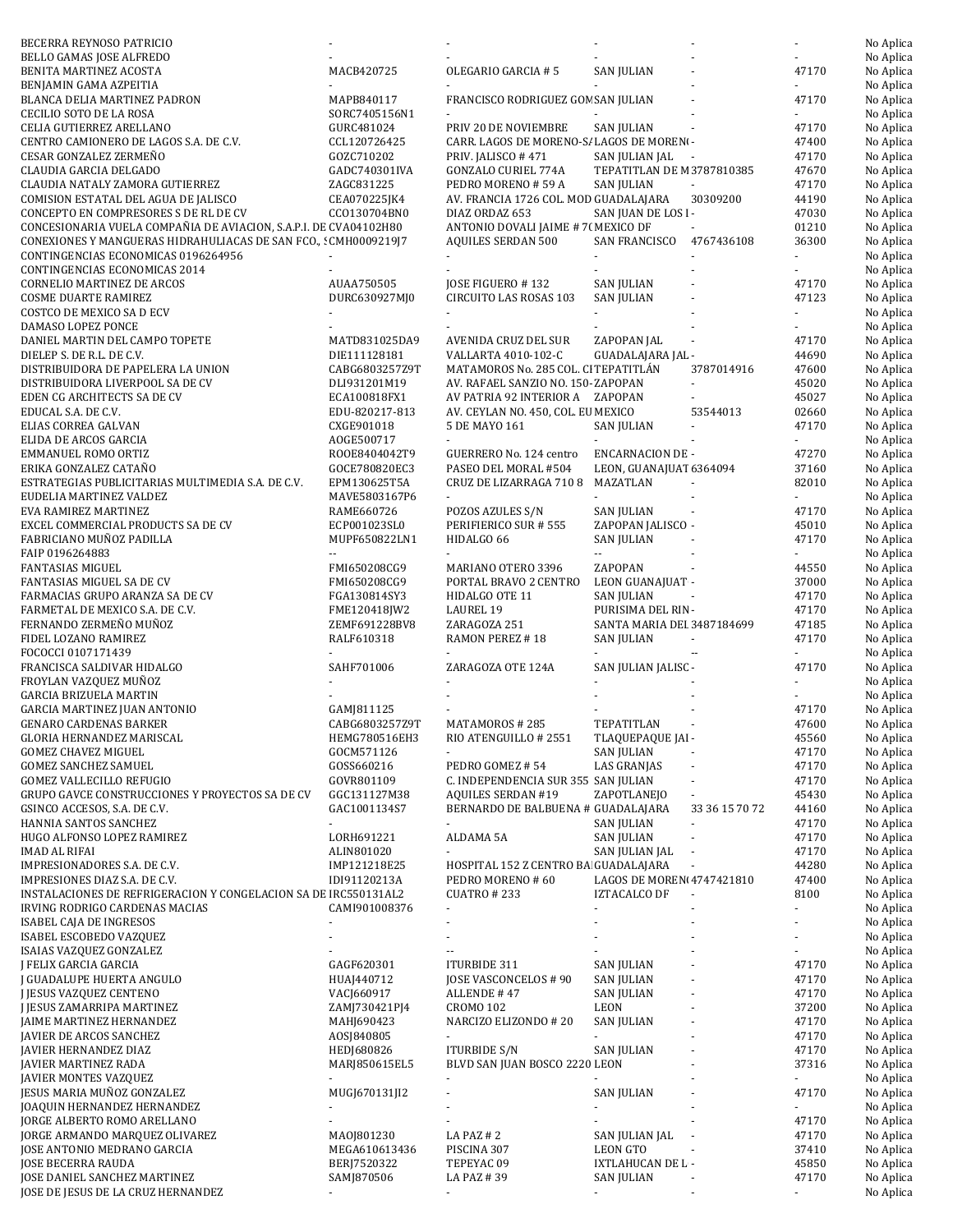| | | | | | | |
|---|---|---|---|---|---|---|
| BECERRA REYNOSO PATRICIO | - | - | - | - | - | No Aplica |
| BELLO GAMAS JOSE ALFREDO | - | - | - | - | - | No Aplica |
| BENITA MARTINEZ ACOSTA | MACB420725 | OLEGARIO GARCIA # 5 | SAN JULIAN | - | 47170 | No Aplica |
| BENJAMIN GAMA AZPEITIA | - | - | - | - | - | No Aplica |
| BLANCA DELIA MARTINEZ PADRON | MAPB840117 | FRANCISCO RODRIGUEZ GOM | SAN JULIAN | - | 47170 | No Aplica |
| CECILIO SOTO DE LA ROSA | SORC7405156N1 | - | - | - | - | No Aplica |
| CELIA GUTIERREZ ARELLANO | GURC481024 | PRIV 20 DE NOVIEMBRE | SAN JULIAN | - | 47170 | No Aplica |
| CENTRO CAMIONERO DE LAGOS S.A. DE C.V. | CCL120726425 | CARR. LAGOS DE MORENO-SA | LAGOS DE MORENO | - | 47400 | No Aplica |
| CESAR GONZALEZ ZERMEÑO | GOZC710202 | PRIV. JALISCO # 471 | SAN JULIAN JAL | - | 47170 | No Aplica |
| CLAUDIA GARCIA DELGADO | GADC740301IVA | GONZALO CURIEL 774A | TEPATITLAN DE M | 3787810385 | 47670 | No Aplica |
| CLAUDIA NATALY ZAMORA GUTIERREZ | ZAGC831225 | PEDRO MORENO # 59 A | SAN JULIAN | - | 47170 | No Aplica |
| COMISION ESTATAL DEL AGUA DE JALISCO | CEA070225JK4 | AV. FRANCIA 1726 COL. MOD | GUADALAJARA | 30309200 | 44190 | No Aplica |
| CONCEPTO EN COMPRESORES S DE RL DE CV | CCO130704BN0 | DIAZ ORDAZ 653 | SAN JUAN DE LOS L | - | 47030 | No Aplica |
| CONCESIONARIA VUELA COMPAÑIA DE AVIACION, S.A.P.I. DE | CVA04102H80 | ANTONIO DOVALI JAIME # 70 | MEXICO DF | - | 01210 | No Aplica |
| CONEXIONES Y MANGUERAS HIDRAHULIACAS DE SAN FCO., S | CMH0009219J7 | AQUILES SERDAN 500 | SAN FRANCISCO | 4767436108 | 36300 | No Aplica |
| CONTINGENCIAS ECONOMICAS 0196264956 | - | - | - | - | - | No Aplica |
| CONTINGENCIAS ECONOMICAS 2014 | - | - | - | - | - | No Aplica |
| CORNELIO MARTINEZ DE ARCOS | AUAA750505 | JOSE FIGUERO # 132 | SAN JULIAN | - | 47170 | No Aplica |
| COSME DUARTE RAMIREZ | DURC630927MJ0 | CIRCUITO LAS ROSAS 103 | SAN JULIAN | - | 47123 | No Aplica |
| COSTCO DE MEXICO SA D ECV | - | - | - | - | - | No Aplica |
| DAMASO LOPEZ PONCE | - | - | - | - | - | No Aplica |
| DANIEL MARTIN DEL CAMPO TOPETE | MATD831025DA9 | AVENIDA CRUZ DEL SUR | ZAPOPAN JAL | - | 47170 | No Aplica |
| DIELEP S. DE R.L. DE C.V. | DIE111128181 | VALLARTA 4010-102-C | GUADALAJARA JAL | - | 44690 | No Aplica |
| DISTRIBUIDORA DE PAPELERA LA UNION | CABG6803257Z9T | MATAMOROS No. 285 COL. CE | TEPATITLÁN | 3787014916 | 47600 | No Aplica |
| DISTRIBUIDORA LIVERPOOL SA DE CV | DLI931201M19 | AV. RAFAEL SANZIO NO. 150- | ZAPOPAN | - | 45020 | No Aplica |
| EDEN CG ARCHITECTS SA DE CV | ECA100818FX1 | AV PATRIA 92 INTERIOR A | ZAPOPAN | - | 45027 | No Aplica |
| EDUCAL S.A. DE C.V. | EDU-820217-813 | AV. CEYLAN NO. 450, COL. EU | MEXICO | 53544013 | 02660 | No Aplica |
| ELIAS CORREA GALVAN | CXGE901018 | 5 DE MAYO 161 | SAN JULIAN | - | 47170 | No Aplica |
| ELIDA DE ARCOS GARCIA | AOGE500717 | - | - | - | - | No Aplica |
| EMMANUEL ROMO ORTIZ | ROOE8404042T9 | GUERRERO No. 124 centro | ENCARNACION DE | - | 47270 | No Aplica |
| ERIKA GONZALEZ CATAÑO | GOCE780820EC3 | PASEO DEL MORAL #504 | LEON, GUANAJUAT | 6364094 | 37160 | No Aplica |
| ESTRATEGIAS PUBLICITARIAS MULTIMEDIA S.A. DE C.V. | EPM130625T5A | CRUZ DE LIZARRAGA 710 8 | MAZATLAN | - | 82010 | No Aplica |
| EUDELIA MARTINEZ VALDEZ | MAVE5803167P6 | - | - | - | - | No Aplica |
| EVA RAMIREZ MARTINEZ | RAME660726 | POZOS AZULES S/N | SAN JULIAN | - | 47170 | No Aplica |
| EXCEL COMMERCIAL PRODUCTS SA DE CV | ECP001023SL0 | PERIFIERICO SUR # 555 | ZAPOPAN JALISCO | - | 45010 | No Aplica |
| FABRICIANO MUÑOZ PADILLA | MUPF650822LN1 | HIDALGO 66 | SAN JULIAN | - | 47170 | No Aplica |
| FAIP 0196264883 | -- | - | -- | - | - | No Aplica |
| FANTASIAS MIGUEL | FMI650208CG9 | MARIANO OTERO 3396 | ZAPOPAN | - | 44550 | No Aplica |
| FANTASIAS MIGUEL SA DE CV | FMI650208CG9 | PORTAL BRAVO 2 CENTRO | LEON GUANAJUAT | - | 37000 | No Aplica |
| FARMACIAS GRUPO ARANZA SA DE CV | FGA130814SY3 | HIDALGO OTE 11 | SAN JULIAN | - | 47170 | No Aplica |
| FARMETAL DE MEXICO S.A. DE C.V. | FME120418JW2 | LAUREL 19 | PURISIMA DEL RIN | - | 47170 | No Aplica |
| FERNANDO ZERMEÑO MUÑOZ | ZEMF691228BV8 | ZARAGOZA 251 | SANTA MARIA DEL | 3487184699 | 47185 | No Aplica |
| FIDEL LOZANO RAMIREZ | RALF610318 | RAMON PEREZ # 18 | SAN JULIAN | - | 47170 | No Aplica |
| FOCOCCI 0107171439 | - | - | - | -- | - | No Aplica |
| FRANCISCA SALDIVAR HIDALGO | SAHF701006 | ZARAGOZA OTE 124A | SAN JULIAN JALISC | - | 47170 | No Aplica |
| FROYLAN VAZQUEZ MUÑOZ | - | - | - | - | - | No Aplica |
| GARCIA BRIZUELA MARTIN | - | - | - | - | - | No Aplica |
| GARCIA MARTINEZ JUAN ANTONIO | GAMJ811125 | - | - | - | 47170 | No Aplica |
| GENARO CARDENAS BARKER | CABG6803257Z9T | MATAMOROS # 285 | TEPATITLAN | - | 47600 | No Aplica |
| GLORIA HERNANDEZ MARISCAL | HEMG780516EH3 | RIO ATENGUILLO # 2551 | TLAQUEPAQUE JAL | - | 45560 | No Aplica |
| GOMEZ CHAVEZ MIGUEL | GOCM571126 | - | SAN JULIAN | - | 47170 | No Aplica |
| GOMEZ SANCHEZ SAMUEL | GOSS660216 | PEDRO GOMEZ # 54 | LAS GRANJAS | - | 47170 | No Aplica |
| GOMEZ VALLECILLO REFUGIO | GOVR801109 | C. INDEPENDENCIA SUR 355 | SAN JULIAN | - | 47170 | No Aplica |
| GRUPO GAVCE CONSTRUCCIONES Y PROYECTOS SA DE CV | GGC131127M38 | AQUILES SERDAN #19 | ZAPOTLANEJO | - | 45430 | No Aplica |
| GSINCO ACCESOS, S.A. DE C.V. | GAC1001134S7 | BERNARDO DE BALBUENA # | GUADALAJARA | 33 36 15 70 72 | 44160 | No Aplica |
| HANNIA SANTOS SANCHEZ | - | - | SAN JULIAN | - | 47170 | No Aplica |
| HUGO ALFONSO LOPEZ RAMIREZ | LORH691221 | ALDAMA 5A | SAN JULIAN | - | 47170 | No Aplica |
| IMAD AL RIFAI | ALIN801020 | - | SAN JULIAN JAL | - | 47170 | No Aplica |
| IMPRESIONADORES S.A. DE C.V. | IMP121218E25 | HOSPITAL 152 Z CENTRO BA | GUADALAJARA | - | 44280 | No Aplica |
| IMPRESIONES DIAZ S.A. DE C.V. | IDI91120213A | PEDRO MORENO # 60 | LAGOS DE MOREN | 4747421810 | 47400 | No Aplica |
| INSTALACIONES DE REFRIGERACION Y CONGELACION SA DE | IRC550131AL2 | CUATRO # 233 | IZTACALCO DF | - | 8100 | No Aplica |
| IRVING RODRIGO CARDENAS MACIAS | CAMI901008376 | - | - | - | - | No Aplica |
| ISABEL CAJA DE INGRESOS | - | - | - | - | - | No Aplica |
| ISABEL ESCOBEDO VAZQUEZ | - | - | - | - | - | No Aplica |
| ISAIAS VAZQUEZ GONZALEZ | - | -- | - | - | - | No Aplica |
| J FELIX GARCIA GARCIA | GAGF620301 | ITURBIDE 311 | SAN JULIAN | - | 47170 | No Aplica |
| J GUADALUPE HUERTA ANGULO | HUAJ440712 | JOSE VASCONCELOS # 90 | SAN JULIAN | - | 47170 | No Aplica |
| J JESUS VAZQUEZ CENTENO | VACJ660917 | ALLENDE # 47 | SAN JULIAN | - | 47170 | No Aplica |
| J JESUS ZAMARRIPA MARTINEZ | ZAMJ730421PJ4 | CROMO 102 | LEON | - | 37200 | No Aplica |
| JAIME MARTINEZ HERNANDEZ | MAHJ690423 | NARCIZO ELIZONDO # 20 | SAN JULIAN | - | 47170 | No Aplica |
| JAVIER DE ARCOS SANCHEZ | AOSJ840805 | - | - | - | 47170 | No Aplica |
| JAVIER HERNANDEZ DIAZ | HEDJ680826 | ITURBIDE S/N | SAN JULIAN | - | 47170 | No Aplica |
| JAVIER MARTINEZ RADA | MARJ850615EL5 | BLVD SAN JUAN BOSCO 2220 | LEON | - | 37316 | No Aplica |
| JAVIER MONTES VAZQUEZ | - | - | - | - | - | No Aplica |
| JESUS MARIA MUÑOZ GONZALEZ | MUGJ670131JI2 | - | SAN JULIAN | - | 47170 | No Aplica |
| JOAQUIN HERNANDEZ HERNANDEZ | - | - | - | - | - | No Aplica |
| JORGE ALBERTO ROMO ARELLANO | - | - | - | - | 47170 | No Aplica |
| JORGE ARMANDO MARQUEZ OLIVAREZ | MAOJ801230 | LA PAZ # 2 | SAN JULIAN JAL | - | 47170 | No Aplica |
| JOSE ANTONIO MEDRANO GARCIA | MEGA610613436 | PISCINA 307 | LEON GTO | - | 37410 | No Aplica |
| JOSE BECERRA RAUDA | BERJ7520322 | TEPEYAC 09 | IXTLAHUCAN DE L | - | 45850 | No Aplica |
| JOSE DANIEL SANCHEZ MARTINEZ | SAMJ870506 | LA PAZ # 39 | SAN JULIAN | - | 47170 | No Aplica |
| JOSE DE JESUS DE LA CRUZ HERNANDEZ | - | - | - | - | - | No Aplica |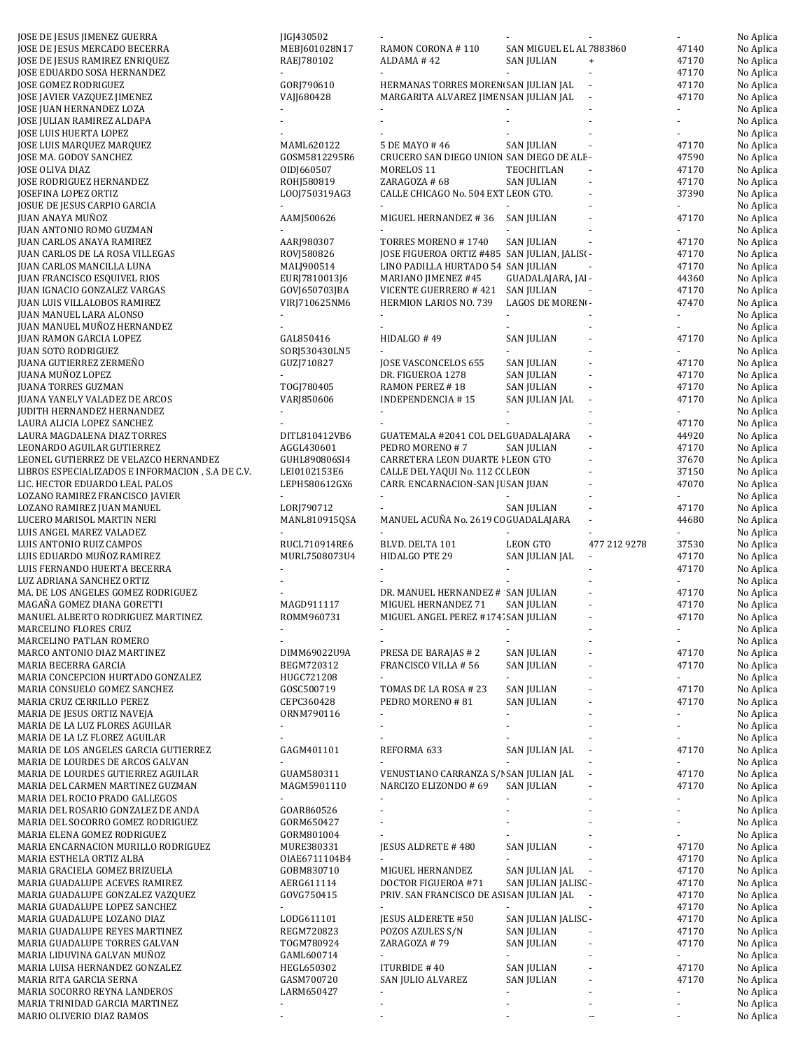| | | | | | | |
|---|---|---|---|---|---|---|
| JOSE DE JESUS JIMENEZ GUERRA | JIGJ430502 | - | - | - | - | No Aplica |
| JOSE DE JESUS MERCADO BECERRA | MEBJ601028N17 | RAMON CORONA # 110 | SAN MIGUEL EL AL | 7883860 | 47140 | No Aplica |
| JOSE DE JESUS RAMIREZ ENRIQUEZ | RAEJ780102 | ALDAMA # 42 | SAN JULIAN | + | 47170 | No Aplica |
| JOSE EDUARDO SOSA HERNANDEZ | - | - | - | - | 47170 | No Aplica |
| JOSE GOMEZ RODRIGUEZ | GORJ790610 | HERMANAS TORRES MOREN( | SAN JULIAN JAL | - | 47170 | No Aplica |
| JOSE JAVIER VAZQUEZ JIMENEZ | VAJJ680428 | MARGARITA ALVAREZ JIMEN | SAN JULIAN JAL | - | 47170 | No Aplica |
| JOSE JUAN HERNANDEZ LOZA | - | - | - | - | - | No Aplica |
| JOSE JULIAN RAMIREZ ALDAPA | - | - | - | - | - | No Aplica |
| JOSE LUIS HUERTA LOPEZ | - | - | - | - | - | No Aplica |
| JOSE LUIS MARQUEZ MARQUEZ | MAML620122 | 5 DE MAYO # 46 | SAN JULIAN | - | 47170 | No Aplica |
| JOSE MA. GODOY SANCHEZ | GOSM5812295R6 | CRUCERO SAN DIEGO UNION | SAN DIEGO DE ALE | - | 47590 | No Aplica |
| JOSE OLIVA DIAZ | OIDJ660507 | MORELOS 11 | TEOCHITLAN | - | 47170 | No Aplica |
| JOSE RODRIGUEZ HERNANDEZ | ROHJ580819 | ZARAGOZA # 68 | SAN JULIAN | - | 47170 | No Aplica |
| JOSEFINA LOPEZ ORTIZ | LOOJ750319AG3 | CALLE CHICAGO No. 504 EXT | LEON GTO. | - | 37390 | No Aplica |
| JOSUE DE JESUS CARPIO GARCIA | - | - | - | - | - | No Aplica |
| JUAN ANAYA MUÑOZ | AAMJ500626 | MIGUEL HERNANDEZ # 36 | SAN JULIAN | - | 47170 | No Aplica |
| JUAN ANTONIO ROMO GUZMAN | - | - | - | - | - | No Aplica |
| JUAN CARLOS ANAYA RAMIREZ | AARJ980307 | TORRES MORENO # 1740 | SAN JULIAN | - | 47170 | No Aplica |
| JUAN CARLOS DE LA ROSA VILLEGAS | ROVJ580826 | JOSE FIGUEROA ORTIZ #485 | SAN JULIAN, JALISC | - | 47170 | No Aplica |
| JUAN CARLOS MANCILLA LUNA | MALJ900514 | LINO PADILLA HURTADO 54 | SAN JULIAN | - | 47170 | No Aplica |
| JUAN FRANCISCO ESQUIVEL RIOS | EURJ7810013J6 | MARIANO JIMENEZ #45 | GUADALAJARA, JAL | - | 44360 | No Aplica |
| JUAN IGNACIO GONZALEZ VARGAS | GOVJ650703JBA | VICENTE GUERRERO # 421 | SAN JULIAN | - | 47170 | No Aplica |
| JUAN LUIS VILLALOBOS RAMIREZ | VIRJ710625NM6 | HERMION LARIOS NO. 739 | LAGOS DE MORENO | - | 47470 | No Aplica |
| JUAN MANUEL LARA ALONSO | - | - | - | - | - | No Aplica |
| JUAN MANUEL MUÑOZ HERNANDEZ | - | - | - | - | - | No Aplica |
| JUAN RAMON GARCIA LOPEZ | GAL850416 | HIDALGO # 49 | SAN JULIAN | - | 47170 | No Aplica |
| JUAN SOTO RODRIGUEZ | SORJ530430LN5 | - | - | - | - | No Aplica |
| JUANA GUTIERREZ ZERMEÑO | GUZJ710827 | JOSE VASCONCELOS 655 | SAN JULIAN | - | 47170 | No Aplica |
| JUANA MUÑOZ LOPEZ | - | DR. FIGUEROA 1278 | SAN JULIAN | - | 47170 | No Aplica |
| JUANA TORRES GUZMAN | TOGJ780405 | RAMON PEREZ # 18 | SAN JULIAN | - | 47170 | No Aplica |
| JUANA YANELY VALADEZ DE ARCOS | VARJ850606 | INDEPENDENCIA # 15 | SAN JULIAN JAL | - | 47170 | No Aplica |
| JUDITH HERNANDEZ HERNANDEZ | - | - | - | - | - | No Aplica |
| LAURA ALICIA LOPEZ SANCHEZ | - | - | - | - | 47170 | No Aplica |
| LAURA MAGDALENA DIAZ TORRES | DITL810412VB6 | GUATEMALA #2041 COL DEL | GUADALAJARA | - | 44920 | No Aplica |
| LEONARDO AGUILAR GUTIERREZ | AGGL430601 | PEDRO MORENO # 7 | SAN JULIAN | - | 47170 | No Aplica |
| LEONEL GUTIERREZ DE VELAZCO HERNANDEZ | GUHL890806SI4 | CARRETERA LEON DUARTE I | LEON GTO | - | 37670 | No Aplica |
| LIBROS ESPECIALIZADOS E INFORMACION , S.A DE C.V. | LEI0102153E6 | CALLE DEL YAQUI No. 112 CC | LEON | - | 37150 | No Aplica |
| LIC. HECTOR EDUARDO LEAL PALOS | LEPH580612GX6 | CARR. ENCARNACION-SAN JU | SAN JUAN | - | 47070 | No Aplica |
| LOZANO RAMIREZ FRANCISCO JAVIER | - | - | - | - | - | No Aplica |
| LOZANO RAMIREZ JUAN MANUEL | LORJ790712 | - | SAN JULIAN | - | 47170 | No Aplica |
| LUCERO MARISOL MARTIN NERI | MANL810915QSA | MANUEL ACUÑA No. 2619 CO | GUADALAJARA | - | 44680 | No Aplica |
| LUIS ANGEL MAREZ VALADEZ | - | - | - | - | - | No Aplica |
| LUIS ANTONIO RUIZ CAMPOS | RUCL710914RE6 | BLVD. DELTA 101 | LEON GTO | 477 212 9278 | 37530 | No Aplica |
| LUIS EDUARDO MUÑOZ RAMIREZ | MURL7508073U4 | HIDALGO PTE 29 | SAN JULIAN JAL | - | 47170 | No Aplica |
| LUIS FERNANDO HUERTA BECERRA | - | - | - | - | 47170 | No Aplica |
| LUZ ADRIANA SANCHEZ ORTIZ | - | - | - | - | - | No Aplica |
| MA. DE LOS ANGELES GOMEZ RODRIGUEZ | - | DR. MANUEL HERNANDEZ # | SAN JULIAN | - | 47170 | No Aplica |
| MAGAÑA GOMEZ DIANA GORETTI | MAGD911117 | MIGUEL HERNANDEZ 71 | SAN JULIAN | - | 47170 | No Aplica |
| MANUEL ALBERTO RODRIGUEZ MARTINEZ | ROMM960731 | MIGUEL ANGEL PEREZ #1747 | SAN JULIAN | - | 47170 | No Aplica |
| MARCELINO FLORES CRUZ | - | - | - | - | - | No Aplica |
| MARCELINO PATLAN ROMERO | - | - | - | - | - | No Aplica |
| MARCO ANTONIO DIAZ MARTINEZ | DIMM69022U9A | PRESA DE BARAJAS # 2 | SAN JULIAN | - | 47170 | No Aplica |
| MARIA BECERRA GARCIA | BEGM720312 | FRANCISCO VILLA # 56 | SAN JULIAN | - | 47170 | No Aplica |
| MARIA CONCEPCION HURTADO GONZALEZ | HUGC721208 | - | - | - | - | No Aplica |
| MARIA CONSUELO GOMEZ SANCHEZ | GOSC500719 | TOMAS DE LA ROSA # 23 | SAN JULIAN | - | 47170 | No Aplica |
| MARIA CRUZ CERRILLO PEREZ | CEPC360428 | PEDRO MORENO # 81 | SAN JULIAN | - | 47170 | No Aplica |
| MARIA DE JESUS ORTIZ NAVEJA | ORNM790116 | - | - | - | - | No Aplica |
| MARIA DE LA LUZ FLORES AGUILAR | - | - | - | - | - | No Aplica |
| MARIA DE LA LZ FLOREZ AGUILAR | - | - | - | - | - | No Aplica |
| MARIA DE LOS ANGELES GARCIA GUTIERREZ | GAGM401101 | REFORMA 633 | SAN JULIAN JAL | - | 47170 | No Aplica |
| MARIA DE LOURDES DE ARCOS GALVAN | - | - | - | - | - | No Aplica |
| MARIA DE LOURDES GUTIERREZ AGUILAR | GUAM580311 | VENUSTIANO CARRANZA S/N | SAN JULIAN JAL | - | 47170 | No Aplica |
| MARIA DEL CARMEN MARTINEZ GUZMAN | MAGM5901110 | NARCIZO ELIZONDO # 69 | SAN JULIAN | - | 47170 | No Aplica |
| MARIA DEL ROCIO PRADO GALLEGOS | - | - | - | - | - | No Aplica |
| MARIA DEL ROSARIO GONZALEZ DE ANDA | GOAR860526 | - | - | - | - | No Aplica |
| MARIA DEL SOCORRO GOMEZ RODRIGUEZ | GORM650427 | - | - | - | - | No Aplica |
| MARIA ELENA GOMEZ RODRIGUEZ | GORM801004 | - | - | - | - | No Aplica |
| MARIA ENCARNACION MURILLO RODRIGUEZ | MURE380331 | JESUS ALDRETE # 480 | SAN JULIAN | - | 47170 | No Aplica |
| MARIA ESTHELA ORTIZ ALBA | OIAE6711104B4 | - | - | - | 47170 | No Aplica |
| MARIA GRACIELA GOMEZ BRIZUELA | GOBM830710 | MIGUEL HERNANDEZ | SAN JULIAN JAL | - | 47170 | No Aplica |
| MARIA GUADALUPE ACEVES RAMIREZ | AERG611114 | DOCTOR FIGUEROA #71 | SAN JULIAN JALISC | - | 47170 | No Aplica |
| MARIA GUADALUPE GONZALEZ VAZQUEZ | GOVG750415 | PRIV. SAN FRANCISCO DE ASI | SAN JULIAN JAL | - | 47170 | No Aplica |
| MARIA GUADALUPE LOPEZ SANCHEZ | - | - | - | - | 47170 | No Aplica |
| MARIA GUADALUPE LOZANO DIAZ | LODG611101 | JESUS ALDERETE #50 | SAN JULIAN JALISC | - | 47170 | No Aplica |
| MARIA GUADALUPE REYES MARTINEZ | REGM720823 | POZOS AZULES S/N | SAN JULIAN | - | 47170 | No Aplica |
| MARIA GUADALUPE TORRES GALVAN | TOGM780924 | ZARAGOZA # 79 | SAN JULIAN | - | 47170 | No Aplica |
| MARIA LIDUVINA GALVAN MUÑOZ | GAML600714 | - | - | - | - | No Aplica |
| MARIA LUISA HERNANDEZ GONZALEZ | HEGL650302 | ITURBIDE # 40 | SAN JULIAN | - | 47170 | No Aplica |
| MARIA RITA GARCIA SERNA | GASM700720 | SAN JULIO ALVAREZ | SAN JULIAN | - | 47170 | No Aplica |
| MARIA SOCORRO REYNA LANDEROS | LARM650427 | - | - | - | - | No Aplica |
| MARIA TRINIDAD GARCIA MARTINEZ | - | - | - | - | - | No Aplica |
| MARIO OLIVERIO DIAZ RAMOS | - | - | - | -- | - | No Aplica |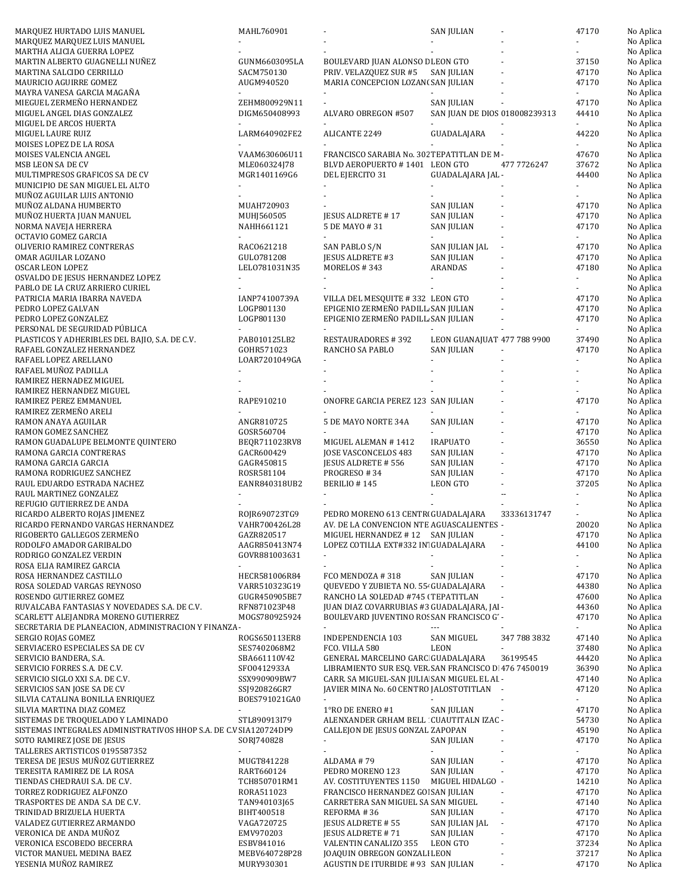| | | | | | | |
|---|---|---|---|---|---|---|
| MARQUEZ HURTADO LUIS MANUEL | MAHL760901 | - | SAN JULIAN | - | 47170 | No Aplica |
| MARQUEZ MARQUEZ LUIS MANUEL | - | - | - | - | - | No Aplica |
| MARTHA ALICIA GUERRA LOPEZ | - | - | - | - | - | No Aplica |
| MARTIN ALBERTO GUAGNELLI NUÑEZ | GUNM6603095LA | BOULEVARD JUAN ALONSO D | LEON GTO | - | 37150 | No Aplica |
| MARTINA SALCIDO CERRILLO | SACM750130 | PRIV. VELAZQUEZ SUR #5 | SAN JULIAN | - | 47170 | No Aplica |
| MAURICIO AGUIRRE GOMEZ | AUGM940520 | MARIA CONCEPCION LOZANO | SAN JULIAN | - | 47170 | No Aplica |
| MAYRA VANESA GARCIA MAGAÑA | - | - | - | - | - | No Aplica |
| MIEGUEL ZERMEÑO HERNANDEZ | ZEHM800929N11 | - | SAN JULIAN | - | 47170 | No Aplica |
| MIGUEL ANGEL DIAS GONZALEZ | DIGM650408993 | ALVARO OBREGON #507 | SAN JUAN DE DIOS | 018008239313 | 44410 | No Aplica |
| MIGUEL DE ARCOS HUERTA | - | - | - | - | - | No Aplica |
| MIGUEL LAURE RUIZ | LARM640902FE2 | ALICANTE 2249 | GUADALAJARA | - | 44220 | No Aplica |
| MOISES LOPEZ DE LA ROSA | - | - | - | - | - | No Aplica |
| MOISES VALENCIA ANGEL | VAAM630606U11 | FRANCISCO SARABIA No. 302 | TEPATITLAN DE M | - | 47670 | No Aplica |
| MSB LEON SA DE CV | MLE060324J78 | BLVD AEROPUERTO # 1401 | LEON GTO | 477 7726247 | 37672 | No Aplica |
| MULTIMPRESOS GRAFICOS SA DE CV | MGR1401169G6 | DEL EJERCITO 31 | GUADALAJARA JAL | - | 44400 | No Aplica |
| MUNICIPIO DE SAN MIGUEL EL ALTO | - | - | - | - | - | No Aplica |
| MUÑOZ AGUILAR LUIS ANTONIO | - | - | - | - | - | No Aplica |
| MUÑOZ ALDANA HUMBERTO | MUAH720903 | - | SAN JULIAN | - | 47170 | No Aplica |
| MUÑOZ HUERTA JUAN MANUEL | MUHJ560505 | JESUS ALDRETE # 17 | SAN JULIAN | - | 47170 | No Aplica |
| NORMA NAVEJA HERRERA | NAHH661121 | 5 DE MAYO # 31 | SAN JULIAN | - | 47170 | No Aplica |
| OCTAVIO GOMEZ GARCIA | - | - | - | - | - | No Aplica |
| OLIVERIO RAMIREZ CONTRERAS | RACO621218 | SAN PABLO S/N | SAN JULIAN JAL | - | 47170 | No Aplica |
| OMAR AGUILAR LOZANO | GULO781208 | JESUS ALDRETE #3 | SAN JULIAN | - | 47170 | No Aplica |
| OSCAR LEON LOPEZ | LELO781031N35 | MORELOS # 343 | ARANDAS | - | 47180 | No Aplica |
| OSVALDO DE JESUS HERNANDEZ LOPEZ | - | - | - | - | - | No Aplica |
| PABLO DE LA CRUZ ARRIERO CURIEL | - | - | - | - | - | No Aplica |
| PATRICIA MARIA IBARRA NAVEDA | IANP74100739A | VILLA DEL MESQUITE # 332 | LEON GTO | - | 47170 | No Aplica |
| PEDRO LOPEZ GALVAN | LOGP801130 | EPIGENIO ZERMEÑO PADILL | SAN JULIAN | - | 47170 | No Aplica |
| PEDRO LOPEZ GONZALEZ | LOGP801130 | EPIGENIO ZERMEÑO PADILL | SAN JULIAN | - | 47170 | No Aplica |
| PERSONAL DE SEGURIDAD PÚBLICA | - | - | - | - | - | No Aplica |
| PLASTICOS Y ADHERIBLES DEL BAJIO, S.A. DE C.V. | PAB010125LB2 | RESTAURADORES # 392 | LEON GUANAJUAT | 477 788 9900 | 37490 | No Aplica |
| RAFAEL GONZALEZ HERNANDEZ | GOHR571023 | RANCHO SA PABLO | SAN JULIAN | - | 47170 | No Aplica |
| RAFAEL LOPEZ ARELLANO | LOAR7201049GA | - | - | - | - | No Aplica |
| RAFAEL MUÑOZ PADILLA | - | - | - | - | - | No Aplica |
| RAMIREZ HERNADEZ MIGUEL | - | - | - | - | - | No Aplica |
| RAMIREZ HERNANDEZ MIGUEL | - | - | - | - | - | No Aplica |
| RAMIREZ PEREZ EMMANUEL | RAPE910210 | ONOFRE GARCIA PEREZ 123 | SAN JULIAN | - | 47170 | No Aplica |
| RAMIREZ ZERMEÑO ARELI | - | - | - | - | - | No Aplica |
| RAMON ANAYA AGUILAR | ANGR810725 | 5 DE MAYO NORTE 34A | SAN JULIAN | - | 47170 | No Aplica |
| RAMON GOMEZ SANCHEZ | GOSR560704 | - | - | - | 47170 | No Aplica |
| RAMON GUADALUPE BELMONTE QUINTERO | BEQR711023RV8 | MIGUEL ALEMAN # 1412 | IRAPUATO | - | 36550 | No Aplica |
| RAMONA GARCIA CONTRERAS | GACR600429 | JOSE VASCONCELOS 483 | SAN JULIAN | - | 47170 | No Aplica |
| RAMONA GARCIA GARCIA | GAGR450815 | JESUS ALDRETE # 556 | SAN JULIAN | - | 47170 | No Aplica |
| RAMONA RODRIGUEZ SANCHEZ | ROSR581104 | PROGRESO # 34 | SAN JULIAN | - | 47170 | No Aplica |
| RAUL EDUARDO ESTRADA NACHEZ | EANR840318UB2 | BERILIO # 145 | LEON GTO | - | 37205 | No Aplica |
| RAUL MARTINEZ GONZALEZ | - | - | - | -- | - | No Aplica |
| REFUGIO GUTIERREZ DE ANDA | - | - | - | - | - | No Aplica |
| RICARDO ALBERTO ROJAS JIMENEZ | ROJR690723TG9 | PEDRO MORENO 613 CENTR | GUADALAJARA | 33336131747 | - | No Aplica |
| RICARDO FERNANDO VARGAS HERNANDEZ | VAHR700426L28 | AV. DE LA CONVENCION NTE | AGUASCALIENTES | - | 20020 | No Aplica |
| RIGOBERTO GALLEGOS ZERMEÑO | GAZR820517 | MIGUEL HERNANDEZ # 12 | SAN JULIAN | - | 47170 | No Aplica |
| RODOLFO AMADOR GARIBALDO | AAGR850413N74 | LOPEZ COTILLA EXT#332 IN | GUADALAJARA | - | 44100 | No Aplica |
| RODRIGO GONZALEZ VERDIN | GOVR881003631 | - | - | - | - | No Aplica |
| ROSA ELIA RAMIREZ GARCIA | - | - | - | - | - | No Aplica |
| ROSA HERNANDEZ CASTILLO | HECR581006R84 | FCO MENDOZA # 318 | SAN JULIAN | - | 47170 | No Aplica |
| ROSA SOLEDAD VARGAS REYNOSO | VARR510323G19 | QUEVEDO Y ZUBIETA NO. 55 | GUADALAJARA | - | 44380 | No Aplica |
| ROSENDO GUTIERREZ GOMEZ | GUGR450905BE7 | RANCHO LA SOLEDAD #745 ( | TEPATITLAN | - | 47600 | No Aplica |
| RUVALCABA FANTASIAS Y NOVEDADES S.A. DE C.V. | RFN871023P48 | JUAN DIAZ COVARRUBIAS #3 | GUADALAJARA, JAL | - | 44360 | No Aplica |
| SCARLETT ALEJANDRA MORENO GUTIERREZ | MOGS780925924 | BOULEVARD JUVENTINO ROS | SAN FRANCISCO G | - | 47170 | No Aplica |
| SECRETARIA DE PLANEACION, ADMINISTRACION Y FINANZA | - | - | --- | - | - | No Aplica |
| SERGIO ROJAS GOMEZ | ROGS650113ER8 | INDEPENDENCIA 103 | SAN MIGUEL | 347 788 3832 | 47140 | No Aplica |
| SERVIACERO ESPECIALES SA DE CV | SES7402068M2 | FCO. VILLA 580 | LEON | - | 37480 | No Aplica |
| SERVICIO BANDERA, S.A. | SBA661110V42 | GENERAL MARCELINO GARC | GUADALAJARA | 36199545 | 44420 | No Aplica |
| SERVICIO FORRES S.A. DE C.V. | SF00412933A | LIBRAMIENTO SUR ESQ. VER | SAN FRANCISCO D | 476 7450019 | 36390 | No Aplica |
| SERVICIO SIGLO XXI S.A. DE C.V. | SSX990909BW7 | CARR. SA MIGUEL-SAN JULIA | SAN MIGUEL EL AL | - | 47140 | No Aplica |
| SERVICIOS SAN JOSE SA DE CV | SSJ920826GR7 | JAVIER MINA No. 60 CENTRO | JALOSTOTITLAN | - | 47120 | No Aplica |
| SILVIA CATALINA BONILLA ENRIQUEZ | BOES791021GA0 | - | - | - | - | No Aplica |
| SILVIA MARTINA DIAZ GOMEZ | - | 1°RO DE ENERO #1 | SAN JULIAN | - | 47170 | No Aplica |
| SISTEMAS DE TROQUELADO Y LAMINADO | STL890913I79 | ALENXANDER GRHAM BELL | CUAUTITALN IZAC | - | 54730 | No Aplica |
| SISTEMAS INTEGRALES ADMINISTRATIVOS HHOP S.A. DE C.V | SIA120724DP9 | CALLEJON DE JESUS GONZAL | ZAPOPAN | - | 45190 | No Aplica |
| SOTO RAMIREZ JOSE DE JESUS | SORJ740828 | - | SAN JULIAN | - | 47170 | No Aplica |
| TALLERES ARTISTICOS 0195587352 | - | - | - | - | - | No Aplica |
| TERESA DE JESUS MUÑOZ GUTIERREZ | MUGT841228 | ALDAMA # 79 | SAN JULIAN | - | 47170 | No Aplica |
| TERESITA RAMIREZ DE LA ROSA | RART660124 | PEDRO MORENO 123 | SAN JULIAN | - | 47170 | No Aplica |
| TIENDAS CHEDRAUI S.A. DE C.V. | TCH850701RM1 | AV. COSTITUYENTES 1150 | MIGUEL HIDALGO | - | 14210 | No Aplica |
| TORREZ RODRIGUEZ ALFONZO | RORA511023 | FRANCISCO HERNANDEZ GO | SAN JULIAN | - | 47170 | No Aplica |
| TRASPORTES DE ANDA SA DE C.V. | TAN940103J65 | CARRETERA SAN MIGUEL SA | SAN MIGUEL | - | 47140 | No Aplica |
| TRINIDAD BRIZUELA HUERTA | BIHT400518 | REFORMA # 36 | SAN JULIAN | - | 47170 | No Aplica |
| VALADEZ GUTIERREZ ARMANDO | VAGA720725 | JESUS ALDRETE # 55 | SAN JULIAN JAL | - | 47170 | No Aplica |
| VERONICA DE ANDA MUÑOZ | EMV970203 | JESUS ALDRETE # 71 | SAN JULIAN | - | 47170 | No Aplica |
| VERONICA ESCOBEDO BECERRA | ESBV841016 | VALENTIN CANALIZO 355 | LEON GTO | - | 37234 | No Aplica |
| VICTOR MANUEL MEDINA BAEZ | MEBV640728P28 | JOAQUIN OBREGON GONZALI | LEON | - | 37217 | No Aplica |
| YESENIA MUÑOZ RAMIREZ | MURY930301 | AGUSTIN DE ITURBIDE # 93 | SAN JULIAN | - | 47170 | No Aplica |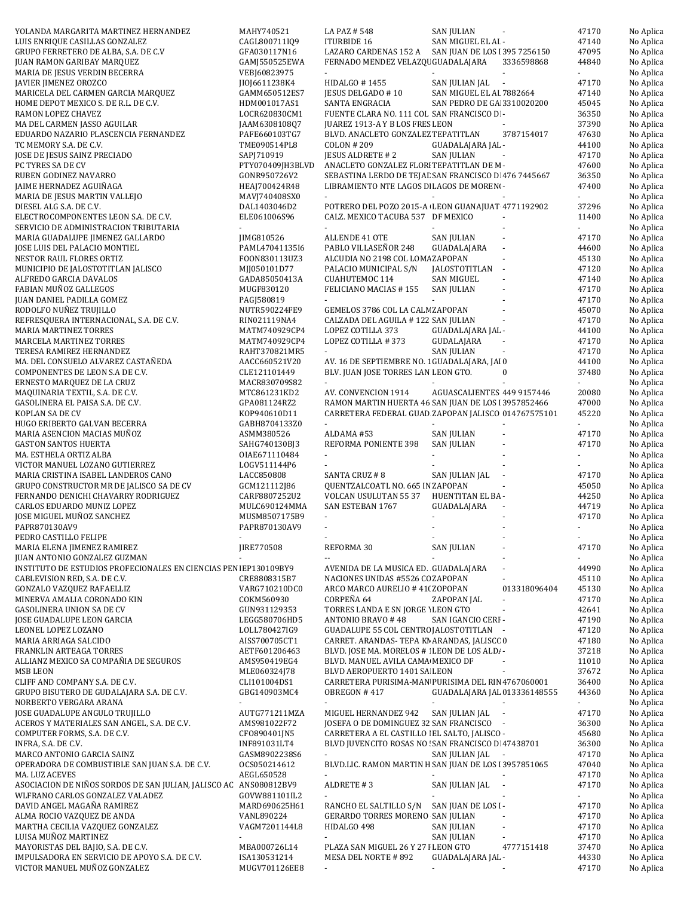| | | | | | | |
|---|---|---|---|---|---|---|
| YOLANDA MARGARITA MARTINEZ HERNANDEZ | MAHY740521 | LA PAZ # 548 | SAN JULIAN | - | 47170 | No Aplica |
| LUIS ENRIQUE CASILLAS GONZALEZ | CAGL800711IQ9 | ITURBIDE 16 | SAN MIGUEL EL AL | - | 47140 | No Aplica |
| GRUPO FERRETERO DE ALBA, S.A. DE C.V | GFA030117N16 | LAZARO CARDENAS 152 A | SAN JUAN DE LOS L | 395 7256150 | 47095 | No Aplica |
| JUAN RAMON GARIBAY MARQUEZ | GAMJ550525EWA | FERNADO MENDEZ VELAZQU | GUADALAJARA | 3336598868 | 44840 | No Aplica |
| MARIA DE JESUS VERDIN BECERRA | VEBJ60823975 | - | - | - | - | No Aplica |
| JAVIER JIMENEZ OROZCO | JIOJ6611238K4 | HIDALGO # 1455 | SAN JULIAN JAL | - | 47170 | No Aplica |
| MARICELA DEL CARMEN GARCIA MARQUEZ | GAMM650512ES7 | JESUS DELGADO # 10 | SAN MIGUEL EL AL | 7882664 | 47140 | No Aplica |
| HOME DEPOT MEXICO S. DE R.L. DE C.V. | HDM001017AS1 | SANTA ENGRACIA | SAN PEDRO DE GA | 3310020200 | 45045 | No Aplica |
| RAMON LOPEZ CHAVEZ | LOCR620830CM1 | FUENTE CLARA NO. 111 COL | SAN FRANCISCO D | - | 36350 | No Aplica |
| MA DEL CARMEN JASSO AGUILAR | JAAM6308108Q7 | JUAREZ 1913-A Y B LOS FRES | LEON | - | 37390 | No Aplica |
| EDUARDO NAZARIO PLASCENCIA FERNANDEZ | PAFE660103TG7 | BLVD. ANACLETO GONZALEZ | TEPATITLAN | 3787154017 | 47630 | No Aplica |
| TC MEMORY S.A. DE C.V. | TME090514PL8 | COLON # 209 | GUADALAJARA JAL | - | 44100 | No Aplica |
| JOSE DE JESUS SAINZ PRECIADO | SAPJ710919 | JESUS ALDRETE # 2 | SAN JULIAN | - | 47170 | No Aplica |
| PC TYRES SA DE CV | PTY070409JH3BLVD | ANACLETO GONZALEZ FLORI | TEPATITLAN DE M | - | 47600 | No Aplica |
| RUBEN GODINEZ NAVARRO | GONR950726V2 | SEBASTINA LERDO DE TEJAD | SAN FRANCISCO D | 476 7445667 | 36350 | No Aplica |
| JAIME HERNANDEZ AGUIÑAGA | HEAJ700424R48 | LIBRAMIENTO NTE LAGOS D | LAGOS DE MOREN | - | 47400 | No Aplica |
| MARIA DE JESUS MARTIN VALLEJO | MAVJ740408SX0 | - | - | - | - | No Aplica |
| DIESEL ALG S.A. DE C.V. | DAL1403046D2 | POTRERO DEL POZO 2015-A | LEON GUANAJUAT | 4771192902 | 37296 | No Aplica |
| ELECTROCOMPONENTES LEON S.A. DE C.V. | ELE061006S96 | CALZ. MEXICO TACUBA 537 | DF MEXICO | - | 11400 | No Aplica |
| SERVICIO DE ADMINISTRACION TRIBUTARIA | - | - | - | - | - | No Aplica |
| MARIA GUADALUPE JIMENEZ GALLARDO | JIMG810526 | ALLENDE 41 OTE | SAN JULIAN | - | 47170 | No Aplica |
| JOSE LUIS DEL PALACIO MONTIEL | PAML470411356 | PABLO VILLASEÑOR 248 | GUADALAJARA | - | 44600 | No Aplica |
| NESTOR RAUL FLORES ORTIZ | FOON830113UZ3 | ALCUDIA NO 2198 COL LOMA | ZAPOPAN | - | 45130 | No Aplica |
| MUNICIPIO DE JALOSTOTITLAN JALISCO | MJJ050101D77 | PALACIO MUNICIPAL S/N | JALOSTOTITLAN | - | 47120 | No Aplica |
| ALFREDO GARCIA DAVALOS | GADA85050413A | CUAHUTEMOC 114 | SAN MIGUEL | - | 47140 | No Aplica |
| FABIAN MUÑOZ GALLEGOS | MUGF830120 | FELICIANO MACIAS # 155 | SAN JULIAN | - | 47170 | No Aplica |
| JUAN DANIEL PADILLA GOMEZ | PAGJ580819 | - | - | - | 47170 | No Aplica |
| RODOLFO NUÑEZ TRUJILLO | NUTR590224FE9 | GEMELOS 3786 COL LA CALM | ZAPOPAN | - | 45070 | No Aplica |
| REFRESQUERA INTERNACIONAL, S.A. DE C.V. | RIN021119NA4 | CALZADA DEL AGUILA # 122 | SAN JULIAN | - | 47170 | No Aplica |
| MARIA MARTINEZ TORRES | MATM740929CP4 | LOPEZ COTILLA 373 | GUADALAJARA JAL | - | 44100 | No Aplica |
| MARCELA MARTINEZ TORRES | MATM740929CP4 | LOPEZ COTILLA # 373 | GUDALAJARA | - | 47170 | No Aplica |
| TERESA RAMIREZ HERNANDEZ | RAHT370821MR5 | - | SAN JULIAN | - | 47170 | No Aplica |
| MA. DEL CONSUELO ALVAREZ CASTAÑEDA | AACC660521V20 | AV. 16 DE SEPTIEMBRE NO. 1 | GUADALAJARA, JAL | 0 | 44100 | No Aplica |
| COMPONENTES DE LEON S.A DE C.V. | CLE121101449 | BLV. JUAN JOSE TORRES LAN | LEON GTO. | 0 | 37480 | No Aplica |
| ERNESTO MARQUEZ DE LA CRUZ | MACR830709S82 | - | - | - | - | No Aplica |
| MAQUINARIA TEXTIL, S.A. DE C.V. | MTC861231KD2 | AV. CONVENCION 1914 | AGUASCALIENTES | 449 9157446 | 20080 | No Aplica |
| GASOLINERA EL PAISA S.A. DE C.V. | GPA081124RZ2 | RAMON MARTIN HUERTA 46 | SAN JUAN DE LOS L | 3957852466 | 47000 | No Aplica |
| KOPLAN SA DE CV | KOP940610D11 | CARRETERA FEDERAL GUAD | ZAPOPAN JALISCO | 014767575101 | 45220 | No Aplica |
| HUGO ERIBERTO GALVAN BECERRA | GABH8704133Z0 | - | - | - | - | No Aplica |
| MARIA ASENCION MACIAS MUÑOZ | ASMM380526 | ALDAMA #53 | SAN JULIAN | - | 47170 | No Aplica |
| GASTON SANTOS HUERTA | SAHG740130BJ3 | REFORMA PONIENTE 398 | SAN JULIAN | - | 47170 | No Aplica |
| MA. ESTHELA ORTIZ ALBA | OIAE671110484 | - | - | - | - | No Aplica |
| VICTOR MANUEL LOZANO GUTIERREZ | LOGV511144P6 | - | - | - | - | No Aplica |
| MARIA CRISTINA ISABEL LANDEROS CANO | LACC850808 | SANTA CRUZ # 8 | SAN JULIAN JAL | - | 47170 | No Aplica |
| GRUPO CONSTRUCTOR MR DE JALISCO SA DE CV | GCM121112J86 | QUENTZALCOATL NO. 665 IN | ZAPOPAN | - | 45050 | No Aplica |
| FERNANDO DENICHI CHAVARRY RODRIGUEZ | CARF8807252U2 | VOLCAN USULUTAN 55 37 | HUENTITAN EL BA | - | 44250 | No Aplica |
| CARLOS EDUARDO MUNIZ LOPEZ | MULC690124MMA | SAN ESTEBAN 1767 | GUADALAJARA | - | 44719 | No Aplica |
| JOSE MIGUEL MUÑOZ SANCHEZ | MUSM8507175B9 | - | - | - | 47170 | No Aplica |
| PAPR870130AV9 | PAPR870130AV9 | - | - | - | - | No Aplica |
| PEDRO CASTILLO FELIPE | - | - | - | - | - | No Aplica |
| MARIA ELENA JIMENEZ RAMIREZ | JIRE770508 | REFORMA 30 | SAN JULIAN | - | 47170 | No Aplica |
| JUAN ANTONIO GONZALEZ GUZMAN | - | -- | - | - | - | No Aplica |
| INSTITUTO DE ESTUDIOS PROFECIONALES EN CIENCIAS PEN | IEP130109BY9 | AVENIDA DE LA MUSICA ED. | GUADALAJARA | - | 44990 | No Aplica |
| CABLEVISION RED, S.A. DE C.V. | CRE8808315B7 | NACIONES UNIDAS #5526 CO | ZAPOPAN | - | 45110 | No Aplica |
| GONZALO VAZQUEZ RAFAELLIZ | VARG710210DC0 | ARCO MARCO AURELIO # 41 | ZOPOPAN | 013318096404 | 45130 | No Aplica |
| MINERVA AMALIA CORONADO KIN | COKM560930 | CORPEÑA 64 | ZAPOPAN JAL | - | 47170 | No Aplica |
| GASOLINERA UNION SA DE CV | GUN931129353 | TORRES LANDA E SN JORGE | LEON GTO | - | 42641 | No Aplica |
| JOSE GUADALUPE LEON GARCIA | LEGG580706HD5 | ANTONIO BRAVO # 48 | SAN IGANCIO CERI | - | 47190 | No Aplica |
| LEONEL LOPEZ LOZANO | LOLL780427IG9 | GUADALUPE 55 COL CENTRO | JALOSTOTITLAN | - | 47120 | No Aplica |
| MARIA ARRIAGA SALCIDO | AISS700705CT1 | CARRET. ARANDAS- TEPA KM | ARANDAS, JALISCO | 0 | 47180 | No Aplica |
| FRANKLIN ARTEAGA TORRES | AETF601206463 | BLVD. JOSE MA. MORELOS # 1 | LEON DE LOS ALDA | - | 37218 | No Aplica |
| ALLIANZ MEXICO SA COMPAÑIA DE SEGUROS | AMS950419EG4 | BLVD. MANUEL AVILA CAMA | MEXICO DF | - | 11010 | No Aplica |
| MSB LEON | MLE060324J78 | BLVD AEROPUERTO 1401 SA | LEON | - | 37672 | No Aplica |
| CLIFF AND COMPANY S.A. DE C.V. | CLI101004DS1 | CARRETERA PURISIMA-MAN | PURISIMA DEL RIN | 4767060001 | 36400 | No Aplica |
| GRUPO BISUTERO DE GUDALAJARA S.A. DE C.V. | GBG140903MC4 | OBREGON # 417 | GUADALAJARA JAL | 013336148555 | 44360 | No Aplica |
| NORBERTO VERGARA ARANA | - | - | - | - | - | No Aplica |
| JOSE GUADALUPE ANGULO TRUJILLO | AUTG771211MZA | MIGUEL HERNANDEZ 942 | SAN JULIAN JAL | - | 47170 | No Aplica |
| ACEROS Y MATERIALES SAN ANGEL, S.A. DE C.V. | AMS981022F72 | JOSEFA O DE DOMINGUEZ 32 | SAN FRANCISCO | - | 36300 | No Aplica |
| COMPUTER FORMS, S.A. DE C.V. | CFO890401JN5 | CARRETERA A EL CASTILLO | EL SALTO, JALISCO | - | 45680 | No Aplica |
| INFRA, S.A. DE C.V. | INF891031LT4 | BLVD JUVENCITO ROSAS NO | SAN FRANCISCO D | 47438701 | 36300 | No Aplica |
| MARCO ANTONIO GARCIA SAINZ | GASM8902238S6 | - | SAN JULIAN JAL | - | 47170 | No Aplica |
| OPERADORA DE COMBUSTIBLE SAN JUAN S.A. DE C.V. | OCS050214612 | BLVD.LIC. RAMON MARTIN H | SAN JUAN DE LOS L | 3957851065 | 47040 | No Aplica |
| MA. LUZ ACEVES | AEGL650528 | - | - | - | 47170 | No Aplica |
| ASOCIACION DE NIÑOS SORDOS DE SAN JULIAN, JALISCO AC | ANS080812BV9 | ALDRETE # 3 | SAN JULIAN JAL | - | 47170 | No Aplica |
| WLFRANO CARLOS GONZALEZ VALADEZ | GOVW881101IL2 | - | - | - | - | No Aplica |
| DAVID ANGEL MAGAÑA RAMIREZ | MARD690625H61 | RANCHO EL SALTILLO S/N | SAN JUAN DE LOS L | - | 47170 | No Aplica |
| ALMA ROCIO VAZQUEZ DE ANDA | VANL890224 | GERARDO TORRES MORENO | SAN JULIAN | - | 47170 | No Aplica |
| MARTHA CECILIA VAZQUEZ GONZALEZ | VAGM7201144L8 | HIDALGO 498 | SAN JULIAN | - | 47170 | No Aplica |
| LUISA MUÑOZ MARTINEZ | - | - | SAN JULIAN | - | 47170 | No Aplica |
| MAYORISTAS DEL BAJIO, S.A. DE C.V. | MBA000726L14 | PLAZA SAN MIGUEL 26 Y 27 F | LEON GTO | 4777151418 | 37470 | No Aplica |
| IMPULSADORA EN SERVICIO DE APOYO S.A. DE C.V. | ISA130531214 | MESA DEL NORTE # 892 | GUADALAJARA JAL | - | 44330 | No Aplica |
| VICTOR MANUEL MUÑOZ GONZALEZ | MUGV701126EE8 | - | - | - | 47170 | No Aplica |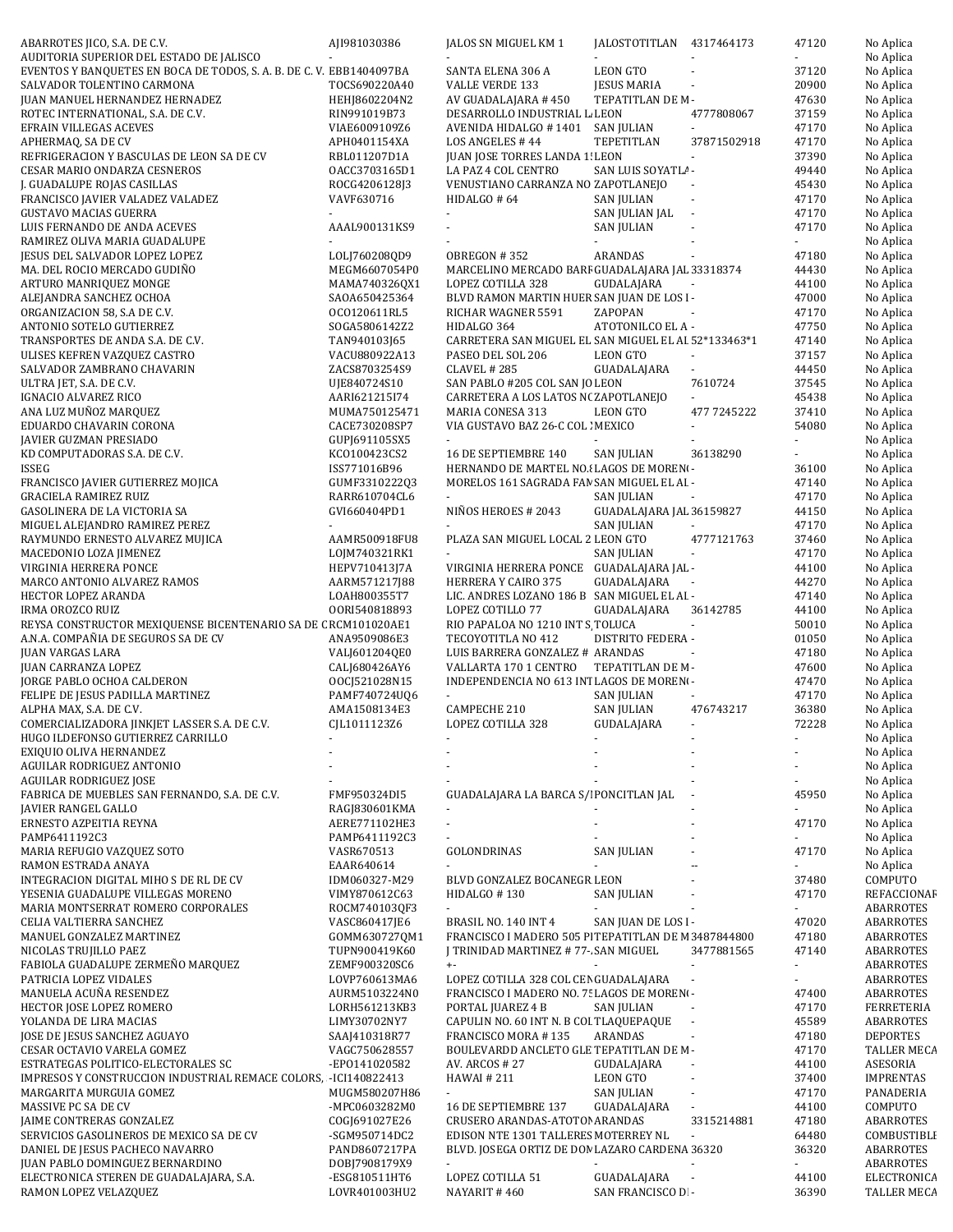| | | | | | | |
|---|---|---|---|---|---|---|
| ABARROTES JICO, S.A. DE C.V. | AJI981030386 | JALOS SN MIGUEL KM 1 | JALOSTOTITLAN | 4317464173 | 47120 | No Aplica |
| AUDITORIA SUPERIOR DEL ESTADO DE JALISCO | - | - | - | - | - | No Aplica |
| EVENTOS Y BANQUETES EN BOCA DE TODOS, S. A. B. DE C. V. | EBB1404097BA | SANTA ELENA 306 A | LEON GTO | - | 37120 | No Aplica |
| SALVADOR TOLENTINO CARMONA | TOCS690220A40 | VALLE VERDE 133 | JESUS MARIA | - | 20900 | No Aplica |
| JUAN MANUEL HERNANDEZ HERNADEZ | HEHJ8602204N2 | AV GUADALAJARA # 450 | TEPATITLAN DE M | - | 47630 | No Aplica |
| ROTEC INTERNATIONAL, S.A. DE C.V. | RIN991019B73 | DESARROLLO INDUSTRIAL L | LEON | 4777808067 | 37159 | No Aplica |
| EFRAIN VILLEGAS ACEVES | VIAE6009109Z6 | AVENIDA HIDALGO # 1401 | SAN JULIAN | - | 47170 | No Aplica |
| APHERMAQ, SA DE CV | APH0401154XA | LOS ANGELES # 44 | TEPETITLAN | 37871502918 | 47170 | No Aplica |
| REFRIGERACION Y BASCULAS DE LEON SA DE CV | RBL011207D1A | JUAN JOSE TORRES LANDA 1 | LEON | - | 37390 | No Aplica |
| CESAR MARIO ONDARZA CESNEROS | OACC3703165D1 | LA PAZ 4 COL CENTRO | SAN LUIS SOYATLA | - | 49440 | No Aplica |
| J. GUADALUPE ROJAS CASILLAS | ROCG4206128J3 | VENUSTIANO CARRANZA NO | ZAPOTLANEJO | - | 45430 | No Aplica |
| FRANCISCO JAVIER VALADEZ VALADEZ | VAVF630716 | HIDALGO # 64 | SAN JULIAN | - | 47170 | No Aplica |
| GUSTAVO MACIAS GUERRA | - | - | SAN JULIAN JAL | - | 47170 | No Aplica |
| LUIS FERNANDO DE ANDA ACEVES | AAAL900131KS9 | - | SAN JULIAN | - | 47170 | No Aplica |
| RAMIREZ OLIVA MARIA GUADALUPE | - | - | - | - | - | No Aplica |
| JESUS DEL SALVADOR LOPEZ LOPEZ | LOLJ760208QD9 | OBREGON # 352 | ARANDAS | - | 47180 | No Aplica |
| MA. DEL ROCIO MERCADO GUDIÑO | MEGM6607054P0 | MARCELINO MERCADO BARR | GUADALAJARA JAL | 33318374 | 44430 | No Aplica |
| ARTURO MANRIQUEZ MONGE | MAMA740326QX1 | LOPEZ COTILLA 328 | GUADALAJARA | - | 44100 | No Aplica |
| ALEJANDRA SANCHEZ OCHOA | SAOA650425364 | BLVD RAMON MARTIN HUER | SAN JUAN DE LOS L | - | 47000 | No Aplica |
| ORGANIZACION 58, S.A DE C.V. | OCO120611RL5 | RICHAR WAGNER 5591 | ZAPOPAN | - | 47170 | No Aplica |
| ANTONIO SOTELO GUTIERREZ | SOGA5806142Z2 | HIDALGO 364 | ATOTONILCO EL A | - | 47750 | No Aplica |
| TRANSPORTES DE ANDA S.A. DE C.V. | TAN940103J65 | CARRETERA SAN MIGUEL EL | SAN MIGUEL EL AL | 52*133463*1 | 47140 | No Aplica |
| ULISES KEFREN VAZQUEZ CASTRO | VACU880922A13 | PASEO DEL SOL 206 | LEON GTO | - | 37157 | No Aplica |
| SALVADOR ZAMBRANO CHAVARIN | ZACS8703254S9 | CLAVEL # 285 | GUADALAJARA | - | 44450 | No Aplica |
| ULTRA JET, S.A. DE C.V. | UJE840724S10 | SAN PABLO #205 COL SAN JO | LEON | 7610724 | 37545 | No Aplica |
| IGNACIO ALVAREZ RICO | AARI621215I74 | CARRETERA A LOS LATOS NO | ZAPOTLANEJO | - | 45438 | No Aplica |
| ANA LUZ MUÑOZ MARQUEZ | MUMA750125471 | MARIA CONESA 313 | LEON GTO | 477 7245222 | 37410 | No Aplica |
| EDUARDO CHAVARIN CORONA | CACE730208SP7 | VIA GUSTAVO BAZ 26-C COL | MEXICO | - | 54080 | No Aplica |
| JAVIER GUZMAN PRESIADO | GUPJ691105SX5 | - | - | - | - | No Aplica |
| KD COMPUTADORAS S.A. DE C.V. | KCO100423CS2 | 16 DE SEPTIEMBRE 140 | SAN JULIAN | 36138290 | - | No Aplica |
| ISSEG | ISS771016B96 | HERNANDO DE MARTEL NO. | LAGOS DE MORENO | - | 36100 | No Aplica |
| FRANCISCO JAVIER GUTIERREZ MOJICA | GUMF3310222Q3 | MORELOS 161 SAGRADA FAM | SAN MIGUEL EL AL | - | 47140 | No Aplica |
| GRACIELA RAMIREZ RUIZ | RARR610704CL6 | - | SAN JULIAN | - | 47170 | No Aplica |
| GASOLINERA DE LA VICTORIA SA | GVI660404PD1 | NIÑOS HEROES # 2043 | GUADALAJARA JAL | 36159827 | 44150 | No Aplica |
| MIGUEL ALEJANDRO RAMIREZ PEREZ | - | - | SAN JULIAN | - | 47170 | No Aplica |
| RAYMUNDO ERNESTO ALVAREZ MUJICA | AAMR500918FU8 | PLAZA SAN MIGUEL LOCAL 2 | LEON GTO | 4777121763 | 37460 | No Aplica |
| MACEDONIO LOZA JIMENEZ | LOJM740321RK1 | - | SAN JULIAN | - | 47170 | No Aplica |
| VIRGINIA HERRERA PONCE | HEPV710413J7A | VIRGINIA HERRERA PONCE | GUADALAJARA JAL | - | 44100 | No Aplica |
| MARCO ANTONIO ALVAREZ RAMOS | AARM571217J88 | HERRERA Y CAIRO 375 | GUADALAJARA | - | 44270 | No Aplica |
| HECTOR LOPEZ ARANDA | LOAH800355T7 | LIC. ANDRES LOZANO 186 B | SAN MIGUEL EL AL | - | 47140 | No Aplica |
| IRMA OROZCO RUIZ | OORI540818893 | LOPEZ COTILLO 77 | GUADALAJARA | 36142785 | 44100 | No Aplica |
| REYSA CONSTRUCTOR MEXIQUENSE BICENTENARIO SA DE C | RCM101020AE1 | RIO PAPALOA NO 1210 INT S | TOLUCA | - | 50010 | No Aplica |
| A.N.A. COMPAÑIA DE SEGUROS SA DE CV | ANA9509086E3 | TECOYOTITLA NO 412 | DISTRITO FEDERA | - | 01050 | No Aplica |
| JUAN VARGAS LARA | VALJ601204QE0 | LUIS BARRERA GONZALEZ # | ARANDAS | - | 47180 | No Aplica |
| JUAN CARRANZA LOPEZ | CALJ680426AY6 | VALLARTA 170 1 CENTRO | TEPATITLAN DE M | - | 47600 | No Aplica |
| JORGE PABLO OCHOA CALDERON | OOCJ521028N15 | INDEPENDENCIA NO 613 INT | LAGOS DE MORENO | - | 47470 | No Aplica |
| FELIPE DE JESUS PADILLA MARTINEZ | PAMF740724UQ6 | - | SAN JULIAN | - | 47170 | No Aplica |
| ALPHA MAX, S.A. DE C.V. | AMA1508134E3 | CAMPECHE 210 | SAN JULIAN | 476743217 | 36380 | No Aplica |
| COMERCIALIZADORA JINKJET LASSER S.A. DE C.V. | CJL1011123Z6 | LOPEZ COTILLA 328 | GUDALAJARA | - | 72228 | No Aplica |
| HUGO ILDEFONSO GUTIERREZ CARRILLO | - | - | - | - | - | No Aplica |
| EXIQUIO OLIVA HERNANDEZ | - | - | - | - | - | No Aplica |
| AGUILAR RODRIGUEZ ANTONIO | - | - | - | - | - | No Aplica |
| AGUILAR RODRIGUEZ JOSE | - | - | - | - | - | No Aplica |
| FABRICA DE MUEBLES SAN FERNANDO, S.A. DE C.V. | FMF950324DI5 | GUADALAJARA LA BARCA S/N | PONCITLAN JAL | - | 45950 | No Aplica |
| JAVIER RANGEL GALLO | RAGJ830601KMA | - | - | - | - | No Aplica |
| ERNESTO AZPEITIA REYNA | AERE771102HE3 | - | - | - | 47170 | No Aplica |
| PAMP6411192C3 | PAMP6411192C3 | - | - | - | - | No Aplica |
| MARIA REFUGIO VAZQUEZ SOTO | VASR670513 | GOLONDRINAS | SAN JULIAN | - | 47170 | No Aplica |
| RAMON ESTRADA ANAYA | EAAR640614 | - | - | -- | - | No Aplica |
| INTEGRACION DIGITAL MIHO S DE RL DE CV | IDM060327-M29 | BLVD GONZALEZ BOCANEGR | LEON | - | 37480 | COMPUTO |
| YESENIA GUADALUPE VILLEGAS MORENO | VIMY870612C63 | HIDALGO # 130 | SAN JULIAN | - | 47170 | REFACCIONAR |
| MARIA MONTSERRAT ROMERO CORPORALES | ROCM740103QF3 | - | - | - | - | ABARROTES |
| CELIA VALTIERRA SANCHEZ | VASC860417JE6 | BRASIL NO. 140 INT 4 | SAN JUAN DE LOS L | - | 47020 | ABARROTES |
| MANUEL GONZALEZ MARTINEZ | GOMM630727QM1 | FRANCISCO I MADERO 505 PI | TEPATITLAN DE M | 3487844800 | 47180 | ABARROTES |
| NICOLAS TRUJILLO PAEZ | TUPN900419K60 | J TRINIDAD MARTINEZ # 77- | SAN MIGUEL | 3477881565 | 47140 | ABARROTES |
| FABIOLA GUADALUPE ZERMEÑO MARQUEZ | ZEMF900320SC6 | +- | - | - | - | ABARROTES |
| PATRICIA LOPEZ VIDALES | LOVP760613MA6 | LOPEZ COTILLA 328 COL CEN | GUADALAJARA | - | - | ABARROTES |
| MANUELA ACUÑA RESENDEZ | AURM5103224N0 | FRANCISCO I MADERO NO. 7 | LAGOS DE MORENO | - | 47400 | ABARROTES |
| HECTOR JOSE LOPEZ ROMERO | LORH561213KB3 | PORTAL JUAREZ 4 B | SAN JULIAN | - | 47170 | FERRETERIA |
| YOLANDA DE LIRA MACIAS | LIMY30702NY7 | CAPULIN NO. 60 INT N. B COL | TLAQUEPAQUE | - | 45589 | ABARROTES |
| JOSE DE JESUS SANCHEZ AGUAYO | SAAJ410318R77 | FRANCISCO MORA # 135 | ARANDAS | - | 47180 | DEPORTES |
| CESAR OCTAVIO VARELA GOMEZ | VAGC750628557 | BOULEVARDD ANCLETO GLE | TEPATITLAN DE M | - | 47170 | TALLER MECA |
| ESTRATEGAS POLITICO-ELECTORALES SC | -EPO141020582 | AV. ARCOS # 27 | GUDALAJARA | - | 44100 | ASESORIA |
| IMPRESOS Y CONSTRUCCION INDUSTRIAL REMACE COLORS, | -ICI140822413 | HAWAI # 211 | LEON GTO | - | 37400 | IMPRENTAS |
| MARGARITA MURGUIA GOMEZ | MUGM580207H86 | - | SAN JULIAN | - | 47170 | PANADERIA |
| MASSIVE PC SA DE CV | -MPC0603282M0 | 16 DE SEPTIEMBRE 137 | GUADALAJARA | - | 44100 | COMPUTO |
| JAIME CONTRERAS GONZALEZ | COGJ691027E26 | CRUSERO ARANDAS-ATOTON | ARANDAS | 3315214881 | 47180 | ABARROTES |
| SERVICIOS GASOLINEROS DE MEXICO SA DE CV | -SGM950714DC2 | EDISON NTE 1301 TALLERES | MOTERREY NL | - | 64480 | COMBUSTIBLE |
| DANIEL DE JESUS PACHECO NAVARRO | PAND8607217PA | BLVD. JOSEGA ORTIZ DE DOM | LAZARO CARDENA | 36320 | 36320 | ABARROTES |
| JUAN PABLO DOMINGUEZ BERNARDINO | DOBJ7908179X9 | - | - | - | - | ABARROTES |
| ELECTRONICA STEREN DE GUADALAJARA, S.A. | -ESG810511HT6 | LOPEZ COTILLA 51 | GUADALAJARA | - | 44100 | ELECTRONICA |
| RAMON LOPEZ VELAZQUEZ | LOVR401003HU2 | NAYARIT # 460 | SAN FRANCISCO D | - | 36390 | TALLER MECA |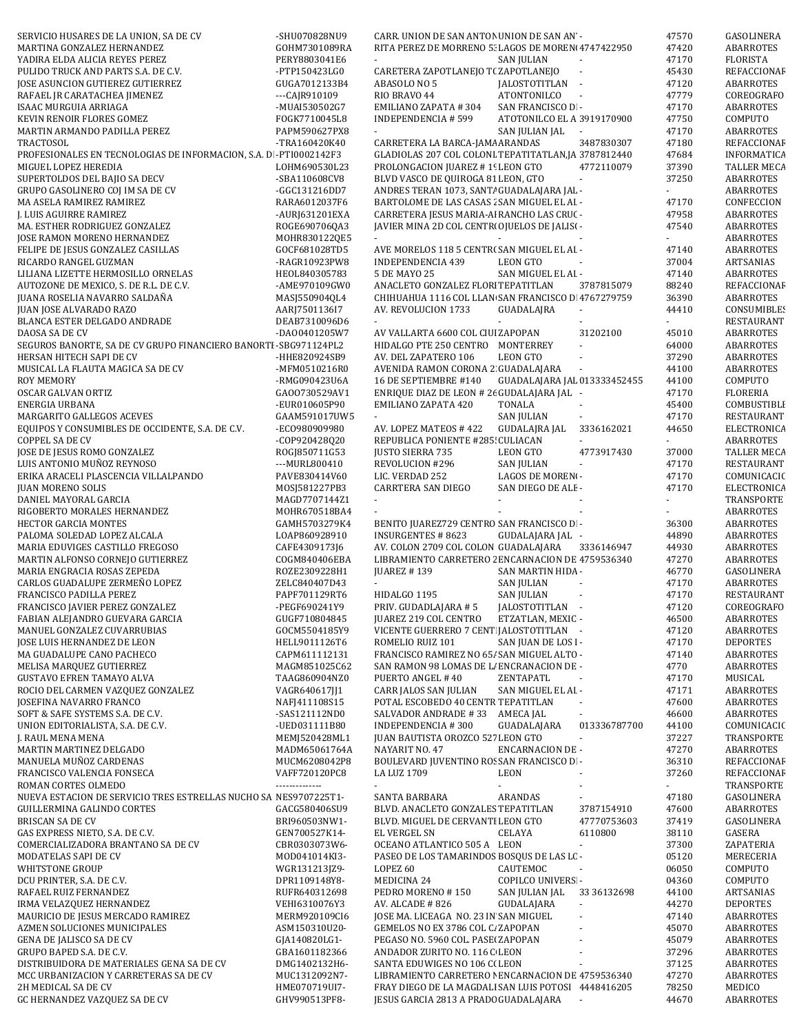| | | | | | | |
|---|---|---|---|---|---|---|
| SERVICIO HUSARES DE LA UNION, SA DE CV | -SHU070828NU9 | CARR. UNION DE SAN ANTON | UNION DE SAN AN' | - | 47570 | GASOLINERA |
| MARTINA GONZALEZ HERNANDEZ | GOHM7301089RA | RITA PEREZ DE MORRENO 53 | LAGOS DE MOREN | 4747422950 | 47420 | ABARROTES |
| YADIRA ELDA ALICIA REYES PEREZ | PERY8803041E6 | - | SAN JULIAN | - | 47170 | FLORISTA |
| PULIDO TRUCK AND PARTS S.A. DE C.V. | -PTP150423LG0 | CARETERA ZAPOTLANEJO TC | ZAPOTLANEJO | - | 45430 | REFACCIONAR |
| JOSE ASUNCION GUTIERREZ GUTIERREZ | GUGA7012133B4 | ABASOLO NO 5 | JALOSTOTITLAN | - | 47120 | ABARROTES |
| RAFAEL JR CARATACHEA JIMENEZ | ---CAJR910109 | RIO BRAVO 44 | ATONTONILCO | - | 47779 | COREOGRAFO |
| ISAAC MURGUIA ARRIAGA | -MUAI530502G7 | EMILIANO ZAPATA # 304 | SAN FRANCISCO DI | - | 47170 | ABARROTES |
| KEVIN RENOIR FLORES GOMEZ | FOGK7710045L8 | INDEPENDENCIA # 599 | ATOTONILCO EL A | 3919170900 | 47750 | COMPUTO |
| MARTIN ARMANDO PADILLA PEREZ | PAPM590627PX8 | - | SAN JULIAN JAL | - | 47170 | ABARROTES |
| TRACTOSOL | -TRA160420K40 | CARRETERA LA BARCA-JAMA | ARANDAS | 3487830307 | 47180 | REFACCIONAR |
| PROFESIONALES EN TECNOLOGIAS DE INFORMACION, S.A. DI | -PTI0002142F3 | GLADIOLAS 207 COL COLONI | TEPATITLATLAN,JA | 3787812440 | 47684 | INFORMATICA |
| MIGUEL LOPEZ HEREDIA | LOHM690530L23 | PROLONGACION JUAREZ # 19 | LEON GTO | 4772110079 | 37390 | TALLER MECA |
| SUPERTOLDOS DEL BAJIO SA DECV | -SBA110608CV8 | BLVD VASCO DE QUIROGA 81 | LEON, GTO | - | 37250 | ABARROTES |
| GRUPO GASOLINERO COJ IM SA DE CV | -GGC131216DD7 | ANDRES TERAN 1073, SANTA | GUADALAJARA JAL | - | - | ABARROTES |
| MA ASELA RAMIREZ RAMIREZ | RARA6012037F6 | BARTOLOME DE LAS CASAS 2 | SAN MIGUEL EL AL | - | 47170 | CONFECCION |
| J. LUIS AGUIRRE RAMIREZ | -AURJ631201EXA | CARRETERA JESUS MARIA-AI | RANCHO LAS CRUC | - | 47958 | ABARROTES |
| MA. ESTHER RODRIGUEZ GONZALEZ | ROGE690706QA3 | JAVIER MINA 2D COL CENTR | OJUELOS DE JALIS | - | 47540 | ABARROTES |
| JOSE RAMON MORENO HERNANDEZ | MOHR830122QE5 | - | - | - | - | ABARROTES |
| FELIPE DE JESUS GONZALEZ CASILLAS | GOCF681028TD5 | AVE MORELOS 118 5 CENTRO | SAN MIGUEL EL AL | - | 47140 | ABARROTES |
| RICARDO RANGEL GUZMAN | -RAGR10923PW8 | INDEPENDENCIA 439 | LEON GTO | - | 37004 | ARTSANIAS |
| LILIANA LIZETTE HERMOSILLO ORNELAS | HEOL840305783 | 5 DE MAYO 25 | SAN MIGUEL EL AL | - | 47140 | ABARROTES |
| AUTOZONE DE MEXICO, S. DE R.L. DE C.V. | -AME970109GW0 | ANACLETO GONZALEZ FLORI | TEPATITLAN | 3787815079 | 88240 | REFACCIONAR |
| JUANA ROSELIA NAVARRO SALDAÑA | MASJ550904QL4 | CHIHUAHUA 1116 COL LLAN | SAN FRANCISCO DI | 4767279759 | 36390 | ABARROTES |
| JUAN JOSE ALVARADO RAZO | AARJ750113617 | AV. REVOLUCION 1733 | GUADALAJRA | - | 44410 | CONSUMIBLES |
| BLANCA ESTER DELGADO ANDRADE | DEAB7310096D6 | - | - | - | - | RESTAURANT |
| DAOSA SA DE CV | -DAO0401205W7 | AV VALLARTA 6600 COL CIUI | ZAPOPAN | 31202100 | 45010 | ABARROTES |
| SEGUROS BANORTE, SA DE CV GRUPO FINANCIERO BANORTE | -SBG971124PL2 | HIDALGO PTE 250 CENTRO | MONTERREY | - | 64000 | ABARROTES |
| HERSAN HITECH SAPI DE CV | -HHE820924SB9 | AV. DEL ZAPATERO 106 | LEON GTO | - | 37290 | ABARROTES |
| MUSICAL LA FLAUTA MAGICA SA DE CV | -MFM0510216R0 | AVENIDA RAMON CORONA 2 | GUADALAJARA | - | 44100 | ABARROTES |
| ROY MEMORY | -RMG090423U6A | 16 DE SEPTIEMBRE #140 | GUADALAJARA JAL | 013333452455 | 44100 | COMPUTO |
| OSCAR GALVAN ORTIZ | GAOO730529AV1 | ENRIQUE DIAZ DE LEON # 26 | GUDALAJARA JAL | - | 47170 | FLORERIA |
| ENERGIA URBANA | -EUR010605P90 | EMILIANO ZAPATA 420 | TONALA | - | 45400 | COMBUSTIBLE |
| MARGARITO GALLEGOS ACEVES | GAAM591017UW5 | - | SAN JULIAN | - | 47170 | RESTAURANT |
| EQUIPOS Y CONSUMIBLES DE OCCIDENTE, S.A. DE C.V. | -ECO980909980 | AV. LOPEZ MATEOS # 422 | GUDALAJRA JAL | 3336162021 | 44650 | ELECTRONICA |
| COPPEL SA DE CV | -COP920428Q20 | REPUBLICA PONIENTE #285 | CULIACAN | - | - | ABARROTES |
| JOSE DE JESUS ROMO GONZALEZ | ROGJ850711G53 | JUSTO SIERRA 735 | LEON GTO | 4773917430 | 37000 | TALLER MECA |
| LUIS ANTONIO MUÑOZ REYNOSO | ---MURL800410 | REVOLUCION #296 | SAN JULIAN | - | 47170 | RESTAURANT |
| ERIKA ARACELI PLASCENCIA VILLALPANDO | PAVE830414V60 | LIC. VERDAD 252 | LAGOS DE MOREN | - | 47170 | COMUNICACIO |
| JUAN MORENO SOLIS | MOSJ581227PB3 | CARRTERA SAN DIEGO | SAN DIEGO DE ALE | - | 47170 | ELECTRONICA |
| DANIEL MAYORAL GARCIA | MAGD7707144Z1 | - | - | - | - | TRANSPORTE |
| RIGOBERTO MORALES HERNANDEZ | MOHR670518BA4 | - | - | - | - | ABARROTES |
| HECTOR GARCIA MONTES | GAMH5703279K4 | BENITO JUAREZ729 CENTRO | SAN FRANCISCO DI | - | 36300 | ABARROTES |
| PALOMA SOLEDAD LOPEZ ALCALA | LOAP860928910 | INSURGENTES # 8623 | GUDALAJARA JAL | - | 44890 | ABARROTES |
| MARIA EDUVIGES CASTILLO FREGOSO | CAFE4309173J6 | AV. COLON 2709 COL COLON | GUADALAJARA | 3336146947 | 44930 | ABARROTES |
| MARTIN ALFONSO CORNEJO GUTIERREZ | COGM840406EBA | LIBRAMIENTO CARRETERO 2 | ENCARNACION DE | 4759536340 | 47270 | ABARROTES |
| MARIA ENGRACIA ROSAS ZEPEDA | ROZE2309228H1 | JUAREZ # 139 | SAN MARTIN HIDA | - | 46770 | GASOLINERA |
| CARLOS GUADALUPE ZERMEÑO LOPEZ | ZELC840407D43 | - | SAN JULIAN | - | 47170 | ABARROTES |
| FRANCISCO PADILLA PEREZ | PAPF701129RT6 | HIDALGO 1195 | SAN JULIAN | - | 47170 | RESTAURANT |
| FRANCISCO JAVIER PEREZ GONZALEZ | -PEGF690241Y9 | PRIV. GUDADLAJARA # 5 | JALOSTOTITLAN | - | 47120 | COREOGRAFO |
| FABIAN ALEJANDRO GUEVARA GARCIA | GUGF710804845 | JUAREZ 219 COL CENTRO | ETZATLAN, MEXIC | - | 46500 | ABARROTES |
| MANUEL GONZALEZ CUVARRUBIAS | GOCM5504185Y9 | VICENTE GUERRERO 7 CENT | JALOSTOTITLAN | - | 47120 | ABARROTES |
| JOSE LUIS HERNANDEZ DE LEON | HELL9011126T6 | ROMELIO RUIZ 101 | SAN JUAN DE LOS I | - | 47170 | DEPORTES |
| MA GUADALUPE CANO PACHECO | CAPM611112131 | FRANCISCO RAMIREZ NO 65 | SAN MIGUEL ALTO | - | 47140 | ABARROTES |
| MELISA MARQUEZ GUTIERREZ | MAGM851025C62 | SAN RAMON 98 LOMAS DE LA | ENCRANACION DE | - | 4770 | ABARROTES |
| GUSTAVO EFREN TAMAYO ALVA | TAAG860904NZ0 | PUERTO ANGEL # 40 | ZENTAPATL | - | 47170 | MUSICAL |
| ROCIO DEL CARMEN VAZQUEZ GONZALEZ | VAGR640617JJ1 | CARR JALOS SAN JULIAN | SAN MIGUEL EL AL | - | 47171 | ABARROTES |
| JOSEFINA NAVARRO FRANCO | NAFJ411108S15 | POTAL ESCOBEDO 40 CENTR | TEPATITLAN | - | 47600 | ABARROTES |
| SOFT & SAFE SYSTEMS S.A. DE C.V. | -SAS121112ND0 | SALVADOR ANDRADE # 33 | AMECA JAL | - | 46600 | ABARROTES |
| UNION EDITORIALISTA, S.A. DE C.V. | -UED031111B80 | INDEPENDENCIA # 300 | GUADALAJARA | 013336787700 | 44100 | COMUNICACIO |
| J. RAUL MENA MENA | MEMJ520428ML1 | JUAN BAUTISTA OROZCO 527 | LEON GTO | - | 37227 | TRANSPORTE |
| MARTIN MARTINEZ DELGADO | MADM65061764A | NAYARIT NO. 47 | ENCARNACION DE | - | 47270 | ABARROTES |
| MANUELA MUÑOZ CARDENAS | MUCM6208042P8 | BOULEVARD JUVENTINO ROS | SAN FRANCISCO DI | - | 36310 | REFACCIONAR |
| FRANCISCO VALENCIA FONSECA | VAFF720120PC8 | LA LUZ 1709 | LEON | - | 37260 | REFACCIONAR |
| ROMAN CORTES OLMEDO | -------------- | - | - | - | - | TRANSPORTE |
| NUEVA ESTACION DE SERVICIO TRES ESTRELLAS NUCHO SA | NES9707225T1- | SANTA BARBARA | ARANDAS | - | 47180 | GASOLINERA |
| GUILLERMINA GALINDO CORTES | GACG580406SU9 | BLVD. ANACLETO GONZALES | TEPATITLAN | 3787154910 | 47600 | ABARROTES |
| BRISCAN SA DE CV | BRI960503NW1- | BLVD. MIGUEL DE CERVANTI | LEON GTO | 47770753603 | 37419 | GASOLINERA |
| GAS EXPRESS NIETO, S.A. DE C.V. | GEN700527K14- | EL VERGEL SN | CELAYA | 6110800 | 38110 | GASERA |
| COMERCIALIZADORA BRANTANO SA DE CV | CBR0303073W6- | OCEANO ATLANTICO 505 A | LEON | - | 37300 | ZAPATERIA |
| MODATELAS SAPI DE CV | MOD041014KI3- | PASEO DE LOS TAMARINDOS | BOSQUS DE LAS LC | - | 05120 | MERECERIA |
| WHITSTONE GROUP | WGR131213JZ9- | LOPEZ 60 | CAUTEMOC | - | 06050 | COMPUTO |
| DCU PRINTER, S.A. DE C.V. | DPR1109148Y8- | MEDICINA 24 | COPILCO UNIVERSI | - | 04360 | COMPUTO |
| RAFAEL RUIZ FERNANDEZ | RUFR640312698 | PEDRO MORENO # 150 | SAN JULIAN JAL | 33 36132698 | 44100 | ARTSANIAS |
| IRMA VELAZQUEZ HERNANDEZ | VEHI6310076Y3 | AV. ALCADE # 826 | GUDALAJARA | - | 44270 | DEPORTES |
| MAURICIO DE JESUS MERCADO RAMIREZ | MERM920109CI6 | JOSE MA. LICEAGA NO. 23 IN | SAN MIGUEL | - | 47140 | ABARROTES |
| AZMEN SOLUCIONES MUNICIPALES | ASM150310U20- | GEMELOS NO EX 3786 COL C | ZAPOPAN | - | 45070 | ABARROTES |
| GENA DE JALISCO SA DE CV | GJA140820LG1- | PEGASO NO. 5960 COL. PASE | ZAPOPAN | - | 45079 | ABARROTES |
| GRUPO BAPED S.A. DE C.V. | GBA1601182366 | ANDADOR ZURITO NO. 116 C | LEON | - | 37296 | ABARROTES |
| DISTRIBUIDORA DE MATERIALES GENA SA DE CV | DMG1402132H6- | SANTA EDUWIGES NO 106 C | LEON | - | 37125 | ABARROTES |
| MCC URBANIZACION Y CARRETERAS SA DE CV | MUC1312092N7- | LIBRAMIENTO CARRETERO N | ENCARNACION DE | 4759536340 | 47270 | ABARROTES |
| 2H MEDICAL SA DE CV | HME070719UI7- | FRAY DIEGO DE LA MAGDALI | SAN LUIS POTOSI | 4448416205 | 78250 | MEDICO |
| GC HERNANDEZ VAZQUEZ SA DE CV | GHV990513PF8- | JESUS GARCIA 2813 A PRADO | GUADALAJARA | - | 44670 | ABARROTES |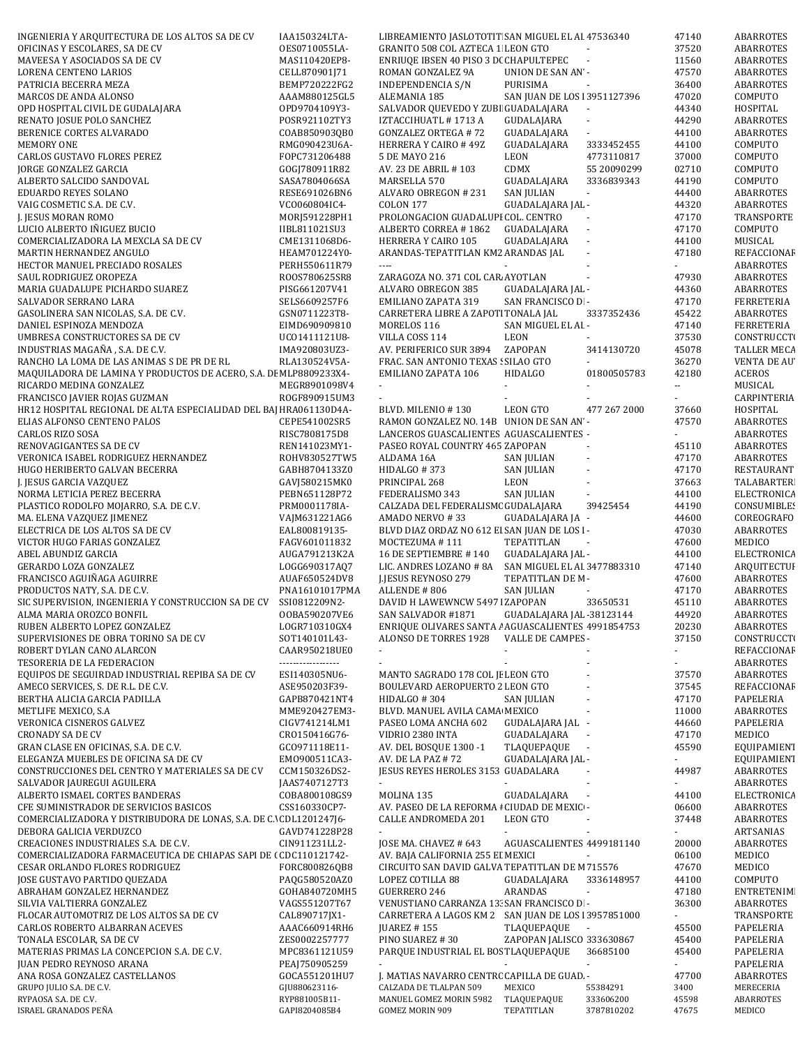| | | | | | | |
|---|---|---|---|---|---|---|
| INGENIERIA Y ARQUITECTURA DE LOS ALTOS SA DE CV | IAA150324LTA- | LIBREAMIENTO JASLOTOTIT | SAN MIGUEL EL AL | 47536340 | 47140 | ABARROTES |
| OFICINAS Y ESCOLARES, SA DE CV | OES0710055LA- | GRANITO 508 COL AZTECA 1 | LEON GTO | - | 37520 | ABARROTES |
| MAVEESA Y ASOCIADOS SA DE CV | MAS110420EP8- | ENRIUQE IBSEN 40 PISO 3 DC | CHAPULTEPEC | - | 11560 | ABARROTES |
| LORENA CENTENO LARIOS | CELL870901J71 | ROMAN GONZALEZ 9A | UNION DE SAN AN' | - | 47570 | ABARROTES |
| PATRICIA BECERRA MEZA | BEMP720222FG2 | INDEPENDENCIA S/N | PURISIMA | - | 36400 | ABARROTES |
| MARCOS DE ANDA ALONSO | AAAM880125GL5 | ALEMANIA 185 | SAN JUAN DE LOS L | 3951127396 | 47020 | COMPUTO |
| OPD HOSPITAL CIVIL DE GUDALAJARA | OPD9704109Y3- | SALVADOR QUEVEDO Y ZUBI | GUADALAJARA | - | 44340 | HOSPITAL |
| RENATO JOSUE POLO SANCHEZ | POSR921102TY3 | IZTACCIHUATL # 1713 A | GUDALAJARA | - | 44290 | ABARROTES |
| BERENICE CORTES ALVARADO | COAB850903QB0 | GONZALEZ ORTEGA # 72 | GUADALAJARA | - | 44100 | ABARROTES |
| MEMORY ONE | RMG090423U6A- | HERRERA Y CAIRO # 49Z | GUADALAJARA | 3333452455 | 44100 | COMPUTO |
| CARLOS GUSTAVO FLORES PEREZ | FOPC731206488 | 5 DE MAYO 216 | LEON | 4773110817 | 37000 | COMPUTO |
| JORGE GONZALEZ GARCIA | GOGJ780911R82 | AV. 23 DE ABRIL # 103 | CDMX | 55 20090299 | 02710 | COMPUTO |
| ALBERTO SALCIDO SANDOVAL | SASA7804066SA | MARSELLA 570 | GUADALAJARA | 3336839343 | 44190 | COMPUTO |
| EDUARDO REYES SOLANO | RESE691026BN6 | ALVARO OBREGON # 231 | SAN JULIAN | - | 44400 | ABARROTES |
| VAIG COSMETIC S.A. DE C.V. | VCO060804IC4- | COLON 177 | GUADALAJARA JAL | - | 44320 | ABARROTES |
| J. JESUS MORAN ROMO | MORJ591228PH1 | PROLONGACION GUADALUPE | COL. CENTRO | - | 47170 | TRANSPORTE |
| LUCIO ALBERTO IÑIGUEZ BUCIO | IIBL811021SU3 | ALBERTO CORREA # 1862 | GUADALAJARA | - | 47170 | COMPUTO |
| COMERCIALIZADORA LA MEXCLA SA DE CV | CME1311068D6- | HERRERA Y CAIRO 105 | GUADALAJARA | - | 44100 | MUSICAL |
| MARTIN HERNANDEZ ANGULO | HEAM701224Y0- | ARANDAS-TEPATITLAN KM2 | ARANDAS JAL | - | 47180 | REFACCIONAR |
| HECTOR MANUEL PRECIADO ROSALES | PERH550611R79 | ---- | - | - | - | ABARROTES |
| SAUL RODRIGUEZ OROPEZA | ROOS780625SR8 | ZARAGOZA NO. 371 COL CAR | AYOTLAN | - | 47930 | ABARROTES |
| MARIA GUADALUPE PICHARDO SUAREZ | PISG661207V41 | ALVARO OBREGON 385 | GUADALAJARA JAL | - | 44360 | ABARROTES |
| SALVADOR SERRANO LARA | SELS6609257F6 | EMILIANO ZAPATA 319 | SAN FRANCISCO D | - | 47170 | FERRETERIA |
| GASOLINERA SAN NICOLAS, S.A. DE C.V. | GSN0711223T8- | CARRETERA LIBRE A ZAPOTI | TONALA JAL | 3337352436 | 45422 | ABARROTES |
| DANIEL ESPINOZA MENDOZA | EIMD690909810 | MORELOS 116 | SAN MIGUEL EL AL | - | 47140 | FERRETERIA |
| UMBRESA CONSTRUCTORES SA DE CV | UCO1411121U8- | VILLA COSS 114 | LEON | - | 37530 | CONSTRUCCT |
| INDUSTRIAS MAGAÑA , S.A. DE C.V. | IMA920803UZ3- | AV. PERIFERICO SUR 3894 | ZAPOPAN | 3414130720 | 45078 | TALLER MECA |
| RANCHO LA LOMA DE LAS ANIMAS S DE PR DE RL | RLA130524V5A- | FRAC. SAN ANTONIO TEXAS S | SILAO GTO | - | 36270 | VENTA DE AU |
| MAQUILADORA DE LAMINA Y PRODUCTOS DE ACERO, S.A. DE | MLP8809233X4- | EMILIANO ZAPATA 106 | HIDALGO | 01800505783 | 42180 | ACEROS |
| RICARDO MEDINA GONZALEZ | MEGR8901098V4 | - | - | - | -- | MUSICAL |
| FRANCISCO JAVIER ROJAS GUZMAN | ROGF890915UM3 | - | - | - | - | CARPINTERIA |
| HR12 HOSPITAL REGIONAL DE ALTA ESPECIALIDAD DEL BAJ | HRA061130D4A- | BLVD. MILENIO # 130 | LEON GTO | 477 267 2000 | 37660 | HOSPITAL |
| ELIAS ALFONSO CENTENO PALOS | CEPE541002SR5 | RAMON GONZALEZ NO. 14B | UNION DE SAN AN' | - | 47570 | ABARROTES |
| CARLOS RIZO SOSA | RISC7808175D8 | LANCEROS GUASCALIENTES | AGUASCALIENTES | - | - | ABARROTES |
| RENOVAGIGANTES SA DE CV | REN141023MY1- | PASEO ROYAL COUNTRY 465 | ZAPOPAN | - | 45110 | ABARROTES |
| VERONICA ISABEL RODRIGUEZ HERNANDEZ | ROHV830527TW5 | ALDAMA 16A | SAN JULIAN | - | 47170 | ABARROTES |
| HUGO HERIBERTO GALVAN BECERRA | GABH8704133Z0 | HIDALGO # 373 | SAN JULIAN | - | 47170 | RESTAURANT |
| J. JESUS GARCIA VAZQUEZ | GAVJ580215MK0 | PRINCIPAL 268 | LEON | - | 37663 | TALABARTER |
| NORMA LETICIA PEREZ BECERRA | PEBN651128P72 | FEDERALISMO 343 | SAN JULIAN | - | 44100 | ELECTRONICA |
| PLASTICO RODOLFO MOJARRO, S.A. DE C.V. | PRM0001178IA- | CALZADA DEL FEDERALISMO | GUDALAJARA | 39425454 | 44190 | CONSUMIBLES |
| MA. ELENA VAZQUEZ JIMENEZ | VAJM631221AG6 | AMADO NERVO # 33 | GUADALAJARA JA | - | 44600 | COREOGRAFO |
| ELECTRICA DE LOS ALTOS SA DE CV | EAL800819135- | BLVD DIAZ ORDAZ NO 612 EI | SAN JUAN DE LOS L | - | 47030 | ABARROTES |
| VICTOR HUGO FARIAS GONZALEZ | FAGV601011832 | MOCTEZUMA # 111 | TEPATITLAN | - | 47600 | MEDICO |
| ABEL ABUNDIZ GARCIA | AUGA791213K2A | 16 DE SEPTIEMBRE # 140 | GUADALAJARA JAL | - | 44100 | ELECTRONICA |
| GERARDO LOZA GONZALEZ | LOGG690317AQ7 | LIC. ANDRES LOZANO # 8A | SAN MIGUEL EL AL | 3477883310 | 47140 | ARQUITECTUR |
| FRANCISCO AGUIÑAGA AGUIRRE | AUAF650524DV8 | J.JESUS REYNOSO 279 | TEPATITLAN DE M | - | 47600 | ABARROTES |
| PRODUCTOS NATY, S.A. DE C.V. | PNA16101017PMA | ALLENDE # 806 | SAN JULIAN | - | 47170 | ABARROTES |
| SIC SUPERVISION, INGENIERIA Y CONSTRUCCION SA DE CV | SSI0812209N2- | DAVID H LAWEWNCW 5497 I | ZAPOPAN | 33650531 | 45110 | ABARROTES |
| ALMA MARIA OROZCO BONFIL | OOBA590207VE6 | SAN SALVADOR #1871 | GUADALAJARA JAL | -38123144 | 44920 | ABARROTES |
| RUBEN ALBERTO LOPEZ GONZALEZ | LOGR710310GX4 | ENRIQUE OLIVARES SANTA A | AGUASCALIENTES | 4991854753 | 20230 | ABARROTES |
| SUPERVISIONES DE OBRA TORINO SA DE CV | SOT140101L43- | ALONSO DE TORRES 1928 | VALLE DE CAMPES | - | 37150 | CONSTRUCCT |
| ROBERT DYLAN CANO ALARCON | CAAR950218UE0 | - | - | - | - | REFACCIONAR |
| TESORERIA DE LA FEDERACION | ------------------ | - | - | - | - | ABARROTES |
| EQUIPOS DE SEGUIRDAD INDUSTRIAL REPIBA SA DE CV | ESI140305NU6- | MANTO SAGRADO 178 COL JE | LEON GTO | - | 37570 | ABARROTES |
| AMECO SERVICES, S. DE R.L. DE C.V. | ASE950203F39- | BOULEVARD AEROPUERTO 2 | LEON GTO | - | 37545 | REFACCIONAR |
| BERTHA ALICIA GARCIA PADILLA | GAPB870421NT4 | HIDALGO # 304 | SAN JULIAN | - | 47170 | PAPELERIA |
| METLIFE MEXICO, S.A | MME920427EM3- | BLVD. MANUEL AVILA CAMA | MEXICO | - | 11000 | ABARROTES |
| VERONICA CISNEROS GALVEZ | CIGV741214LM1 | PASEO LOMA ANCHA 602 | GUDALAJARA JAL | - | 44660 | PAPELERIA |
| CRONADY SA DE CV | CRO150416G76- | VIDRIO 2380 INTA | GUADALAJARA | - | 47170 | MEDICO |
| GRAN CLASE EN OFICINAS, S.A. DE C.V. | GCO971118E11- | AV. DEL BOSQUE 1300 -1 | TLAQUEPAQUE | - | 45590 | EQUIPAMIENT |
| ELEGANZA MUEBLES DE OFICINA SA DE CV | EMO900511CA3- | AV. DE LA PAZ # 72 | GUADALAJARA JAL | - | - | EQUIPAMIENT |
| CONSTRUCCIONES DEL CENTRO Y MATERIALES SA DE CV | CCM150326DS2- | JESUS REYES HEROLES 3153 | GUADALARA | - | 44987 | ABARROTES |
| SALVADOR JAUREGUI AGUILERA | JAAS7407127T3 | - | - | - | - | ABARROTES |
| ALBERTO ISMAEL CORTES BANDERAS | COBA800108GS9 | MOLINA 135 | GUADALAJARA | - | 44100 | ELECTRONICA |
| CFE SUMINISTRADOR DE SERVICIOS BASICOS | CSS160330CP7- | AV. PASEO DE LA REFORMA # | CIUDAD DE MEXIC | - | 06600 | ABARROTES |
| COMERCIALIZADORA Y DISTRIBUDORA DE LONAS, S.A. DE C.V | CDL1201247J6- | CALLE ANDROMEDA 201 | LEON GTO | - | 37448 | ABARROTES |
| DEBORA GALICIA VERDUZCO | GAVD741228P28 | - | - | - | - | ARTSANIAS |
| CREACIONES INDUSTRIALES S.A. DE C.V. | CIN911231LL2- | JOSE MA. CHAVEZ # 643 | AGUASCALIENTES | 4499181140 | 20000 | ABARROTES |
| COMERCIALIZADORA FARMACEUTICA DE CHIAPAS SAPI DE C | CDC110121742- | AV. BAJA CALIFORNIA 255 EI | MEXICI | - | 06100 | MEDICO |
| CESAR ORLANDO FLORES RODRIGUEZ | FORC800826QB8 | CIRCUITO SAN DAVID GALVA | TEPATITLAN DE M | 715576 | 47670 | MEDICO |
| JOSE GUSTAVO PARTIDO QUEZADA | PAQG580520AZ0 | LOPEZ COTILLA 88 | GUADALAJARA | 3336148957 | 44100 | COMPUTO |
| ABRAHAM GONZALEZ HERNANDEZ | GOHA840720MH5 | GUERRERO 246 | ARANDAS | - | 47180 | ENTRETENIMI |
| SILVIA VALTIERRA GONZALEZ | VAGS551207T67 | VENUSTIANO CARRANZA 133 | SAN FRANCISCO D | - | 36300 | ABARROTES |
| FLOCAR AUTOMOTRIZ DE LOS ALTOS SA DE CV | CAL890717JX1- | CARRETERA A LAGOS KM 2 | SAN JUAN DE LOS L | 3957851000 | - | TRANSPORTE |
| CARLOS ROBERTO ALBARRAN ACEVES | AAAC660914RH6 | JUAREZ # 155 | TLAQUEPAQUE | - | 45500 | PAPELERIA |
| TONALA ESCOLAR, SA DE CV | ZES0002257777 | PINO SUAREZ # 30 | ZAPOPAN JALISCO | 3336630867 | 45400 | PAPELERIA |
| MATERIAS PRIMAS LA CONCEPCION S.A. DE C.V. | MPC8361121U59 | PARQUE INDUSTRIAL EL BOS | TLAQUEPAQUE | 36685100 | 45400 | PAPELERIA |
| JUAN PEDRO REYNOSO ARANA | PEAJ750905259 | - | - | - | - | PAPELERIA |
| ANA ROSA GONZALEZ CASTELLANOS | GOCA551201HU7 | J. MATIAS NAVARRO CENTRO | CAPILLA DE GUAD | - | 47700 | ABARROTES |
| GRUPO JULIO S.A. DE C.V. | GJU880623116- | CALZADA DE TLALPAN 509 | MEXICO | 55384291 | 3400 | MERECERIA |
| RYPAOSA S.A. DE C.V. | RYP881005B11- | MANUEL GOMEZ MORIN 5982 | TLAQUEPAQUE | 333606200 | 45598 | ABARROTES |
| ISRAEL GRANADOS PEÑA | GAPI8204085B4 | GOMEZ MORIN 909 | TEPATITLAN | 3787810202 | 47675 | MEDICO |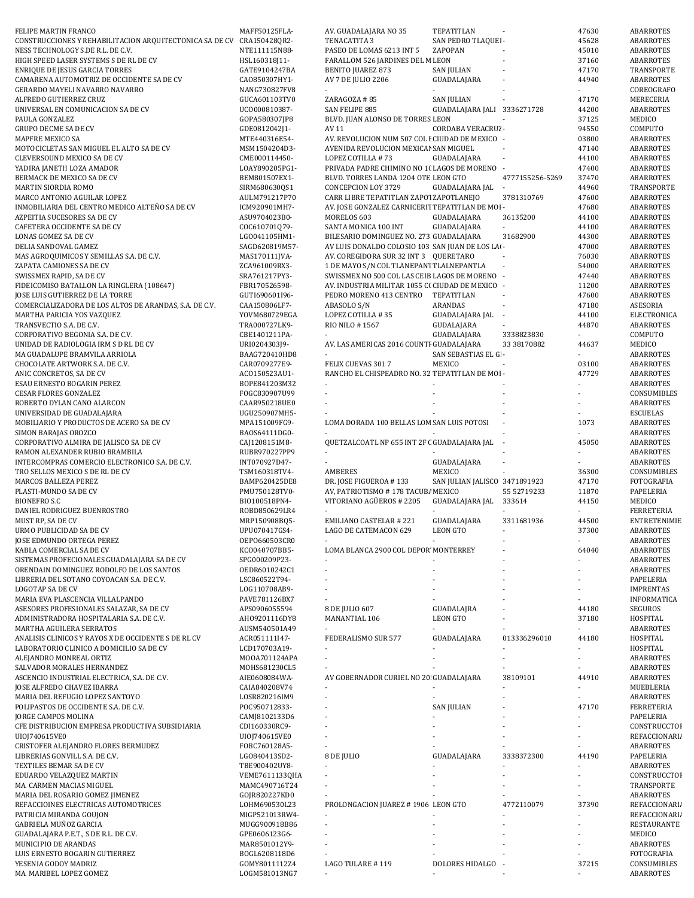| | | | | | | |
|---|---|---|---|---|---|---|
| FELIPE MARTIN FRANCO | MAFF50125FLA- | AV. GUADALAJARA NO 35 | TEPATITLAN | - | 47630 | ABARROTES |
| CONSTRUCCIONES Y REHABILITACION ARQUITECTONICA SA DE CV | CRA150428QR2- | TENACATITA 3 | SAN PEDRO TLAQUE | - | 45628 | ABARROTES |
| NESS TECHNOLOGY S.DE R.L. DE C.V. | NTE111115N88- | PASEO DE LOMAS 6213 INT 5 | ZAPOPAN | - | 45010 | ABARROTES |
| HIGH SPEED LASER SYSTEMS S DE RL DE CV | HSL160318J11- | FARALLOM 526 JARDINES DEL M | LEON | - | 37160 | ABARROTES |
| ENRIQUE DE JESUS GARCIA TORRES | GATE9104247BA | BENITO JUAREZ 873 | SAN JULIAN | - | 47170 | TRANSPORTE |
| CAMARENA AUTOMOTRIZ DE OCCIDENTE SA DE CV | CAO850307HY1- | AV 7 DE JULIO 2206 | GUADALAJARA | - | 44940 | ABARROTES |
| GERARDO MAYELI NAVARRO NAVARRO | NANG730827FV8 | - | - | - | - | COREOGRAFO |
| ALFREDO GUTIERREZ CRUZ | GUCA601103TV0 | ZARAGOZA # 85 | SAN JULIAN | - | 47170 | MERECERIA |
| UNIVERSAL EN COMUNICACION SA DE CV | UCO000810387- | SAN FELIPE 885 | GUADALAJARA JALI | 3336271728 | 44200 | ABARROTES |
| PAULA GONZALEZ | GOPA580307JP8 | BLVD. JUAN ALONSO DE TORRES | LEON | - | 37125 | MEDICO |
| GRUPO DECME SA DE CV | GDE0812042J1- | AV 11 | CORDABA VERACRUZ | - | 94550 | COMPUTO |
| MAPFRE MEXICO SA | MTE440316E54- | AV. REVOLUCION NUM 507 COL E | CIUDAD DE MEXICO | - | 03800 | ABARROTES |
| MOTOCICLETAS SAN MIGUEL EL ALTO SA DE CV | MSM1504204D3- | AVENIDA REVOLUCION MEXICAN | SAN MIGUEL | - | 47140 | ABARROTES |
| CLEVERSOUND MEXICO SA DE CV | CME000114450- | LOPEZ COTILLA # 73 | GUADALAJARA | - | 44100 | ABARROTES |
| YADIRA JANETH LOZA AMADOR | LOAY890205PG1- | PRIVADA PADRE CHIMINO NO 10 | LAGOS DE MORENO | - | 47400 | ABARROTES |
| BERMACK DE MEXICO SA DE CV | BEM801507EX1- | BLVD. TORRES LANDA 1204 OTE | LEON GTO | 4777155256-5269 | 37470 | ABARROTES |
| MARTIN SIORDIA ROMO | SIRM680630QS1 | CONCEPCION LOY 3729 | GUADALAJARA JAL | - | 44960 | TRANSPORTE |
| MARCO ANTONIO AGUILAR LOPEZ | AULM791217P70 | CARR LIBRE TEPATITLAN ZAPOT | ZAPOTLANEJO | 3781310769 | 47600 | ABARROTES |
| INMOBILIARIA DEL CENTRO MEDICO ALTEÑO SA DE CV | ICM920901MH7- | AV. JOSE GONZALEZ CARNICERIT | TEPATITLAN DE MO | - | 47680 | ABARROTES |
| AZPEITIA SUCESORES SA DE CV | ASU9704023B0- | MORELOS 603 | GUADALAJARA | 36135200 | 44100 | ABARROTES |
| CAFETERA OCCIDENTE SA DE CV | COC610701Q79- | SANTA MONICA 100 INT | GUADALAJARA | - | 44100 | ABARROTES |
| LONAS GOMEZ SA DE CV | LGO041105HM1- | BILESARIO DOMINGUEZ NO. 273 | GUADALAJARA | 31682900 | 44300 | ABARROTES |
| DELIA SANDOVAL GAMEZ | SAGD620819M57- | AV LUIS DONALDO COLOSIO 103 | SAN JUAN DE LOS LA | - | 47000 | ABARROTES |
| MAS AGROQUIMICOS Y SEMILLAS S.A. DE C.V. | MAS170111JVA- | AV. COREGIDORA SUR 32 INT 3 | QUERETARO | - | 76030 | ABARROTES |
| ZAPATA CAMIONES SA DE CV | ZCA961009RX3- | 1 DE MAYO S/N COL TLANEPANT | TLALNEPANTLA | - | 54000 | ABARROTES |
| SWISSMEX RAPID, SA DE CV | SRA761217PY3- | SWISSMEX NO 500 COL LAS CEIB | LAGOS DE MORENO | - | 47440 | ABARROTES |
| FIDEICOMISO BATALLON LA RINGLERA (108647) | FBR170526598- | AV. INDUSTRIA MILITAR 1055 CO | CIUDAD DE MEXICO | - | 11200 | ABARROTES |
| JOSE LUIS GUTIERREZ DE LA TORRE | GUTI690601I96- | PEDRO MORENO 413 CENTRO | TEPATITLAN | - | 47600 | ABARROTES |
| COMERCIALIZADORA DE LOS ALTOS DE ARANDAS, S.A. DE C.V. | CAA150806LF7- | ABASOLO S/N | ARANDAS | - | 47180 | ASESORIA |
| MARTHA PARICIA YOS VAZQUEZ | YOVM680729EGA | LOPEZ COTILLA # 35 | GUADALAJARA JAL | - | 44100 | ELECTRONICA |
| TRANSVECTIO S.A. DE C.V. | TRA000727LK9- | RIO NILO # 1567 | GUDALAJARA | - | 44870 | ABARROTES |
| CORPORATIVO BEGONIA S.A. DE C.V. | CBE1401211PA- | - | GUADALAJARA | 3338823830 | - | COMPUTO |
| UNIDAD DE RADIOLOGIA IRM S D RL DE CV | URI0204303J9- | AV. LAS AMERICAS 2016 COUNTF | GUADALAJARA | 33 38170882 | 44637 | MEDICO |
| MA GUADALUPE BRAMVILA ARRIOLA | BAAG720410HD8 | - | SAN SEBASTIAS EL G | - | - | ABARROTES |
| CHOCOLATE ARTWORK S.A. DE C.V. | CAR0709277E9- | FELIX CUEVAS 301 7 | MEXICO | - | 03100 | ABARROTES |
| ANIC CONCRETOS, SA DE CV | ACO150523AU1- | RANCHO EL CHISPEADRO NO. 32 | TEPATITLAN DE MO | - | 47729 | ABARROTES |
| ESAU ERNESTO BOGARIN PEREZ | BOPE841203M32 | - | - | - | - | ABARROTES |
| CESAR FLORES GONZALEZ | FOGC830907U99 | - | - | - | - | CONSUMIBLES |
| ROBERTO DYLAN CANO ALARCON | CAAR950218UE0 | - | - | - | - | ABARROTES |
| UNIVERSIDAD DE GUADALAJARA | UGU250907MH5- | - | - | - | - | ESCUELAS |
| MOBILIARIO Y PRODUCTOS DE ACERO SA DE CV | MPA151009FG9- | LOMA DORADA 100 BELLAS LOM | SAN LUIS POTOSI | - | 1073 | ABARROTES |
| SIMON BARAJAS OROZCO | BAOS64111DG0- | - | - | - | - | ABARROTES |
| CORPORATIVO ALMIRA DE JALISCO SA DE CV | CAJ1208151M8- | QUETZALCOATL NP 655 INT 2F C | GUADALAJARA JAL | - | 45050 | ABARROTES |
| RAMON ALEXANDER RUBIO BRAMBILA | RUBR970227PP9 | - | - | - | - | ABARROTES |
| INTERCOMPRAS COMERCIO ELECTRONICO S.A. DE C.V. | INT070927D47- | - | GUADALAJARA | - | - | ABARROTES |
| TRO SELLOS MEXICO S DE RL DE CV | TSM160318TV4- | AMBERES | MEXICO | - | 36300 | CONSUMIBLES |
| MARCOS BALLEZA PEREZ | BAMP620425DE8 | DR. JOSE FIGUEROA # 133 | SAN JULIAN JALISCO | 3471891923 | 47170 | FOTOGRAFIA |
| PLASTI-MUNDO SA DE CV | PMU750128TV0- | AV, PATRIOTISMO # 178 TACUBA | MEXICO | 55 52719233 | 11870 | PAPELERIA |
| BIONEFRO S.C | BIO100518PN4- | VITORIANO AGÜEROS # 2205 | GUADALAJARA JAL | 333614 | 44150 | MEDICO |
| DANIEL RODRIGUEZ BUENROSTRO | ROBD850629LR4 | - | - | - | - | FERRETERIA |
| MUST RP, SA DE CV | MRP150908BQ5- | EMILIANO CASTELAR # 221 | GUADALAJARA | 3311681936 | 44500 | ENTRETENIMIE |
| URMO PUBLICIDAD SA DE CV | UPU070417GS4- | LAGO DE CATEMACON 629 | LEON GTO | - | 37300 | ABARROTES |
| JOSE EDMUNDO ORTEGA PEREZ | OEPO660503CR0 | - | - | - | - | ABARROTES |
| KABLA COMERCIAL SA DE CV | KCO040707BB5- | LOMA BLANCA 2900 COL DEPOR | MONTERREY | - | 64040 | ABARROTES |
| SISTEMAS PROFECIONALES GUADALAJARA SA DE CV | SPG000209P23- | - | - | - | - | ABARROTES |
| ORENDAIN DOMINGUEZ RODOLFO DE LOS SANTOS | OEDR6010242C1 | - | - | - | - | ABARROTES |
| LIBRERIA DEL SOTANO COYOACAN S.A. DE C.V. | LSC860522T94- | - | - | - | - | PAPELERIA |
| LOGOTAP SA DE CV | LOG110708AB9- | - | - | - | - | IMPRENTAS |
| MARIA EVA PLASCENCIA VILLALPANDO | PAVE781126BX7 | - | - | - | - | INFORMATICA |
| ASESORES PROFESIONALES SALAZAR, SA DE CV | APS0906055594 | 8 DE JULIO 607 | GUADALAJRA | - | 44180 | SEGUROS |
| ADMINISTRADORA HOSPITALARIA S.A. DE C.V. | AHO9201116DY8 | MANANTIAL 106 | LEON GTO | - | 37180 | HOSPITAL |
| MARTHA AGUILERA SERRATOS | AUSM540501A49 | - | - | - | - | ABARROTES |
| ANALISIS CLINICOS Y RAYOS X DE OCCIDENTE S DE RL CV | ACR051111I47- | FEDERALISMO SUR 577 | GUADALAJARA | 013336296010 | 44180 | HOSPITAL |
| LABORATORIO CLINICO A DOMICILIO SA DE CV | LCD170703A19- | - | - | - | - | HOSPITAL |
| ALEJANDRO MONREAL ORTIZ | MOOA701124APA | - | - | - | - | ABARROTES |
| SALVADOR MORALES HERNANDEZ | MOHS681230CL5 | - | - | - | - | ABARROTES |
| ASCENCIO INDUSTRIAL ELECTRICA, S.A. DE C.V. | AIE0608084WA- | AV GOBERNADOR CURIEL NO 20 | GUADALAJARA | 38109101 | 44910 | ABARROTES |
| JOSE ALFREDO CHAVEZ IBARRA | CAIA840208V74 | - | - | - | - | MUEBLERIA |
| MARIA DEL REFUGIO LOPEZ SANTOYO | LOSR820216IM9 | - | - | - | - | ABARROTES |
| POLIPASTOS DE OCCIDENTE S.A. DE C.V. | POC950712833- | - | SAN JULIAN | - | 47170 | FERRETERIA |
| JORGE CAMPOS MOLINA | CAMJ8102133D6 | - | - | - | - | PAPELERIA |
| CFE DISTRIBUCION EMPRESA PRODUCTIVA SUBSIDIARIA | CDI160330RC9- | - | - | - | - | CONSTRUCCTOI |
| UIOJ740615VE0 | UIOJ740615VE0 | - | - | - | - | REFACCIONARIA |
| CRISTOFER ALEJANDRO FLORES BERMUDEZ | FOBC760128A5- | - | - | - | - | ABARROTES |
| LIBRERIAS GONVILL S.A. DE C.V. | LGO840413SD2- | 8 DE JULIO | GUADALAJARA | 3338372300 | 44190 | PAPELERIA |
| TEXTILES BEMAR SA DE CV | TBE900402UY8- | - | - | - | - | ABARROTES |
| EDUARDO VELAZQUEZ MARTIN | VEME7611133QHA | - | - | - | - | CONSTRUCCTOI |
| MA. CARMEN MACIAS MIGUEL | MAMC490716T24 | - | - | - | - | TRANSPORTE |
| MARIA DEL ROSARIO GOMEZ JIMENEZ | GOJR820227KD0 | - | - | - | - | ABARROTES |
| REFACCIOINES ELECTRICAS AUTOMOTRICES | LOHM690530L23 | PROLONGACION JUAREZ # 1906 | LEON GTO | 4772110079 | 37390 | REFACCIONARIA |
| PATRICIA MIRANDA GOUJON | MIGP521013RW4- | - | - | - | - | REFACCIONARIA |
| GABRIELA MUÑOZ GARCIA | MUGG900918B86 | - | - | - | - | RESTAURANTE |
| GUADALAJARA P.E.T., S DE R.L. DE C.V. | GPE0606123G6- | - | - | - | - | MEDICO |
| MUNICIPIO DE ARANDAS | MAR8501012Y9- | - | - | - | - | ABARROTES |
| LUIS ERNESTO BOGARIN GUTIERREZ | BOGL6208118D6 | - | - | - | - | FOTOGRAFIA |
| YESENIA GODOY MADRIZ | GOMY8011112Z4 | LAGO TULARE # 119 | DOLORES HIDALGO | - | 37215 | CONSUMIBLES |
| MA. MARIBEL LOPEZ GOMEZ | LOGM581013NG7 | - | - | - | - | ABARROTES |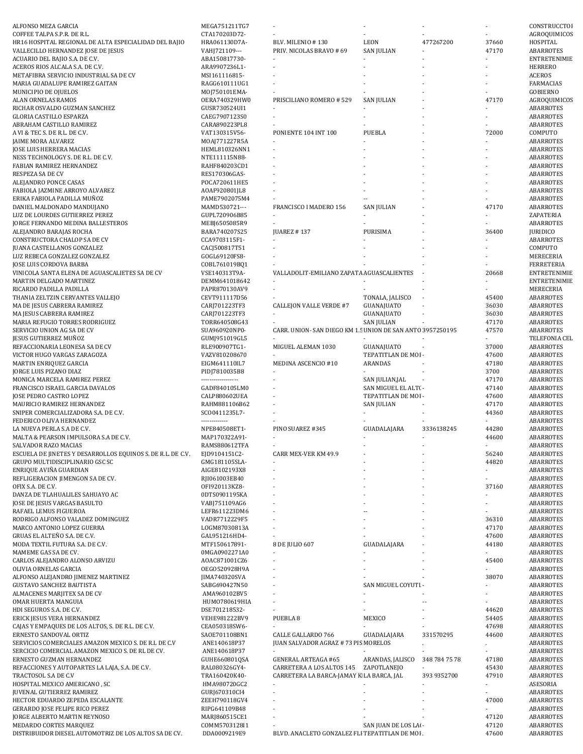| | | | | | | |
|---|---|---|---|---|---|---|
| ALFONSO MEZA GARCIA | MEGA751211TG7 | - | - | - | - | CONSTRUCCTOR |
| COFFEE TALPA S.P.R. DE R.L. | CTA170203D72- | - | - | - | - | AGROQUIMICOS |
| HR16 HOSPITAL REGIONAL DE ALTA ESPECIALIDAD DEL BAJIO | HRA061130D7A- | BLV. MILENIO # 130 | LEON | 477267200 | 37660 | HOSPITAL |
| VALLECILLO HERNANDEZ JOSE DE JESUS | VAHJ721109--- | PRIV. NICOLAS BRAVO # 69 | SAN JULIAN | - | 47170 | ABARROTES |
| ACUARIO DEL BAJIO S.A. DE C.V. | ABA150817730- | - | - | - | - | ENTRETENIMIE |
| ACEROS RIOS ALCALA S.A. DE C.V. | ARA9907236L1- | - | - | - | - | HERRERO |
| METAFIBRA SERVICIO INDUSTRIAL SA DE CV | MSI161116815- | - | - | - | - | ACEROS |
| MARIA GUADALUPE RAMIREZ GAITAN | RAGG610111UG1 | - | - | - | - | FARMACIAS |
| MUNICIPIO DE OJUELOS | MOJ750101EMA- | - | - | - | - | GOBIERNO |
| ALAN ORNELAS RAMOS | OERA740329HW0 | PRISCILIANO ROMERO # 529 | SAN JULIAN | - | 47170 | AGROQUIMICOS |
| RICHAR OSVALDO GUZMAN SANCHEZ | GUSR730524UI1 | - | - | - | - | ABARROTES |
| GLORIA CASTILLO ESPARZA | CAEG7907123S0 | - | - | - | - | ABARROTES |
| ABRAHAM CASTILLO RAMIREZ | CARA890223PL8 | - | - | - | - | ABARROTES |
| A VI & TEC S. DE R.L. DE C.V. | VAT130315V56- | PONIENTE 104 INT 100 | PUEBLA | - | 72000 | COMPUTO |
| JAIME MORA ALVAREZ | MOAJ771227R5A | - | - | - | - | ABARROTES |
| JOSE LUIS HERRERA MACIAS | HEML810326NN1 | - | - | - | - | ABARROTES |
| NESS TECHNOLOGY S. DE R.L. DE C.V. | NTE111115N88- | - | - | - | - | ABARROTES |
| FABIAN RAMIREZ HERNANDEZ | RAHF840203CD1 | - | - | - | - | ABARROTES |
| RESPEZA SA DE CV | RES170306GAS- | - | - | - | - | ABARROTES |
| ALEJANDRO PONCE CASAS | POCA720611HE5 | - | - | - | - | ABARROTES |
| FABIOLA JAZMINE ARROYO ALVAREZ | AOAF920801JL8 | - | - | - | - | ABARROTES |
| ERIKA FABIOLA PADILLA MUÑOZ | PAME7902075M4 | - | -- | - | - | ABARROTES |
| DANIEL MALDONADO MANDUJANO | MAMD530721--- | FRANCISCO I MADERO 156 | SAN JULIAN | - | 47170 | ABARROTES |
| LUZ DE LOURDES GUTIERREZ PEREZ | GUPL720906B85 | - | - | - | - | ZAPATERIA |
| JORGE FERNANDO MEDINA BALLESTEROS | MEBJ6505085R9 | - | - | - | - | ABARROTES |
| ALEJANDRO BARAJAS ROCHA | BARA740207S25 | JUAREZ # 137 | PURISIMA | - | 36400 | JURIDICO |
| CONSTRUCTORA CHALOP SA DE CV | CCA9703115F1- | - | - | - | - | ABARROTES |
| JUANA CASTELLANOS GONZALEZ | CACJ500817T51 | - | - | - | - | COMPUTO |
| LUZ REBECA GONZALEZ GONZALEZ | GOGL69120FS8- | - | - | - | - | MERECERIA |
| JOSE LUIS CORDOVA BARBA | COBL761019BQ1 | - | - | - | - | FERRETERIA |
| VINICOLA SANTA ELENA DE AGUASCALIETES SA DE CV | VSE140313T9A- | VALLADOLIT-EMILIANO ZAPATA | AGUASCALIENTES | - | 20668 | ENTRETENIMIE |
| MARTIN DELGADO MARTINEZ | DEMM641018642 | - | - | - | - | ENTRETENIMIE |
| RICARDO PADILLA PADILLA | PAPR870130AV9 | - | - | - | - | MERECERIA |
| THANIA ZELTZIN CERVANTES VALLEJO | CEVT911117D56 | - | TONALA, JALISCO | - | 45400 | ABARROTES |
| MA DE JESUS CABRERA RAMIREZ | CARJ701223TF3 | CALLEJON VALLE VERDE #7 | GUANAJUATO | - | 36030 | ABARROTES |
| MA JESUS CABRERA RAMIREZ | CARJ701223TF3 | - | GUANAJUATO | - | 36030 | ABARROTES |
| MARIA REFUGIO TORRES RODRIGUEZ | TORR640508G43 | - | SAN JULIAN | - | 47170 | ABARROTES |
| SERVICIO UNION AG SA DE CV | SUA960920NP0- | CARR. UNION- SAN DIEGO KM 1.5 | UNION DE SAN ANTO | 3957250195 | 47570 | ABARROTES |
| JESUS GUTIERREZ MUÑOZ | GUMJ951019GL5 | - | - | - | - | TELEFONIA CEL |
| REFACCIONARIA LEONESA SA DE CV | RLE900907TG1- | MIGUEL ALEMAN 1030 | GUANAJUATO | - | 37000 | ABARROTES |
| VICTOR HUGO VARGAS ZARAGOZA | VAZV810208670 | - | TEPATITLAN DE MO | - | 47600 | ABARROTES |
| MARTIN ENRIQUEZ GARCIA | EIGM641110IL7 | MEDINA ASCENCIO #10 | ARANDAS | - | 47180 | ABARROTES |
| JORGE LUIS PIZANO DIAZ | PIDJ7810035B8 | - | - | - | 3700 | ABARROTES |
| MONICA MARCELA RAMIREZ PEREZ | ------------------ | - | SAN JULIAN,JAL | - | 47170 | ABARROTES |
| FRANCISCO ISRAEL GARCIA DAVALOS | GADF840105LM0 | - | SAN MIGUEL EL ALTO | - | 47140 | ABARROTES |
| JOSE PEDRO CASTRO LOPEZ | CALP880602UEA | - | TEPATITLAN DE MO | - | 47600 | ABARROTES |
| MAURICIO RAMIREZ HERNANDEZ | RAHM881106B62 | - | SAN JULIAN | - | 47170 | ABARROTES |
| SNIPER COMERCIALIZADORA S.A. DE C.V. | SCO0411235L7- | - | - | - | 44360 | ABARROTES |
| FEDERICO OLIVA HERNANDEZ | ------------- | - | - | - | - | ABARROTES |
| LA NUEVA PERLA S.A DE C.V. | NPE840508ET1- | PINO SUAREZ #345 | GUADALAJARA | 3336138245 | 44280 | ABARROTES |
| MALTA & PEARSON IMPULSORA S.A DE C.V. | MAP170322A91- | - | - | - | 44600 | ABARROTES |
| SALVADOR RAZO MACIAS | RAMS880612TFA | - | - | - | - | ABARROTES |
| ESCUELA DE JINETES Y DESARROLLOS EQUINOS S. DE R.L. DE C.V. | EJD9104151C2- | CARR MEX-VER KM 49.9 | - | - | 56240 | ABARROTES |
| GRUPO MULTIDISCIPLINARIO GSC SC | GMG181105SLA- | - | - | - | 44820 | ABARROTES |
| ENRIQUE AVIÑA GUARDIAN | AIGE8102193X8 | - | - | - | - | ABARROTES |
| REFLIGERACION JIMENGON SA DE CV. | RJI061003EB40 | - | - | - | - | ABARROTES |
| OFIX S.A. DE C.V. | OFI920113KZ8- | - | - | - | 37160 | ABARROTES |
| DANZA DE TLAHUALILES SAHUAYO AC | 0DTS0901195KA | - | - | - | - | ABARROTES |
| JOSE DE JESUS VARGAS BASULTO | VABJ751109AG6 | - | - | - | - | ABARROTES |
| RAFAEL LEMUS FIGUEROA | LEFR611223DM6 | - | -- | - | - | ABARROTES |
| RODRIGO ALFONSO VALADEZ DOMINGUEZ | VADR7712229F5 | - | - | - | 36310 | ABARROTES |
| MARCO ANTONIO LOPEZ GUERRA | LOGM87030813A | - | - | - | 47170 | ABARROTES |
| GRUAS EL ALTEÑO S.A. DE C.V. | GAL951216HD4- | - | - | - | 47600 | ABARROTES |
| MODA TEXTIL FUTURA S.A. DE C.V. | MTF150617891- | 8 DE JULIO 607 | GUADALAJARA | - | 44180 | ABARROTES |
| MAMEME GAS SA DE CV. | 0MGA0902271A0 | - | - | - | - | ABARROTES |
| CARLOS ALEJANDRO ALONSO ARVIZU | AOAC871001CZ6 | - | - | - | 45400 | ABARROTES |
| OLIVIA ORNELAS GARCIA | OEGO520928H9A | - | - | - | - | ABARROTES |
| ALFONSO ALEJANDRO JIMENEZ MARTINEZ | JIMA740320SVA | - | - | - | 38070 | ABARROTES |
| GUSTAVO SANCHEZ BAUTISTA | SABG690427N50 | - | SAN MIGUEL COYUTL | - | - | ABARROTES |
| ALMACENES MARJITEX SA DE CV | AMA960102BV5 | - | - | - | - | ABARROTES |
| OMAR HUERTA MANGUIA | HUMO780619HIA | - | - | -- | - | ABARROTES |
| HDI SEGUROS S.A. DE C.V. | DSE701218532- | - | - | - | 44620 | ABARROTES |
| ERICK JESUS VERA HERNANDEZ | VEHE981222BV9 | PUEBLA 8 | MEXICO | - | 54405 | ABARROTES |
| CAJAS Y EMPAQUES DE LOS ALTOS, S. DE R.L. DE C.V. | CEA050318SW6- | - | - | - | 47698 | ABARROTES |
| ERNESTO SANDOVAL ORTIZ | SAOE701108BN1 | CALLE GALLARDO 766 | GUADALAJARA | 331570295 | 44600 | ABARROTES |
| SERVICIOS COMERCIALES AMAZON MEXICO S. DE R.L DE C.V | ANE140618P37 | JUAN SALVADOR AGRAZ # 73 PIS | MORELOS | . | . | ABARROTES |
| SERCICIO COMERCIAL AMAZON MEXICO S. DE RL DE CV. | ANE140618P37 | - | - | - | - | ABARROTES |
| ERNESTO GUZMAN HERNANDEZ | GUHE6608010QSA | GENERAL ARTEAGA #65 | ARANDAS, JALISCO | 348 784 75 78 | 47180 | ABARROTES |
| REFACCIONES Y AUTOPARTES LA LAJA, S.A. DE C.V. | RAL080326GY4- | CARRETERA A LOS ALTOS 145 | ZAPOTLANEJO | - | 45430 | ABARROTES |
| TRACTOSOL S.A DE C.V | TRA160420K40- | CARRETERA LA BARCA-JAMAY K | LA BARCA, JAL | 393 9352700 | 47910 | ABARROTES |
| HOSPITAL MEXICO AMERICANO , SC | HMA980720GC2 | - | - | - | - | ASESORIA |
| JUVENAL GUTIERREZ RAMIREZ | GURJ670310CI4 | - | - | - | - | ABARROTES |
| HECTOR EDUARDO ZEPEDA ESCALANTE | ZEEH790118GV4 | - | - | - | 47000 | ABARROTES |
| GERARDO JOSE FELIPE RICO PEREZ | RIPG641109B48 | - | - | - | - | ABARROTES |
| JORGE ALBERTO MARTIN REYNOSO | MARJ860515CE1 | - | - | - | 47120 | ABARROTES |
| MEDARDO CORTES MARQUEZ | COMM5703128I1 | - | SAN JUAN DE LOS LA | - | 47120 | ABARROTES |
| DISTRIBUIDOR DIESEL AUTOMOTRIZ DE LOS ALTOS SA DE CV. | DDA0009219E9 | BLVD. ANACLETO GONZALEZ FL | TEPATITLAN DE MO | . | 47600 | ABARROTES |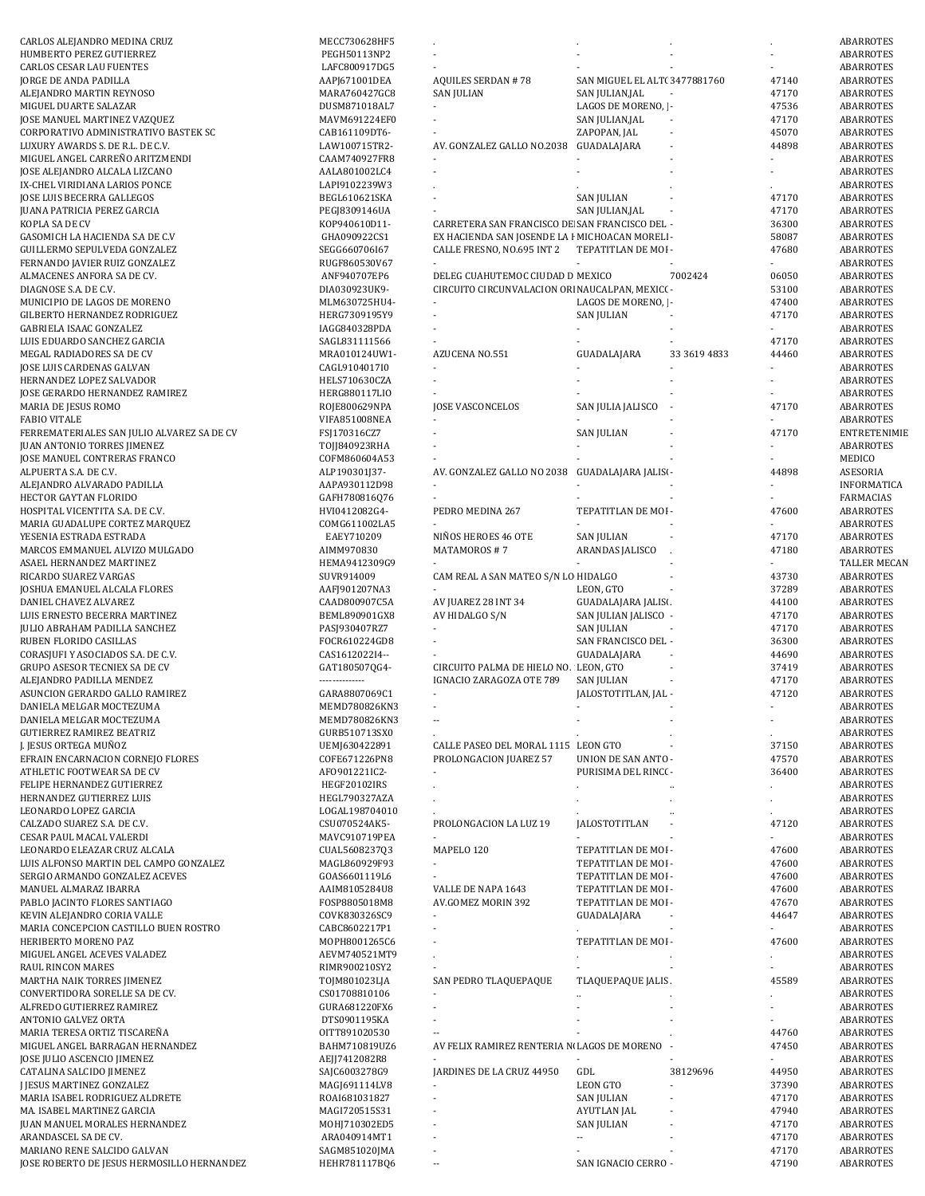| | | | | | | |
|---|---|---|---|---|---|---|
| CARLOS ALEJANDRO MEDINA CRUZ | MECC730628HF5 | . | . | . | . | ABARROTES |
| HUMBERTO PEREZ GUTIERREZ | PEGH50113NP2 | - | - | - | - | ABARROTES |
| CARLOS CESAR LAU FUENTES | LAFC800917DG5 | - | - | - | - | ABARROTES |
| JORGE DE ANDA PADILLA | AAPJ671001DEA | AQUILES SERDAN # 78 | SAN MIGUEL EL ALTO | 3477881760 | 47140 | ABARROTES |
| ALEJANDRO MARTIN REYNOSO | MARA760427GC8 | SAN JULIAN | SAN JULIAN,JAL | - | 47170 | ABARROTES |
| MIGUEL DUARTE SALAZAR | DUSM871018AL7 | - | LAGOS DE MORENO, J | - | 47536 | ABARROTES |
| JOSE MANUEL MARTINEZ VAZQUEZ | MAVM691224EF0 | - | SAN JULIAN,JAL | - | 47170 | ABARROTES |
| CORPORATIVO ADMINISTRATIVO BASTEK SC | CAB161109DT6- | - | ZAPOPAN, JAL | - | 45070 | ABARROTES |
| LUXURY AWARDS S. DE R.L. DE C.V. | LAW100715TR2- | AV. GONZALEZ GALLO NO.2038 | GUADALAJARA | - | 44898 | ABARROTES |
| MIGUEL ANGEL CARREÑO ARITZMENDI | CAAM740927FR8 | - | - | - | - | ABARROTES |
| JOSE ALEJANDRO ALCALA LIZCANO | AALA801002LC4 | - | - | - | - | ABARROTES |
| IX-CHEL VIRIDIANA LARIOS PONCE | LAPI9102239W3 | . | . | . | . | ABARROTES |
| JOSE LUIS BECERRA GALLEGOS | BEGL610621SKA | - | SAN JULIAN | - | 47170 | ABARROTES |
| JUANA PATRICIA PEREZ GARCIA | PEGJ8309146UA | - | SAN JULIAN,JAL | - | 47170 | ABARROTES |
| KOPLA SA DE CV | KOP940610D11- | CARRETERA SAN FRANCISCO DE | SAN FRANCISCO DEL | - | 36300 | ABARROTES |
| GASOMICH LA HACIENDA S.A DE C.V | GHA090922CS1 | EX HACIENDA SAN JOSENDE LA H | MICHOACAN MORELI | - | 58087 | ABARROTES |
| GUILLERMO SEPULVEDA GONZALEZ | SEGG660706I67 | CALLE FRESNO, NO.695 INT 2 | TEPATITLAN DE MO | - | 47680 | ABARROTES |
| FERNANDO JAVIER RUIZ GONZALEZ | RUGF860530V67 | - | - | - | - | ABARROTES |
| ALMACENES ANFORA SA DE CV. | ANF940707EP6 | DELEG CUAHUTEMOC CIUDAD D | MEXICO | 7002424 | 06050 | ABARROTES |
| DIAGNOSE S.A. DE C.V. | DIA030923UK9- | CIRCUITO CIRCUNVALACION ORI | NAUCALPAN, MEXICO | - | 53100 | ABARROTES |
| MUNICIPIO DE LAGOS DE MORENO | MLM630725HU4- | - | LAGOS DE MORENO, J | - | 47400 | ABARROTES |
| GILBERTO HERNANDEZ RODRIGUEZ | HERG7309195Y9 | - | SAN JULIAN | - | 47170 | ABARROTES |
| GABRIELA ISAAC GONZALEZ | IAGG840328PDA | - | - | - | - | ABARROTES |
| LUIS EDUARDO SANCHEZ GARCIA | SAGL831111566 | - | - | - | 47170 | ABARROTES |
| MEGAL RADIADORES SA DE CV | MRA010124UW1- | AZUCENA NO.551 | GUADALAJARA | 33 3619 4833 | 44460 | ABARROTES |
| JOSE LUIS CARDENAS GALVAN | CAGL9104017I0 | - | - | - | - | ABARROTES |
| HERNANDEZ LOPEZ SALVADOR | HELS710630CZA | - | - | - | - | ABARROTES |
| JOSE GERARDO HERNANDEZ RAMIREZ | HERG880117LI0 | - | - | - | - | ABARROTES |
| MARIA DE JESUS ROMO | ROJE800629NPA | JOSE VASCONCELOS | SAN JULIA JALISCO | - | 47170 | ABARROTES |
| FABIO VITALE | VIFA851008NEA | - | - | - | - | ABARROTES |
| FERREMATERIALES SAN JULIO ALVAREZ SA DE CV | FSJ170316CZ7 | - | SAN JULIAN | - | 47170 | ENTRETENIMIE |
| JUAN ANTONIO TORRES JIMENEZ | TOJJ840923RHA | - | - | - | - | ABARROTES |
| JOSE MANUEL CONTRERAS FRANCO | COFM860604A53 | - | - | - | - | MEDICO |
| ALPUERTA S.A. DE C.V. | ALP190301J37- | AV. GONZALEZ GALLO NO 2038 | GUADALAJARA JALISC | - | 44898 | ASESORIA |
| ALEJANDRO ALVARADO PADILLA | AAPA930112D98 | - | - | - | - | INFORMATICA |
| HECTOR GAYTAN FLORIDO | GAFH780816Q76 | - | - | - | - | FARMACIAS |
| HOSPITAL VICENTITA S.A. DE C.V. | HVI0412082G4- | PEDRO MEDINA 267 | TEPATITLAN DE MO | - | 47600 | ABARROTES |
| MARIA GUADALUPE CORTEZ MARQUEZ | COMG611002LA5 | - | - | - | - | ABARROTES |
| YESENIA ESTRADA ESTRADA | EAEY710209 | NIÑOS HEROES 46 OTE | SAN JULIAN | - | 47170 | ABARROTES |
| MARCOS EMMANUEL ALVIZO MULGADO | AIMM970830 | MATAMOROS # 7 | ARANDAS JALISCO | . | 47180 | ABARROTES |
| ASAEL HERNANDEZ MARTINEZ | HEMA9412309G9 | - | - | - | - | TALLER MECAN |
| RICARDO SUAREZ VARGAS | SUVR914009 | CAM REAL A SAN MATEO S/N LO | HIDALGO | - | 43730 | ABARROTES |
| JOSHUA EMANUEL ALCALA FLORES | AAFJ901207NA3 | - | LEON, GTO | - | 37289 | ABARROTES |
| DANIEL CHAVEZ ALVAREZ | CAAD800907C5A | AV JUAREZ 28 INT 34 | GUADALAJARA JALISC | | 44100 | ABARROTES |
| LUIS ERNESTO BECERRA MARTINEZ | BEML890901GX8 | AV HIDALGO S/N | SAN JULIAN JALISCO | - | 47170 | ABARROTES |
| JULIO ABRAHAM PADILLA SANCHEZ | PASJ930407RZ7 | - | SAN JULIAN | - | 47170 | ABARROTES |
| RUBEN FLORIDO CASILLAS | FOCR610224GD8 | - | SAN FRANCISCO DEL | - | 36300 | ABARROTES |
| CORASJUFI Y ASOCIADOS S.A. DE C.V. | CAS161202214-- | - | GUADALAJARA | - | 44690 | ABARROTES |
| GRUPO ASESOR TECNIEX SA DE CV | GAT180507QG4- | CIRCUITO PALMA DE HIELO NO. | LEON, GTO | - | 37419 | ABARROTES |
| ALEJANDRO PADILLA MENDEZ | -------------- | IGNACIO ZARAGOZA OTE 789 | SAN JULIAN | - | 47170 | ABARROTES |
| ASUNCION GERARDO GALLO RAMIREZ | GARA8807069C1 | - | JALOSTOTITLAN, JAL | - | 47120 | ABARROTES |
| DANIELA MELGAR MOCTEZUMA | MEMD780826KN3 | - | - | - | - | ABARROTES |
| DANIELA MELGAR MOCTEZUMA | MEMD780826KN3 | -- | - | - | - | ABARROTES |
| GUTIERREZ RAMIREZ BEATRIZ | GURB510713SX0 | . | . | . | . | ABARROTES |
| J. JESUS ORTEGA MUÑOZ | UEMJ630422891 | CALLE PASEO DEL MORAL 1115 | LEON GTO | - | 37150 | ABARROTES |
| EFRAIN ENCARNACION CORNEJO FLORES | COFE671226PN8 | PROLONGACION JUAREZ 57 | UNION DE SAN ANTO | - | 47570 | ABARROTES |
| ATHLETIC FOOTWEAR SA DE CV | AFO901221IC2- | - | PURISIMA DEL RINC | - | 36400 | ABARROTES |
| FELIPE HERNANDEZ GUTIERREZ | HEGF20102IRS | . | . | .. | . | ABARROTES |
| HERNANDEZ GUTIERREZ LUIS | HEGL790327AZA | . | . | . | . | ABARROTES |
| LEONARDO LOPEZ GARCIA | LOGAL198704010 | . | . | .. | . | ABARROTES |
| CALZADO SUAREZ S.A. DE C.V. | CSU070524AK5- | PROLONGACION LA LUZ 19 | JALOSTOTITLAN | - | 47120 | ABARROTES |
| CESAR PAUL MACAL VALERDI | MAVC910719PEA | - | - | - | - | ABARROTES |
| LEONARDO ELEAZAR CRUZ ALCALA | CUAL5608237Q3 | MAPELO 120 | TEPATITLAN DE MO | - | 47600 | ABARROTES |
| LUIS ALFONSO MARTIN DEL CAMPO GONZALEZ | MAGL860929F93 | - | TEPATITLAN DE MO | - | 47600 | ABARROTES |
| SERGIO ARMANDO GONZALEZ ACEVES | GOAS6601119L6 | - | TEPATITLAN DE MO | - | 47600 | ABARROTES |
| MANUEL ALMARAZ IBARRA | AAIM8105284U8 | VALLE DE NAPA 1643 | TEPATITLAN DE MO | - | 47600 | ABARROTES |
| PABLO JACINTO FLORES SANTIAGO | FOSP8805018M8 | AV.GOMEZ MORIN 392 | TEPATITLAN DE MO | - | 47670 | ABARROTES |
| KEVIN ALEJANDRO CORIA VALLE | COVK830326SC9 | - | GUADALAJARA | - | 44647 | ABARROTES |
| MARIA CONCEPCION CASTILLO BUEN ROSTRO | CABC8602217P1 | - | . | - | - | ABARROTES |
| HERIBERTO MORENO PAZ | MOPH8001265C6 | - | TEPATITLAN DE MO | - | 47600 | ABARROTES |
| MIGUEL ANGEL ACEVES VALADEZ | AEVM740521MT9 | . | . | . | . | ABARROTES |
| RAUL RINCON MARES | RIMR900210SY2 | - | - | - | - | ABARROTES |
| MARTHA NAIK TORRES JIMENEZ | TOJM801023LJA | SAN PEDRO TLAQUEPAQUE | TLAQUEPAQUE JALIS | . | 45589 | ABARROTES |
| CONVERTIDORA SORELLE SA DE CV. | CS01708810106 | - | .. | . | . | ABARROTES |
| ALFREDO GUTIERREZ RAMIREZ | GURA681220FX6 | - | - | - | - | ABARROTES |
| ANTONIO GALVEZ ORTA | DTS0901195KA | - | - | - | - | ABARROTES |
| MARIA TERESA ORTIZ TISCAREÑA | OITT891020530 | -- | - | . | 44760 | ABARROTES |
| MIGUEL ANGEL BARRAGAN HERNANDEZ | BAHM710819UZ6 | AV FELIX RAMIREZ RENTERIA N | LAGOS DE MORENO | - | 47450 | ABARROTES |
| JOSE JULIO ASCENCIO JIMENEZ | AEJJ7412082R8 | - | - | - | - | ABARROTES |
| CATALINA SALCIDO JIMENEZ | SAJC6003278G9 | JARDINES DE LA CRUZ 44950 | GDL | 38129696 | 44950 | ABARROTES |
| J JESUS MARTINEZ GONZALEZ | MAGJ691114LV8 | - | LEON GTO | - | 37390 | ABARROTES |
| MARIA ISABEL RODRIGUEZ ALDRETE | ROAI681031827 | - | SAN JULIAN | - | 47170 | ABARROTES |
| MA. ISABEL MARTINEZ GARCIA | MAGI720515S31 | - | AYUTLAN JAL | - | 47940 | ABARROTES |
| JUAN MANUEL MORALES HERNANDEZ | MOHJ710302ED5 | - | SAN JULIAN | - | 47170 | ABARROTES |
| ARANDASCEL SA DE CV. | ARA040914MT1 | - | -- | - | 47170 | ABARROTES |
| MARIANO RENE SALCIDO GALVAN | SAGM851020JMA | - | - | - | 47170 | ABARROTES |
| JOSE ROBERTO DE JESUS HERMOSILLO HERNANDEZ | HEHR781117BQ6 | -- | SAN IGNACIO CERRO | - | 47190 | ABARROTES |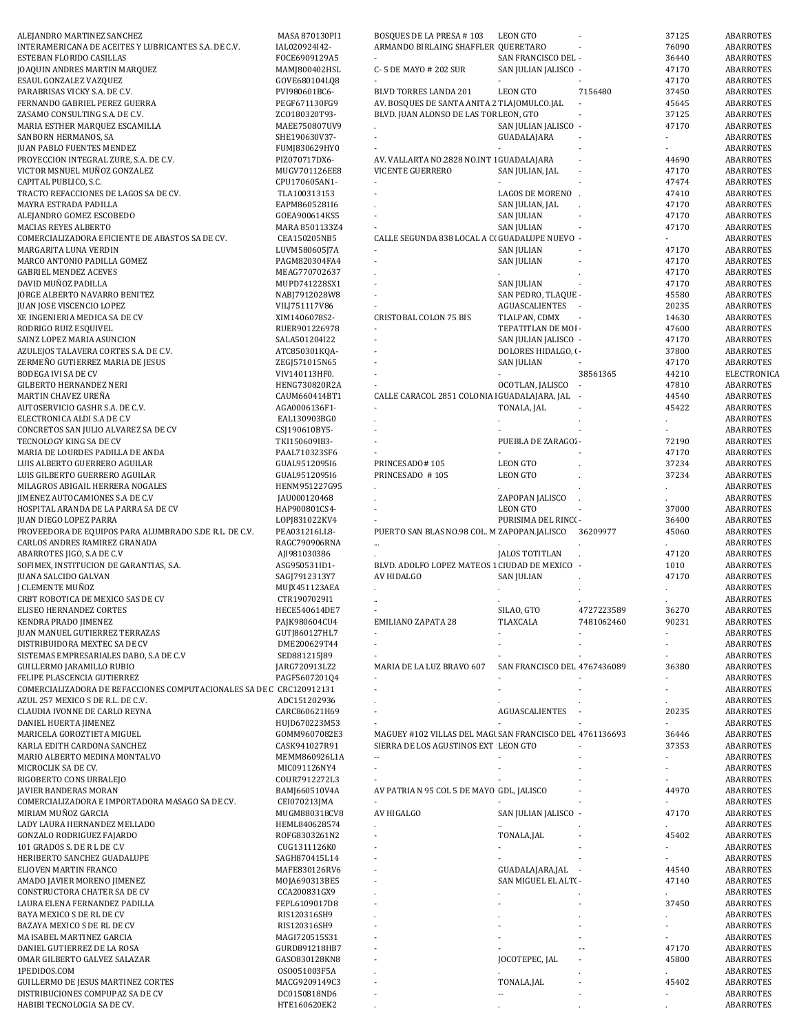| | | | | | | |
|---|---|---|---|---|---|---|
| ALEJANDRO MARTINEZ SANCHEZ | MASA870130PI1 | BOSQUES DE LA PRESA # 103 | LEON GTO | - | 37125 | ABARROTES |
| INTERAMERICANA DE ACEITES Y LUBRICANTES S.A. DE C.V. | IAL020924I42- | ARMANDO BIRLAING SHAFFLER | QUERETARO | - | 76090 | ABARROTES |
| ESTEBAN FLORIDO CASILLAS | FOCE6909129A5 | - | SAN FRANCISCO DEL | - | 36440 | ABARROTES |
| JOAQUIN ANDRES MARTIN MARQUEZ | MAMJ800402HSL | C- 5 DE MAYO # 202 SUR | SAN JULIAN JALISCO | - | 47170 | ABARROTES |
| ESAUL GONZALEZ VAZQUEZ | GOVE680104LQ8 | - | - | - | 47170 | ABARROTES |
| PARABRISAS VICKY S.A. DE C.V. | PVI980601BC6- | BLVD TORRES LANDA 201 | LEON GTO | 7156480 | 37450 | ABARROTES |
| FERNANDO GABRIEL PEREZ GUERRA | PEGF671130FG9 | AV. BOSQUES DE SANTA ANITA 2 | TLAJOMULCO.JAL | - | 45645 | ABARROTES |
| ZASAMO CONSULTING S.A. DE C.V. | ZCO180320T93- | BLVD. JUAN ALONSO DE LAS TOR | LEON, GTO | - | 37125 | ABARROTES |
| MARIA ESTHER MARQUEZ ESCAMILLA | MAEE750807UV9 | . | SAN JULIAN JALISCO | - | 47170 | ABARROTES |
| SANBORN HERMANOS, SA | SHE190630V37- | - | GUADALAJARA | - | - | ABARROTES |
| JUAN PABLO FUENTES MENDEZ | FUMJ830629HY0 | - | - | - | - | ABARROTES |
| PROYECCION INTEGRAL ZURE, S.A. DE C.V. | PIZ070717DX6- | AV. VALLARTA NO.2828 NO.INT 1 | GUADALAJARA | - | 44690 | ABARROTES |
| VICTOR MSNUEL MUÑOZ GONZALEZ | MUGV701126EE8 | VICENTE GUERRERO | SAN JULIAN, JAL | - | 47170 | ABARROTES |
| CAPITAL PUBLICO, S.C. | CPU170605AN1- | - | - | - | 47474 | ABARROTES |
| TRACTO REFACCIONES DE LAGOS SA DE CV. | TLA100313153 | - | LAGOS DE MORENO | . | 47410 | ABARROTES |
| MAYRA ESTRADA PADILLA | EAPM860528II6 | . | SAN JULIAN, JAL | . | 47170 | ABARROTES |
| ALEJANDRO GOMEZ ESCOBEDO | GOEA900614KS5 | - | SAN JULIAN | - | 47170 | ABARROTES |
| MACIAS REYES ALBERTO | MARA8501133Z4 | - | SAN JULIAN | - | 47170 | ABARROTES |
| COMERCIALIZADORA EFICIENTE DE ABASTOS SA DE CV. | CEA150205NB5 | CALLE SEGUNDA 838 LOCAL A C | GUADALUPE NUEVO | - | - | ABARROTES |
| MARGARITA LUNA VERDIN | LUVM580605J7A | - | SAN JULIAN | - | 47170 | ABARROTES |
| MARCO ANTONIO PADILLA GOMEZ | PAGM820304FA4 | - | SAN JULIAN | - | 47170 | ABARROTES |
| GABRIEL MENDEZ ACEVES | MEAG770702637 | . | . | . | 47170 | ABARROTES |
| DAVID MUÑOZ PADILLA | MUPD741228SX1 | - | SAN JULIAN | - | 47170 | ABARROTES |
| JORGE ALBERTO NAVARRO BENITEZ | NABJ7912028W8 | - | SAN PEDRO, TLAQUE | - | 45580 | ABARROTES |
| JUAN JOSE VISCENCIO LOPEZ | VILJ751117V86 | - | AGUASCALIENTES | - | 20235 | ABARROTES |
| XE INGENIERIA MEDICA SA DE CV | XIM1406078S2- | CRISTOBAL COLON 75 BIS | TLALPAN, CDMX | - | 14630 | ABARROTES |
| RODRIGO RUIZ ESQUIVEL | RUER901226978 | - | TEPATITLAN DE MOR | - | 47600 | ABARROTES |
| SAINZ LOPEZ MARIA ASUNCION | SALA501204I22 | - | SAN JULIAN JALISCO | - | 47170 | ABARROTES |
| AZULEJOS TALAVERA CORTES S.A. DE C.V. | ATC850301KQA- | - | DOLORES HIDALGO, ( | - | 37800 | ABARROTES |
| ZERMEÑO GUTIERREZ MARIA DE JESUS | ZEGJ571015N65 | - | SAN JULIAN | - | 47170 | ABARROTES |
| BODEGA IVI SA DE CV | VIV140113HF0. | - | - | 38561365 | 44210 | ELECTRONICA |
| GILBERTO HERNANDEZ NERI | HENG730820R2A | - | OCOTLAN, JALISCO | - | 47810 | ABARROTES |
| MARTIN CHAVEZ UREÑA | CAUM660414BT1 | CALLE CARACOL 2851 COLONIA I | GUADALAJARA, JAL | - | 44540 | ABARROTES |
| AUTOSERVICIO GASHR S.A. DE C.V. | AGA0006136F1- | - | TONALA, JAL | - | 45422 | ABARROTES |
| ELECTRONICA ALDI S.A DE C.V | EAL130903BG0 | . | . | . | . | ABARROTES |
| CONCRETOS SAN JULIO ALVAREZ SA DE CV | CSJ190610BY5- | - | - | - | - | ABARROTES |
| TECNOLOGY KING SA DE CV | TKI150609IB3- | - | PUEBLA DE ZARAGOZ | - | 72190 | ABARROTES |
| MARIA DE LOURDES PADILLA DE ANDA | PAAL710323SF6 | - | - | - | 47170 | ABARROTES |
| LUIS ALBERTO GUERRERO AGUILAR | GUAL951209SI6 | PRINCESADO# 105 | LEON GTO | . | 37234 | ABARROTES |
| LUIS GILBERTO GUERRERO AGUILAR | GUAL951209SI6 | PRINCESADO # 105 | LEON GTO | . | 37234 | ABARROTES |
| MILAGROS ABIGAIL HERRERA NOGALES | HENM951227G95 | . | . | . | . | ABARROTES |
| JIMENEZ AUTOCAMIONES S.A DE C.V | JAU000120468 | . | ZAPOPAN JALISCO | . | . | ABARROTES |
| HOSPITAL ARANDA DE LA PARRA SA DE CV | HAP900801CS4- | - | LEON GTO | - | 37000 | ABARROTES |
| JUAN DIEGO LOPEZ PARRA | LOPJ831022KV4 | - | PURISIMA DEL RINC( | - | 36400 | ABARROTES |
| PROVEEDORA DE EQUIPOS PARA ALUMBRADO S.DE R.L. DE C.V. | PEA031216LL8- | PUERTO SAN BLAS NO.98 COL. M | ZAPOPAN.JALISCO | 36209977 | 45060 | ABARROTES |
| CARLOS ANDRES RAMIREZ GRANADA | RAGC790906RNA | ... | . | . | . | ABARROTES |
| ABARROTES JIGO, S.A DE C.V | AJI981030386 | . | JALOS TOTITLAN | . | 47120 | ABARROTES |
| SOFIMEX, INSTITUCION DE GARANTIAS, S.A. | ASG950531ID1- | BLVD. ADOLFO LOPEZ MATEOS 1 | CIUDAD DE MEXICO | - | 1010 | ABARROTES |
| JUANA SALCIDO GALVAN | SAGJ7912313Y7 | AV HIDALGO | SAN JULIAN | . | 47170 | ABARROTES |
| J CLEMENTE MUÑOZ | MUJX451123AEA | . | . | . | . | ABARROTES |
| CRBT ROBOTICA DE MEXICO SAS DE CV | CTR1907029I1 | .. | . | . | . | ABARROTES |
| ELISEO HERNANDEZ CORTES | HECE540614DE7 | . | SILAO, GTO | 4727223589 | 36270 | ABARROTES |
| KENDRA PRADO JIMENEZ | PAJK980604CU4 | EMILIANO ZAPATA 28 | TLAXCALA | 7481062460 | 90231 | ABARROTES |
| JUAN MANUEL GUTIERREZ TERRAZAS | GUTJ860127HL7 | - | - | - | - | ABARROTES |
| DISTRIBUIDORA MEXTEC SA DE CV | DME200629T44 | - | - | - | - | ABARROTES |
| SISTEMAS EMPRESARIALES DABO, S.A DE C.V | SED881215J89 | - | - | - | - | ABARROTES |
| GUILLERMO JARAMILLO RUBIO | JARG720913LZ2 | MARIA DE LA LUZ BRAVO 607 | SAN FRANCISCO DEL | 4767436089 | 36380 | ABARROTES |
| FELIPE PLASCENCIA GUTIERREZ | PAGF5607201Q4 | - | - | - | - | ABARROTES |
| COMERCIALIZADORA DE REFACCIONES COMPUTACIONALES SA DE C | CRC120912131 | - | - | - | - | ABARROTES |
| AZUL 257 MEXICO S DE R.L. DE C.V. | ADC151202936 | . | . | . | . | ABARROTES |
| CLAUDIA IVONNE DE CARLO REYNA | CARC860621H69 | - | AGUASCALIENTES | - | 20235 | ABARROTES |
| DANIEL HUERTA JIMENEZ | HUJD670223M53 | - | - | - | - | ABARROTES |
| MARICELA GOROZTIETA MIGUEL | GOMM9607082E3 | MAGUEY #102 VILLAS DEL MAGU | SAN FRANCISCO DEL | 4761136693 | 36446 | ABARROTES |
| KARLA EDITH CARDONA SANCHEZ | CASK941027R91 | SIERRA DE LOS AGUSTINOS EXT | LEON GTO | - | 37353 | ABARROTES |
| MARIO ALBERTO MEDINA MONTALVO | MEMM860926L1A | -- | - | - | - | ABARROTES |
| MICROCLIK SA DE CV. | MIC091126NY4 | - | - | - | - | ABARROTES |
| RIGOBERTO CONS URBALEJO | COUR7912272L3 | - | - | - | - | ABARROTES |
| JAVIER BANDERAS MORAN | BAMJ660510V4A | AV PATRIA N 95 COL 5 DE MAYO | GDL, JALISCO | - | 44970 | ABARROTES |
| COMERCIALIZADORA E IMPORTADORA MASAGO SA DE CV. | CEI070213JMA | - | - | - | - | ABARROTES |
| MIRIAM MUÑOZ GARCIA | MUGM880318CV8 | AV HIGALGO | SAN JULIAN JALISCO | - | 47170 | ABARROTES |
| LADY LAURA HERNANDEZ MELLADO | HEML840628574 | . | .. | . | . | ABARROTES |
| GONZALO RODRIGUEZ FAJARDO | ROFG8303261N2 | - | TONALA,JAL | - | 45402 | ABARROTES |
| 101 GRADOS S. DE R L DE C.V | CUG1311126K0 | - | - | - | - | ABARROTES |
| HERIBERTO SANCHEZ GUADALUPE | SAGH870415L14 | - | - | - | - | ABARROTES |
| ELIOVEN MARTIN FRANCO | MAFE830126RV6 | - | GUADALAJARA,JAL | - | 44540 | ABARROTES |
| AMADO JAVIER MORENO JIMENEZ | MOJA690313BE5 | - | SAN MIGUEL EL ALTO | - | 47140 | ABARROTES |
| CONSTRUCTORA CHATER SA DE CV | CCA200831GX9 | . | . | . | . | ABARROTES |
| LAURA ELENA FERNANDEZ PADILLA | FEPL6109017D8 | - | - | - | 37450 | ABARROTES |
| BAYA MEXICO S DE RL DE CV | RIS120316SH9 | . | . | . | . | ABARROTES |
| BAZAYA MEXICO S DE RL DE CV | RIS120316SH9 | . | . | . | . | ABARROTES |
| MA ISABEL MARTINEZ GARCIA | MAGI720515S31 | - | - | - | - | ABARROTES |
| DANIEL GUTIERREZ DE LA ROSA | GURD891218HB7 | - | - | -- | 47170 | ABARROTES |
| OMAR GILBERTO GALVEZ SALAZAR | GASO830128KN8 | - | JOCOTEPEC, JAL | - | 45800 | ABARROTES |
| 1PEDIDOS.COM | OSO051003F5A | . | . | . | . | ABARROTES |
| GUILLERMO DE JESUS MARTINEZ CORTES | MACG9209149C3 | - | TONALA,JAL | - | 45402 | ABARROTES |
| DISTRIBUCIONES COMPUPAZ SA DE CV | DC0150818ND6 | - | -- | - | - | ABARROTES |
| HABIBI TECNOLOGIA SA DE CV. | HTE160620EK2 | . | . | . | . | ABARROTES |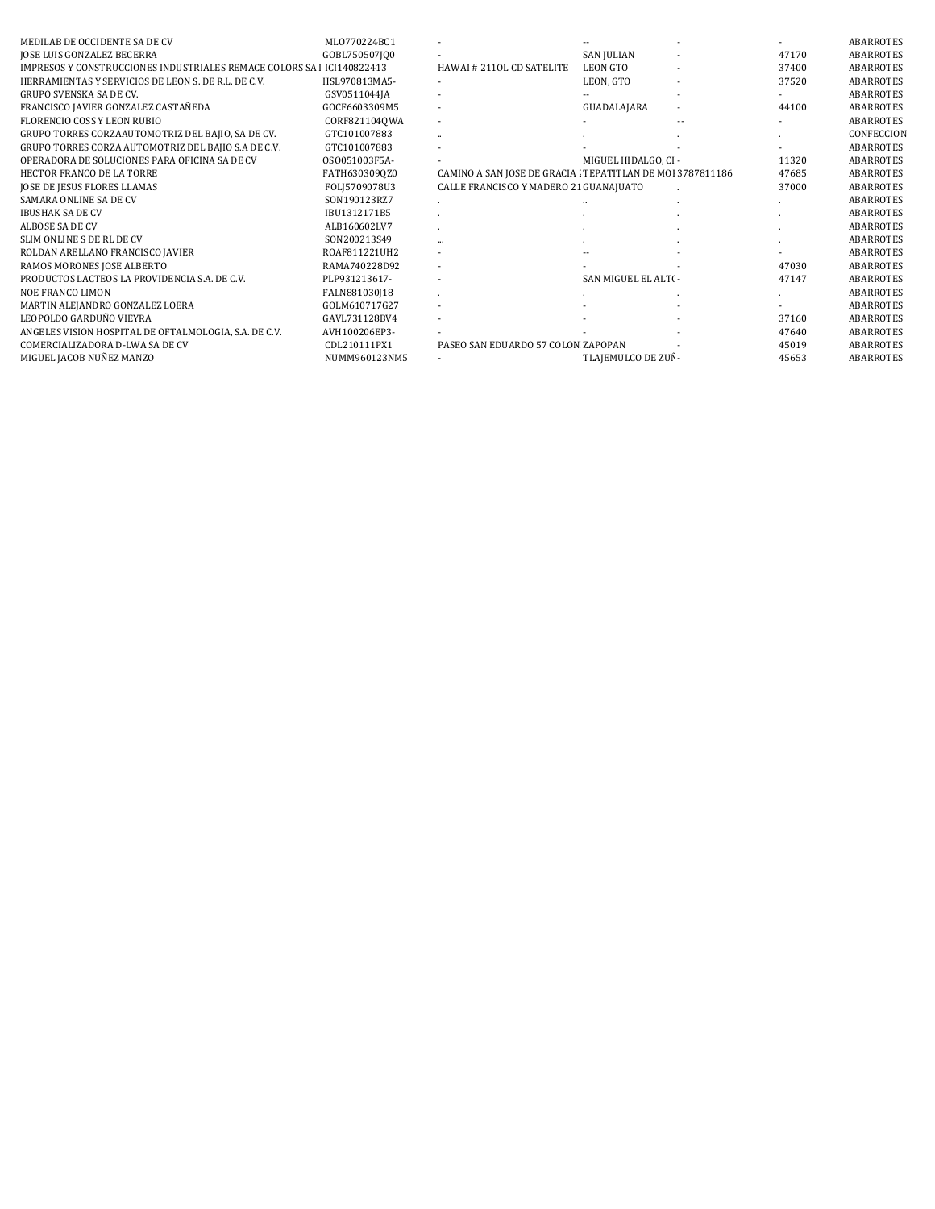| | | | | | | |
|---|---|---|---|---|---|---|
| MEDILAB DE OCCIDENTE SA DE CV | MLO770224BC1 | - | -- | - | - | ABARROTES |
| JOSE LUIS GONZALEZ BECERRA | GOBL750507JQ0 | - | SAN JULIAN | - | 47170 | ABARROTES |
| IMPRESOS Y CONSTRUCCIONES INDUSTRIALES REMACE COLORS SA I | ICI140822413 | HAWAI # 211OL CD SATELITE | LEON GTO | - | 37400 | ABARROTES |
| HERRAMIENTAS Y SERVICIOS DE LEON S. DE R.L. DE C.V. | HSL970813MA5- | - | LEON, GTO | - | 37520 | ABARROTES |
| GRUPO SVENSKA SA DE CV. | GSV0511044JA | - | -- | - | - | ABARROTES |
| FRANCISCO JAVIER GONZALEZ CASTAÑEDA | GOCF6603309M5 | - | GUADALAJARA | - | 44100 | ABARROTES |
| FLORENCIO COSS Y LEON RUBIO | CORF821104QWA | - | - | -- | - | ABARROTES |
| GRUPO TORRES CORZAAUTOMOTRIZ DEL BAJIO, SA DE CV. | GTC101007883 | .. | . | . | . | CONFECCION |
| GRUPO TORRES CORZA AUTOMOTRIZ DEL BAJIO S.A DE C.V. | GTC101007883 | - | - | - | - | ABARROTES |
| OPERADORA DE SOLUCIONES PARA OFICINA SA DE CV | OSO051003F5A- | - | MIGUEL HIDALGO, CI | - | 11320 | ABARROTES |
| HECTOR FRANCO DE LA TORRE | FATH630309QZ0 | CAMINO A SAN JOSE DE GRACIA : | TEPATITLAN DE MOI | 3787811186 | 47685 | ABARROTES |
| JOSE DE JESUS FLORES LLAMAS | FOLJ5709078U3 | CALLE FRANCISCO Y MADERO 21 | GUANAJUATO | . | 37000 | ABARROTES |
| SAMARA ONLINE SA DE CV | SON190123RZ7 | . | .. | . | . | ABARROTES |
| IBUSHAK SA DE CV | IBU1312171B5 | . | . | . | . | ABARROTES |
| ALBOSE SA DE CV | ALB160602LV7 | . | . | . | . | ABARROTES |
| SLIM ONLINE S DE RL DE CV | SON200213S49 | ... | . | . | . | ABARROTES |
| ROLDAN ARELLANO FRANCISCO JAVIER | ROAF811221UH2 | - | -- | - | - | ABARROTES |
| RAMOS MORONES JOSE ALBERTO | RAMA740228D92 | - | - | - | 47030 | ABARROTES |
| PRODUCTOS LACTEOS LA PROVIDENCIA S.A. DE C.V. | PLP931213617- | - | SAN MIGUEL EL ALTC | - | 47147 | ABARROTES |
| NOE FRANCO LIMON | FALN881030J18 | . | . | . | . | ABARROTES |
| MARTIN ALEJANDRO GONZALEZ LOERA | GOLM610717G27 | - | - | - | - | ABARROTES |
| LEOPOLDO GARDUÑO VIEYRA | GAVL731128BV4 | - | - | - | 37160 | ABARROTES |
| ANGELES VISION HOSPITAL DE OFTALMOLOGIA, S.A. DE C.V. | AVH100206EP3- | - | - | - | 47640 | ABARROTES |
| COMERCIALIZADORA D-LWA SA DE CV | CDL210111PX1 | PASEO SAN EDUARDO 57 COLON | ZAPOPAN | - | 45019 | ABARROTES |
| MIGUEL JACOB NUÑEZ MANZO | NUMM960123NM5 | - | TLAJEMULCO DE ZUÑ | - | 45653 | ABARROTES |